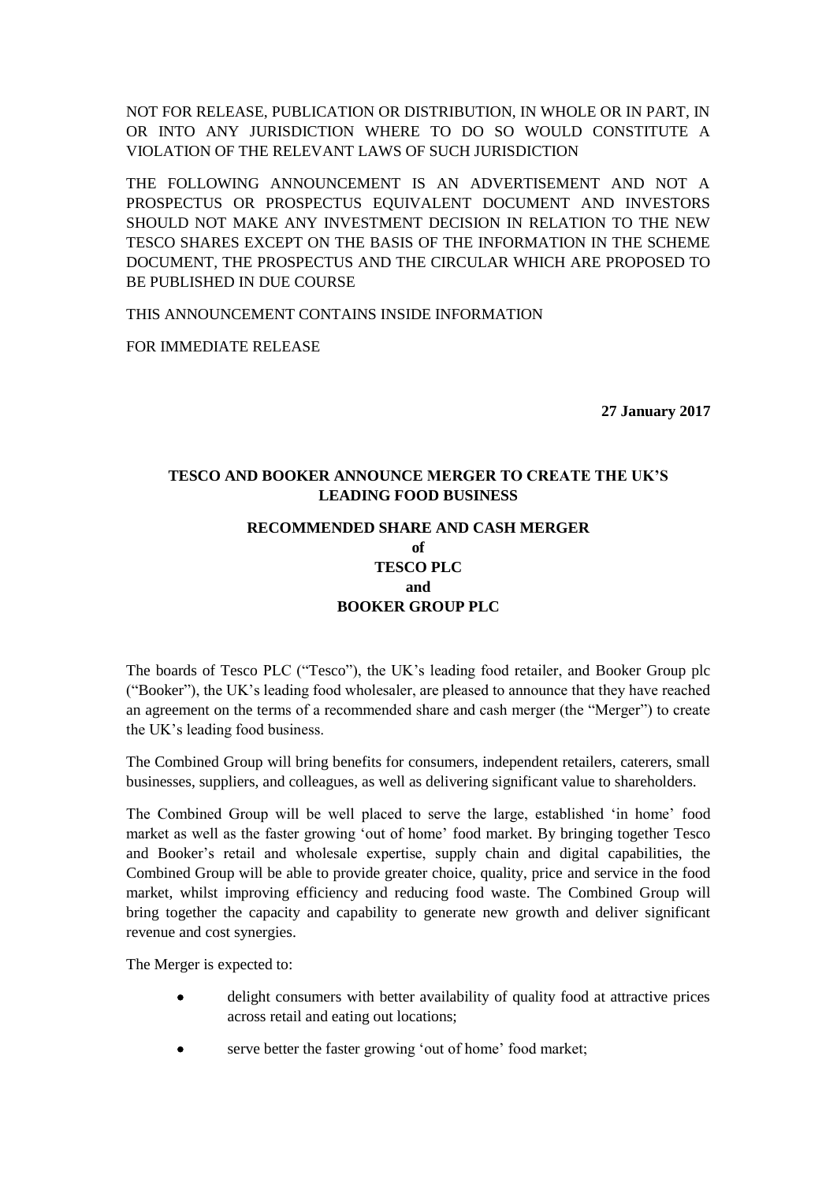NOT FOR RELEASE, PUBLICATION OR DISTRIBUTION, IN WHOLE OR IN PART, IN OR INTO ANY JURISDICTION WHERE TO DO SO WOULD CONSTITUTE A VIOLATION OF THE RELEVANT LAWS OF SUCH JURISDICTION

THE FOLLOWING ANNOUNCEMENT IS AN ADVERTISEMENT AND NOT A PROSPECTUS OR PROSPECTUS EQUIVALENT DOCUMENT AND INVESTORS SHOULD NOT MAKE ANY INVESTMENT DECISION IN RELATION TO THE NEW TESCO SHARES EXCEPT ON THE BASIS OF THE INFORMATION IN THE SCHEME DOCUMENT, THE PROSPECTUS AND THE CIRCULAR WHICH ARE PROPOSED TO BE PUBLISHED IN DUE COURSE

THIS ANNOUNCEMENT CONTAINS INSIDE INFORMATION

FOR IMMEDIATE RELEASE

**27 January 2017**

**TESCO AND BOOKER ANNOUNCE MERGER TO CREATE THE UK'S LEADING FOOD BUSINESS**

**RECOMMENDED SHARE AND CASH MERGER**
**of**
**TESCO PLC**
**and**
**BOOKER GROUP PLC**

The boards of Tesco PLC ("Tesco"), the UK's leading food retailer, and Booker Group plc ("Booker"), the UK's leading food wholesaler, are pleased to announce that they have reached an agreement on the terms of a recommended share and cash merger (the "Merger") to create the UK's leading food business.

The Combined Group will bring benefits for consumers, independent retailers, caterers, small businesses, suppliers, and colleagues, as well as delivering significant value to shareholders.

The Combined Group will be well placed to serve the large, established 'in home' food market as well as the faster growing 'out of home' food market. By bringing together Tesco and Booker's retail and wholesale expertise, supply chain and digital capabilities, the Combined Group will be able to provide greater choice, quality, price and service in the food market, whilst improving efficiency and reducing food waste. The Combined Group will bring together the capacity and capability to generate new growth and deliver significant revenue and cost synergies.

The Merger is expected to:

- delight consumers with better availability of quality food at attractive prices across retail and eating out locations;
- serve better the faster growing 'out of home' food market;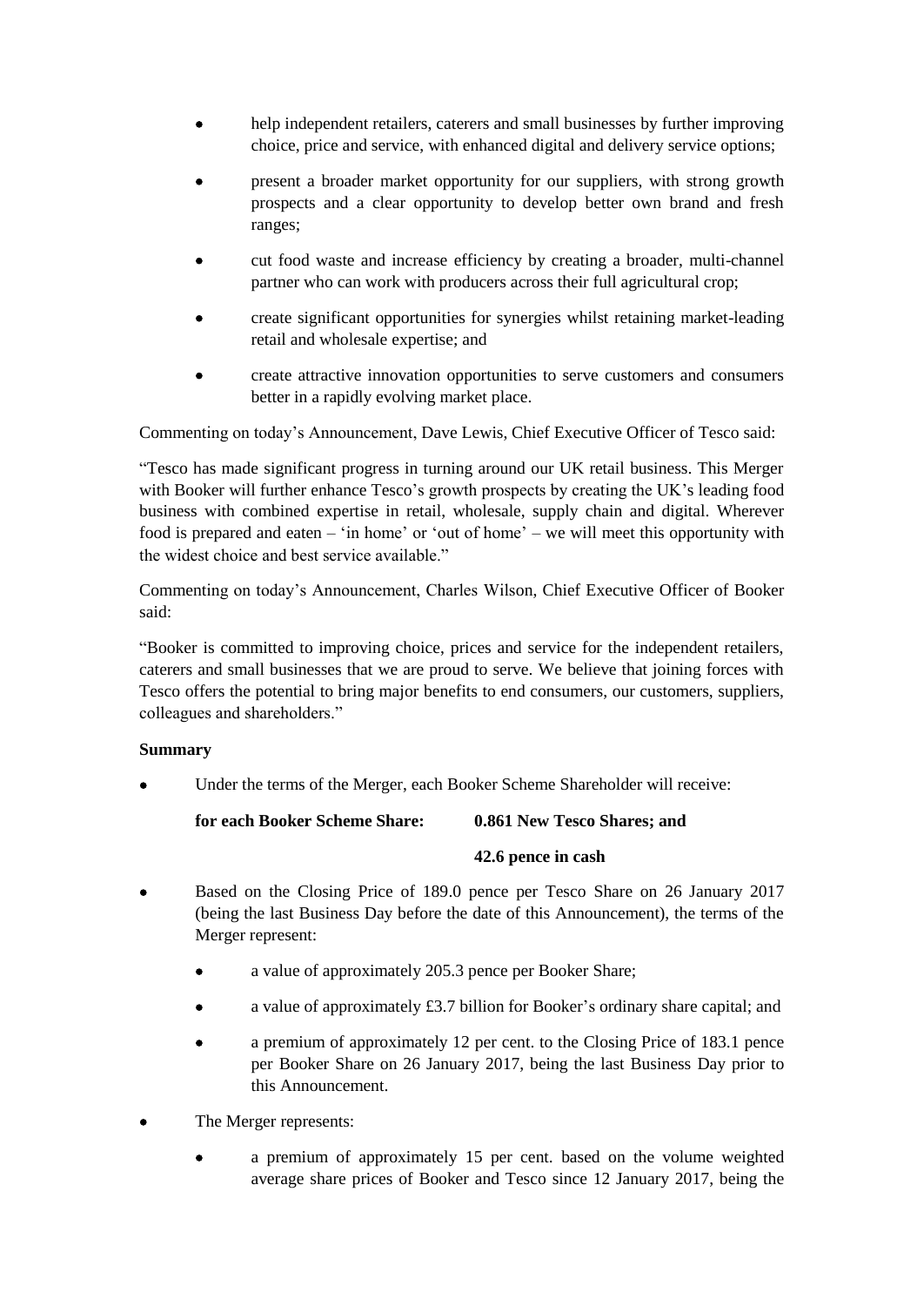- help independent retailers, caterers and small businesses by further improving choice, price and service, with enhanced digital and delivery service options;
- present a broader market opportunity for our suppliers, with strong growth prospects and a clear opportunity to develop better own brand and fresh ranges;
- cut food waste and increase efficiency by creating a broader, multi-channel partner who can work with producers across their full agricultural crop;
- create significant opportunities for synergies whilst retaining market-leading retail and wholesale expertise; and
- create attractive innovation opportunities to serve customers and consumers better in a rapidly evolving market place.

Commenting on today's Announcement, Dave Lewis, Chief Executive Officer of Tesco said:

"Tesco has made significant progress in turning around our UK retail business. This Merger with Booker will further enhance Tesco's growth prospects by creating the UK's leading food business with combined expertise in retail, wholesale, supply chain and digital. Wherever food is prepared and eaten – 'in home' or 'out of home' – we will meet this opportunity with the widest choice and best service available."

Commenting on today's Announcement, Charles Wilson, Chief Executive Officer of Booker said:

"Booker is committed to improving choice, prices and service for the independent retailers, caterers and small businesses that we are proud to serve. We believe that joining forces with Tesco offers the potential to bring major benefits to end consumers, our customers, suppliers, colleagues and shareholders."

**Summary**

- Under the terms of the Merger, each Booker Scheme Shareholder will receive:

  **for each Booker Scheme Share: 0.861 New Tesco Shares; and**

  **42.6 pence in cash**

- Based on the Closing Price of 189.0 pence per Tesco Share on 26 January 2017 (being the last Business Day before the date of this Announcement), the terms of the Merger represent:
  - a value of approximately 205.3 pence per Booker Share;
  - a value of approximately £3.7 billion for Booker's ordinary share capital; and
  - a premium of approximately 12 per cent. to the Closing Price of 183.1 pence per Booker Share on 26 January 2017, being the last Business Day prior to this Announcement.
- The Merger represents:
  - a premium of approximately 15 per cent. based on the volume weighted average share prices of Booker and Tesco since 12 January 2017, being the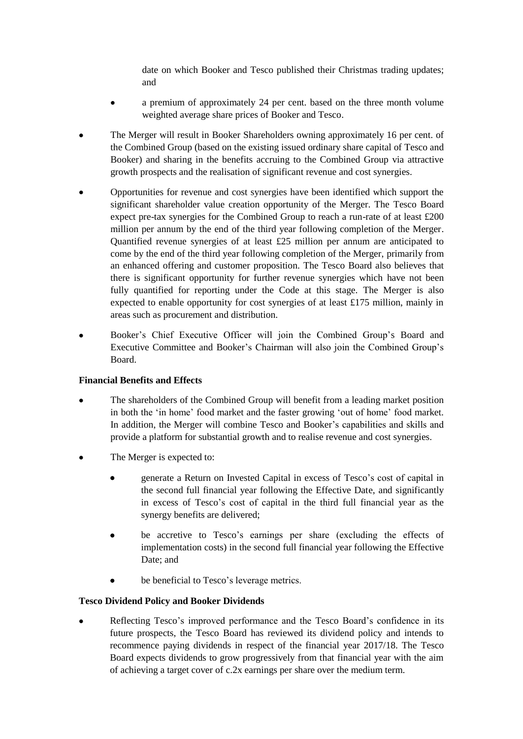date on which Booker and Tesco published their Christmas trading updates; and

- a premium of approximately 24 per cent. based on the three month volume weighted average share prices of Booker and Tesco.

- The Merger will result in Booker Shareholders owning approximately 16 per cent. of the Combined Group (based on the existing issued ordinary share capital of Tesco and Booker) and sharing in the benefits accruing to the Combined Group via attractive growth prospects and the realisation of significant revenue and cost synergies.

- Opportunities for revenue and cost synergies have been identified which support the significant shareholder value creation opportunity of the Merger. The Tesco Board expect pre-tax synergies for the Combined Group to reach a run-rate of at least £200 million per annum by the end of the third year following completion of the Merger. Quantified revenue synergies of at least £25 million per annum are anticipated to come by the end of the third year following completion of the Merger, primarily from an enhanced offering and customer proposition. The Tesco Board also believes that there is significant opportunity for further revenue synergies which have not been fully quantified for reporting under the Code at this stage. The Merger is also expected to enable opportunity for cost synergies of at least £175 million, mainly in areas such as procurement and distribution.

- Booker's Chief Executive Officer will join the Combined Group's Board and Executive Committee and Booker's Chairman will also join the Combined Group's Board.

**Financial Benefits and Effects**

- The shareholders of the Combined Group will benefit from a leading market position in both the 'in home' food market and the faster growing 'out of home' food market. In addition, the Merger will combine Tesco and Booker's capabilities and skills and provide a platform for substantial growth and to realise revenue and cost synergies.

- The Merger is expected to:
  - generate a Return on Invested Capital in excess of Tesco's cost of capital in the second full financial year following the Effective Date, and significantly in excess of Tesco's cost of capital in the third full financial year as the synergy benefits are delivered;
  - be accretive to Tesco's earnings per share (excluding the effects of implementation costs) in the second full financial year following the Effective Date; and
  - be beneficial to Tesco's leverage metrics.

**Tesco Dividend Policy and Booker Dividends**

- Reflecting Tesco's improved performance and the Tesco Board's confidence in its future prospects, the Tesco Board has reviewed its dividend policy and intends to recommence paying dividends in respect of the financial year 2017/18. The Tesco Board expects dividends to grow progressively from that financial year with the aim of achieving a target cover of c.2x earnings per share over the medium term.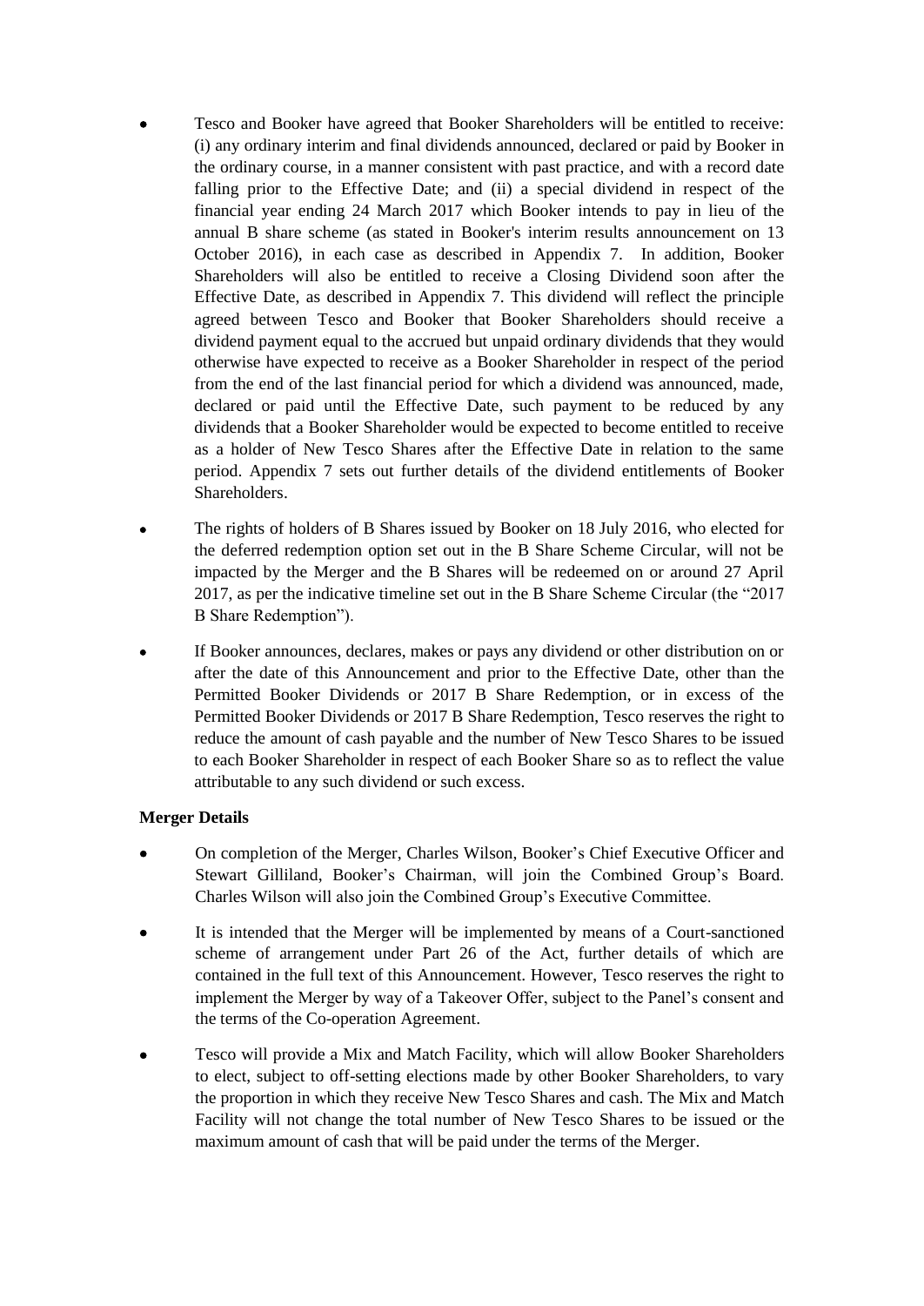- Tesco and Booker have agreed that Booker Shareholders will be entitled to receive: (i) any ordinary interim and final dividends announced, declared or paid by Booker in the ordinary course, in a manner consistent with past practice, and with a record date falling prior to the Effective Date; and (ii) a special dividend in respect of the financial year ending 24 March 2017 which Booker intends to pay in lieu of the annual B share scheme (as stated in Booker's interim results announcement on 13 October 2016), in each case as described in Appendix 7. In addition, Booker Shareholders will also be entitled to receive a Closing Dividend soon after the Effective Date, as described in Appendix 7. This dividend will reflect the principle agreed between Tesco and Booker that Booker Shareholders should receive a dividend payment equal to the accrued but unpaid ordinary dividends that they would otherwise have expected to receive as a Booker Shareholder in respect of the period from the end of the last financial period for which a dividend was announced, made, declared or paid until the Effective Date, such payment to be reduced by any dividends that a Booker Shareholder would be expected to become entitled to receive as a holder of New Tesco Shares after the Effective Date in relation to the same period. Appendix 7 sets out further details of the dividend entitlements of Booker Shareholders.

- The rights of holders of B Shares issued by Booker on 18 July 2016, who elected for the deferred redemption option set out in the B Share Scheme Circular, will not be impacted by the Merger and the B Shares will be redeemed on or around 27 April 2017, as per the indicative timeline set out in the B Share Scheme Circular (the "2017 B Share Redemption").

- If Booker announces, declares, makes or pays any dividend or other distribution on or after the date of this Announcement and prior to the Effective Date, other than the Permitted Booker Dividends or 2017 B Share Redemption, or in excess of the Permitted Booker Dividends or 2017 B Share Redemption, Tesco reserves the right to reduce the amount of cash payable and the number of New Tesco Shares to be issued to each Booker Shareholder in respect of each Booker Share so as to reflect the value attributable to any such dividend or such excess.

**Merger Details**

- On completion of the Merger, Charles Wilson, Booker's Chief Executive Officer and Stewart Gilliland, Booker's Chairman, will join the Combined Group's Board. Charles Wilson will also join the Combined Group's Executive Committee.

- It is intended that the Merger will be implemented by means of a Court-sanctioned scheme of arrangement under Part 26 of the Act, further details of which are contained in the full text of this Announcement. However, Tesco reserves the right to implement the Merger by way of a Takeover Offer, subject to the Panel's consent and the terms of the Co-operation Agreement.

- Tesco will provide a Mix and Match Facility, which will allow Booker Shareholders to elect, subject to off-setting elections made by other Booker Shareholders, to vary the proportion in which they receive New Tesco Shares and cash. The Mix and Match Facility will not change the total number of New Tesco Shares to be issued or the maximum amount of cash that will be paid under the terms of the Merger.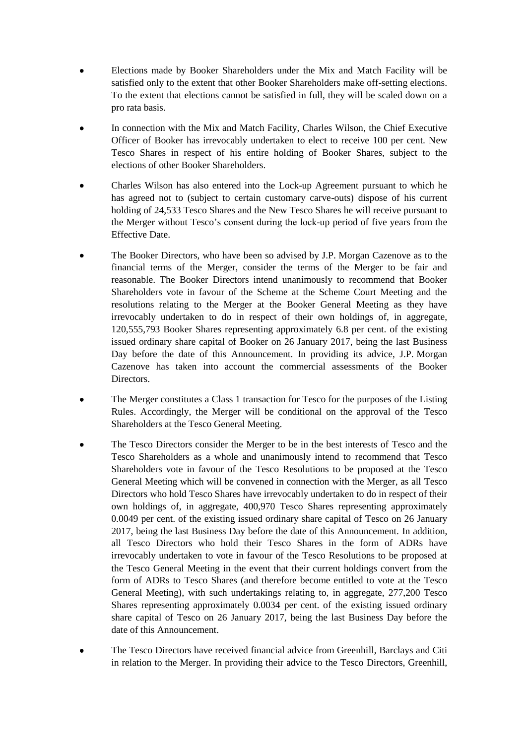- Elections made by Booker Shareholders under the Mix and Match Facility will be satisfied only to the extent that other Booker Shareholders make off-setting elections. To the extent that elections cannot be satisfied in full, they will be scaled down on a pro rata basis.

- In connection with the Mix and Match Facility, Charles Wilson, the Chief Executive Officer of Booker has irrevocably undertaken to elect to receive 100 per cent. New Tesco Shares in respect of his entire holding of Booker Shares, subject to the elections of other Booker Shareholders.

- Charles Wilson has also entered into the Lock-up Agreement pursuant to which he has agreed not to (subject to certain customary carve-outs) dispose of his current holding of 24,533 Tesco Shares and the New Tesco Shares he will receive pursuant to the Merger without Tesco's consent during the lock-up period of five years from the Effective Date.

- The Booker Directors, who have been so advised by J.P. Morgan Cazenove as to the financial terms of the Merger, consider the terms of the Merger to be fair and reasonable. The Booker Directors intend unanimously to recommend that Booker Shareholders vote in favour of the Scheme at the Scheme Court Meeting and the resolutions relating to the Merger at the Booker General Meeting as they have irrevocably undertaken to do in respect of their own holdings of, in aggregate, 120,555,793 Booker Shares representing approximately 6.8 per cent. of the existing issued ordinary share capital of Booker on 26 January 2017, being the last Business Day before the date of this Announcement. In providing its advice, J.P. Morgan Cazenove has taken into account the commercial assessments of the Booker Directors.

- The Merger constitutes a Class 1 transaction for Tesco for the purposes of the Listing Rules. Accordingly, the Merger will be conditional on the approval of the Tesco Shareholders at the Tesco General Meeting.

- The Tesco Directors consider the Merger to be in the best interests of Tesco and the Tesco Shareholders as a whole and unanimously intend to recommend that Tesco Shareholders vote in favour of the Tesco Resolutions to be proposed at the Tesco General Meeting which will be convened in connection with the Merger, as all Tesco Directors who hold Tesco Shares have irrevocably undertaken to do in respect of their own holdings of, in aggregate, 400,970 Tesco Shares representing approximately 0.0049 per cent. of the existing issued ordinary share capital of Tesco on 26 January 2017, being the last Business Day before the date of this Announcement. In addition, all Tesco Directors who hold their Tesco Shares in the form of ADRs have irrevocably undertaken to vote in favour of the Tesco Resolutions to be proposed at the Tesco General Meeting in the event that their current holdings convert from the form of ADRs to Tesco Shares (and therefore become entitled to vote at the Tesco General Meeting), with such undertakings relating to, in aggregate, 277,200 Tesco Shares representing approximately 0.0034 per cent. of the existing issued ordinary share capital of Tesco on 26 January 2017, being the last Business Day before the date of this Announcement.

- The Tesco Directors have received financial advice from Greenhill, Barclays and Citi in relation to the Merger. In providing their advice to the Tesco Directors, Greenhill,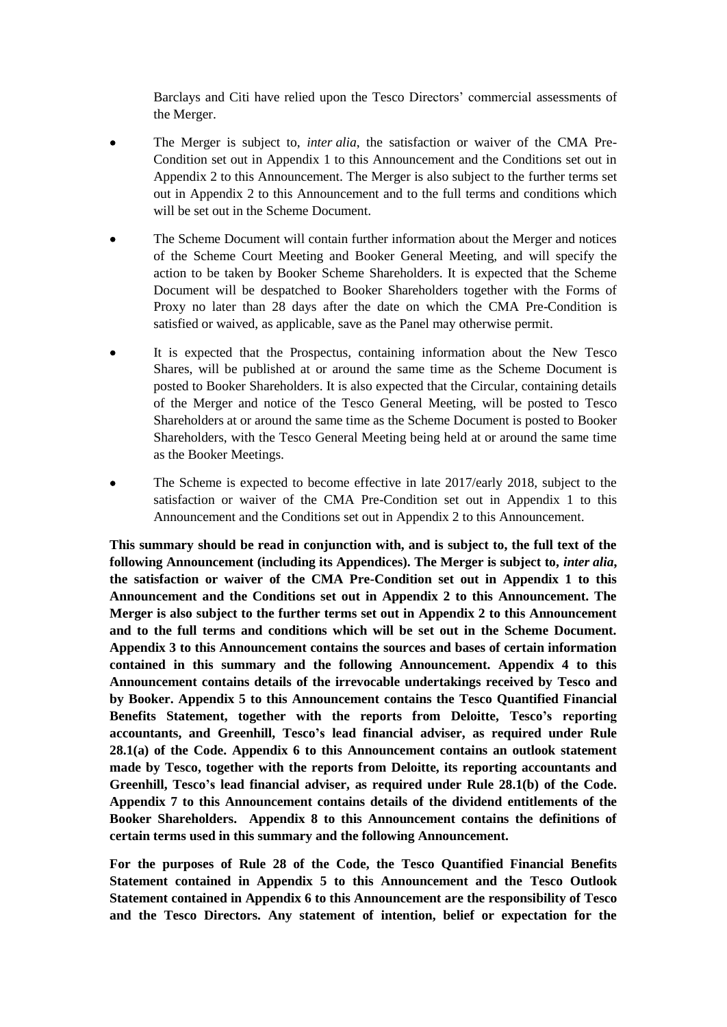Barclays and Citi have relied upon the Tesco Directors' commercial assessments of the Merger.

- The Merger is subject to, *inter alia*, the satisfaction or waiver of the CMA Pre-Condition set out in Appendix 1 to this Announcement and the Conditions set out in Appendix 2 to this Announcement. The Merger is also subject to the further terms set out in Appendix 2 to this Announcement and to the full terms and conditions which will be set out in the Scheme Document.
- The Scheme Document will contain further information about the Merger and notices of the Scheme Court Meeting and Booker General Meeting, and will specify the action to be taken by Booker Scheme Shareholders. It is expected that the Scheme Document will be despatched to Booker Shareholders together with the Forms of Proxy no later than 28 days after the date on which the CMA Pre-Condition is satisfied or waived, as applicable, save as the Panel may otherwise permit.
- It is expected that the Prospectus, containing information about the New Tesco Shares, will be published at or around the same time as the Scheme Document is posted to Booker Shareholders. It is also expected that the Circular, containing details of the Merger and notice of the Tesco General Meeting, will be posted to Tesco Shareholders at or around the same time as the Scheme Document is posted to Booker Shareholders, with the Tesco General Meeting being held at or around the same time as the Booker Meetings.
- The Scheme is expected to become effective in late 2017/early 2018, subject to the satisfaction or waiver of the CMA Pre-Condition set out in Appendix 1 to this Announcement and the Conditions set out in Appendix 2 to this Announcement.

**This summary should be read in conjunction with, and is subject to, the full text of the following Announcement (including its Appendices). The Merger is subject to, *inter alia*, the satisfaction or waiver of the CMA Pre-Condition set out in Appendix 1 to this Announcement and the Conditions set out in Appendix 2 to this Announcement. The Merger is also subject to the further terms set out in Appendix 2 to this Announcement and to the full terms and conditions which will be set out in the Scheme Document. Appendix 3 to this Announcement contains the sources and bases of certain information contained in this summary and the following Announcement. Appendix 4 to this Announcement contains details of the irrevocable undertakings received by Tesco and by Booker. Appendix 5 to this Announcement contains the Tesco Quantified Financial Benefits Statement, together with the reports from Deloitte, Tesco's reporting accountants, and Greenhill, Tesco's lead financial adviser, as required under Rule 28.1(a) of the Code. Appendix 6 to this Announcement contains an outlook statement made by Tesco, together with the reports from Deloitte, its reporting accountants and Greenhill, Tesco's lead financial adviser, as required under Rule 28.1(b) of the Code. Appendix 7 to this Announcement contains details of the dividend entitlements of the Booker Shareholders. Appendix 8 to this Announcement contains the definitions of certain terms used in this summary and the following Announcement.**

**For the purposes of Rule 28 of the Code, the Tesco Quantified Financial Benefits Statement contained in Appendix 5 to this Announcement and the Tesco Outlook Statement contained in Appendix 6 to this Announcement are the responsibility of Tesco and the Tesco Directors. Any statement of intention, belief or expectation for the**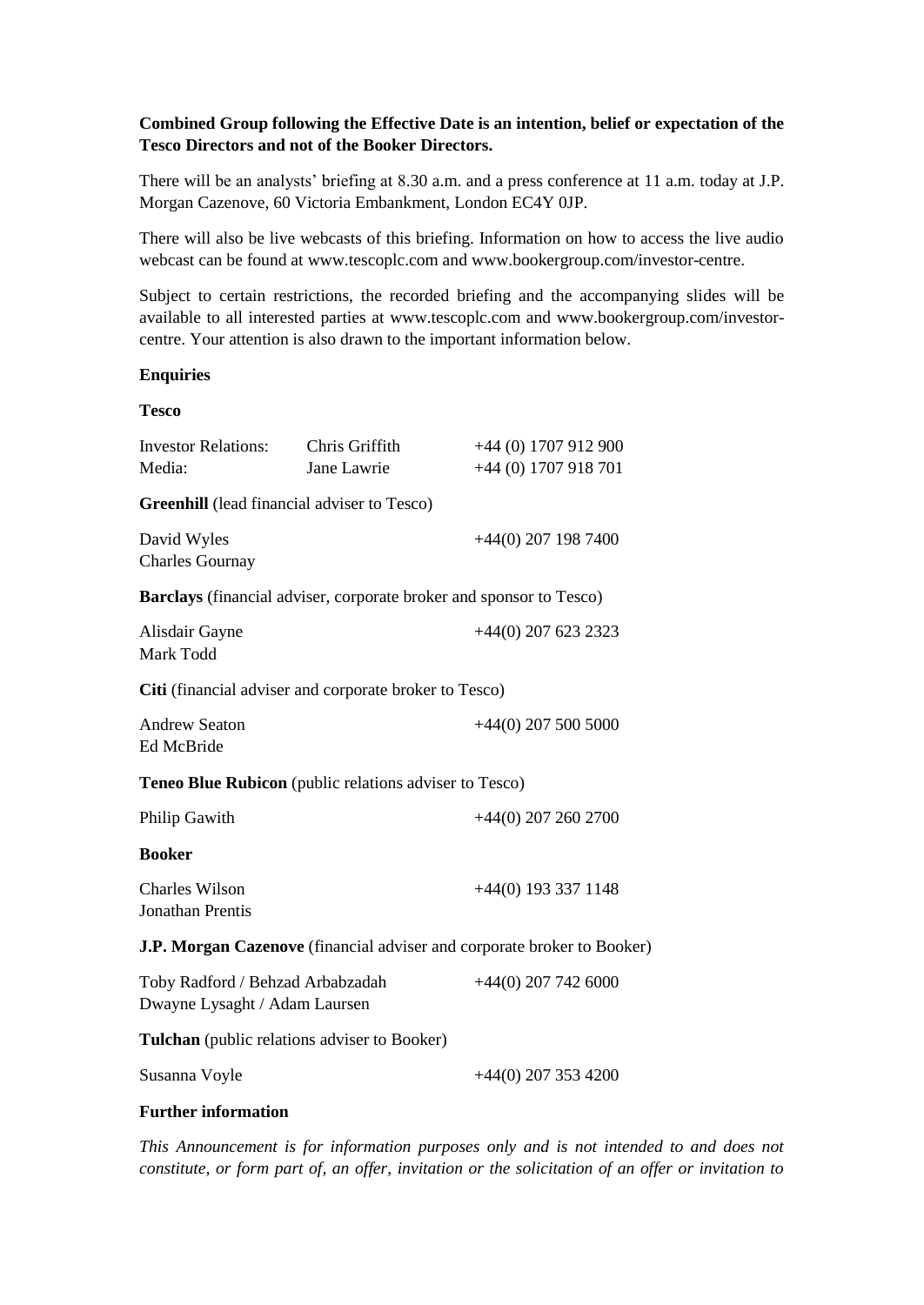**Combined Group following the Effective Date is an intention, belief or expectation of the Tesco Directors and not of the Booker Directors.**

There will be an analysts' briefing at 8.30 a.m. and a press conference at 11 a.m. today at J.P. Morgan Cazenove, 60 Victoria Embankment, London EC4Y 0JP.

There will also be live webcasts of this briefing. Information on how to access the live audio webcast can be found at www.tescoplc.com and www.bookergroup.com/investor-centre.

Subject to certain restrictions, the recorded briefing and the accompanying slides will be available to all interested parties at www.tescoplc.com and www.bookergroup.com/investor-centre. Your attention is also drawn to the important information below.

**Enquiries**

**Tesco**

| | | |
|---|---|---|
| Investor Relations: | Chris Griffith | +44 (0) 1707 912 900 |
| Media: | Jane Lawrie | +44 (0) 1707 918 701 |

**Greenhill** (lead financial adviser to Tesco)

David Wyles
Charles Gournay
+44(0) 207 198 7400

**Barclays** (financial adviser, corporate broker and sponsor to Tesco)

Alisdair Gayne
Mark Todd
+44(0) 207 623 2323

**Citi** (financial adviser and corporate broker to Tesco)

Andrew Seaton
Ed McBride
+44(0) 207 500 5000

**Teneo Blue Rubicon** (public relations adviser to Tesco)

Philip Gawith
+44(0) 207 260 2700

**Booker**

Charles Wilson
Jonathan Prentis
+44(0) 193 337 1148

**J.P. Morgan Cazenove** (financial adviser and corporate broker to Booker)

Toby Radford / Behzad Arbabzadah
Dwayne Lysaght / Adam Laursen
+44(0) 207 742 6000

**Tulchan** (public relations adviser to Booker)

Susanna Voyle
+44(0) 207 353 4200

**Further information**

*This Announcement is for information purposes only and is not intended to and does not constitute, or form part of, an offer, invitation or the solicitation of an offer or invitation to*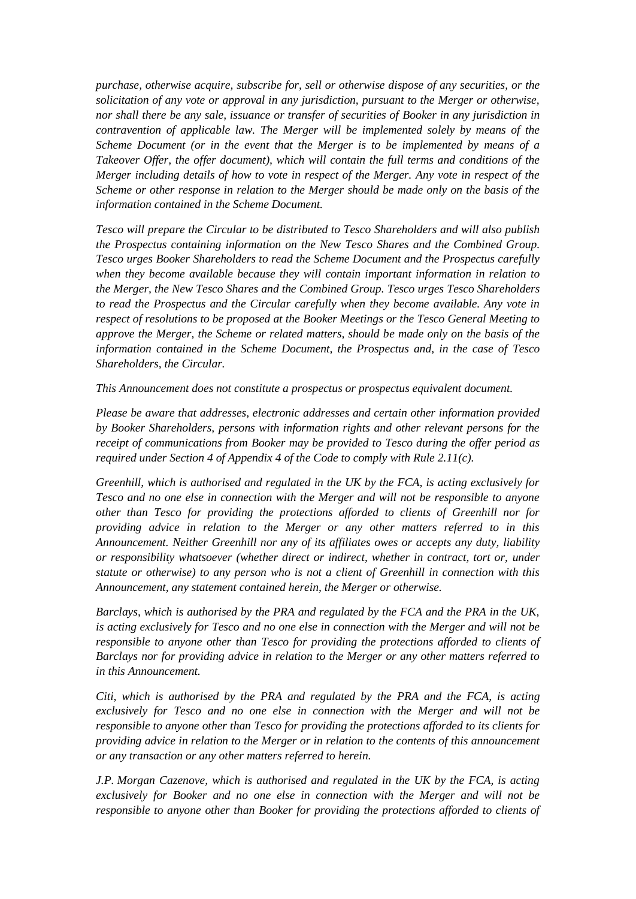*purchase, otherwise acquire, subscribe for, sell or otherwise dispose of any securities, or the solicitation of any vote or approval in any jurisdiction, pursuant to the Merger or otherwise, nor shall there be any sale, issuance or transfer of securities of Booker in any jurisdiction in contravention of applicable law. The Merger will be implemented solely by means of the Scheme Document (or in the event that the Merger is to be implemented by means of a Takeover Offer, the offer document), which will contain the full terms and conditions of the Merger including details of how to vote in respect of the Merger. Any vote in respect of the Scheme or other response in relation to the Merger should be made only on the basis of the information contained in the Scheme Document.*

*Tesco will prepare the Circular to be distributed to Tesco Shareholders and will also publish the Prospectus containing information on the New Tesco Shares and the Combined Group. Tesco urges Booker Shareholders to read the Scheme Document and the Prospectus carefully when they become available because they will contain important information in relation to the Merger, the New Tesco Shares and the Combined Group. Tesco urges Tesco Shareholders to read the Prospectus and the Circular carefully when they become available. Any vote in respect of resolutions to be proposed at the Booker Meetings or the Tesco General Meeting to approve the Merger, the Scheme or related matters, should be made only on the basis of the information contained in the Scheme Document, the Prospectus and, in the case of Tesco Shareholders, the Circular.*

*This Announcement does not constitute a prospectus or prospectus equivalent document.*

*Please be aware that addresses, electronic addresses and certain other information provided by Booker Shareholders, persons with information rights and other relevant persons for the receipt of communications from Booker may be provided to Tesco during the offer period as required under Section 4 of Appendix 4 of the Code to comply with Rule 2.11(c).*

*Greenhill, which is authorised and regulated in the UK by the FCA, is acting exclusively for Tesco and no one else in connection with the Merger and will not be responsible to anyone other than Tesco for providing the protections afforded to clients of Greenhill nor for providing advice in relation to the Merger or any other matters referred to in this Announcement. Neither Greenhill nor any of its affiliates owes or accepts any duty, liability or responsibility whatsoever (whether direct or indirect, whether in contract, tort or, under statute or otherwise) to any person who is not a client of Greenhill in connection with this Announcement, any statement contained herein, the Merger or otherwise.*

*Barclays, which is authorised by the PRA and regulated by the FCA and the PRA in the UK, is acting exclusively for Tesco and no one else in connection with the Merger and will not be responsible to anyone other than Tesco for providing the protections afforded to clients of Barclays nor for providing advice in relation to the Merger or any other matters referred to in this Announcement.*

*Citi, which is authorised by the PRA and regulated by the PRA and the FCA, is acting exclusively for Tesco and no one else in connection with the Merger and will not be responsible to anyone other than Tesco for providing the protections afforded to its clients for providing advice in relation to the Merger or in relation to the contents of this announcement or any transaction or any other matters referred to herein.*

*J.P. Morgan Cazenove, which is authorised and regulated in the UK by the FCA, is acting exclusively for Booker and no one else in connection with the Merger and will not be responsible to anyone other than Booker for providing the protections afforded to clients of*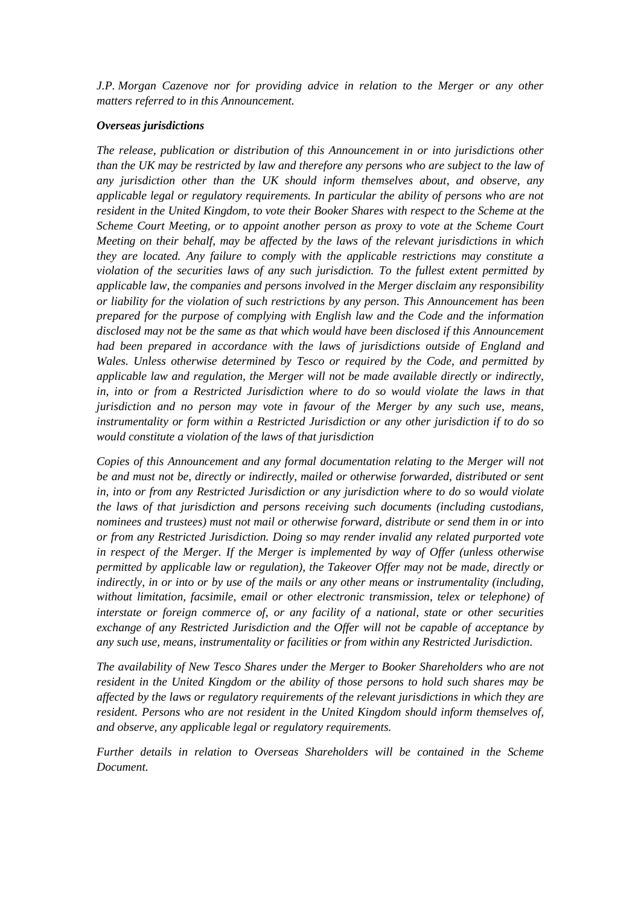*J.P. Morgan Cazenove nor for providing advice in relation to the Merger or any other matters referred to in this Announcement.*

***Overseas jurisdictions***

*The release, publication or distribution of this Announcement in or into jurisdictions other than the UK may be restricted by law and therefore any persons who are subject to the law of any jurisdiction other than the UK should inform themselves about, and observe, any applicable legal or regulatory requirements. In particular the ability of persons who are not resident in the United Kingdom, to vote their Booker Shares with respect to the Scheme at the Scheme Court Meeting, or to appoint another person as proxy to vote at the Scheme Court Meeting on their behalf, may be affected by the laws of the relevant jurisdictions in which they are located. Any failure to comply with the applicable restrictions may constitute a violation of the securities laws of any such jurisdiction. To the fullest extent permitted by applicable law, the companies and persons involved in the Merger disclaim any responsibility or liability for the violation of such restrictions by any person. This Announcement has been prepared for the purpose of complying with English law and the Code and the information disclosed may not be the same as that which would have been disclosed if this Announcement had been prepared in accordance with the laws of jurisdictions outside of England and Wales. Unless otherwise determined by Tesco or required by the Code, and permitted by applicable law and regulation, the Merger will not be made available directly or indirectly, in, into or from a Restricted Jurisdiction where to do so would violate the laws in that jurisdiction and no person may vote in favour of the Merger by any such use, means, instrumentality or form within a Restricted Jurisdiction or any other jurisdiction if to do so would constitute a violation of the laws of that jurisdiction*

*Copies of this Announcement and any formal documentation relating to the Merger will not be and must not be, directly or indirectly, mailed or otherwise forwarded, distributed or sent in, into or from any Restricted Jurisdiction or any jurisdiction where to do so would violate the laws of that jurisdiction and persons receiving such documents (including custodians, nominees and trustees) must not mail or otherwise forward, distribute or send them in or into or from any Restricted Jurisdiction. Doing so may render invalid any related purported vote in respect of the Merger. If the Merger is implemented by way of Offer (unless otherwise permitted by applicable law or regulation), the Takeover Offer may not be made, directly or indirectly, in or into or by use of the mails or any other means or instrumentality (including, without limitation, facsimile, email or other electronic transmission, telex or telephone) of interstate or foreign commerce of, or any facility of a national, state or other securities exchange of any Restricted Jurisdiction and the Offer will not be capable of acceptance by any such use, means, instrumentality or facilities or from within any Restricted Jurisdiction.*

*The availability of New Tesco Shares under the Merger to Booker Shareholders who are not resident in the United Kingdom or the ability of those persons to hold such shares may be affected by the laws or regulatory requirements of the relevant jurisdictions in which they are resident. Persons who are not resident in the United Kingdom should inform themselves of, and observe, any applicable legal or regulatory requirements.*

*Further details in relation to Overseas Shareholders will be contained in the Scheme Document.*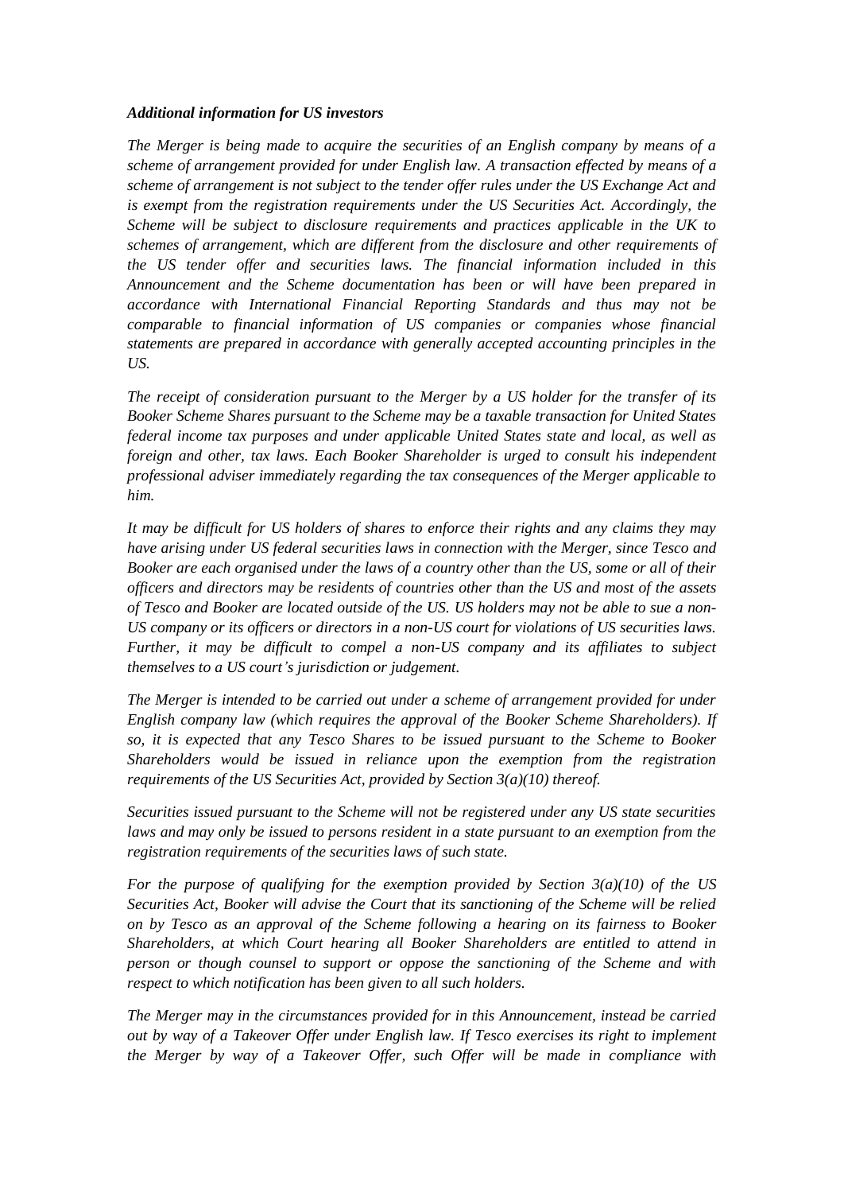***Additional information for US investors***

*The Merger is being made to acquire the securities of an English company by means of a scheme of arrangement provided for under English law. A transaction effected by means of a scheme of arrangement is not subject to the tender offer rules under the US Exchange Act and is exempt from the registration requirements under the US Securities Act. Accordingly, the Scheme will be subject to disclosure requirements and practices applicable in the UK to schemes of arrangement, which are different from the disclosure and other requirements of the US tender offer and securities laws. The financial information included in this Announcement and the Scheme documentation has been or will have been prepared in accordance with International Financial Reporting Standards and thus may not be comparable to financial information of US companies or companies whose financial statements are prepared in accordance with generally accepted accounting principles in the US.*

*The receipt of consideration pursuant to the Merger by a US holder for the transfer of its Booker Scheme Shares pursuant to the Scheme may be a taxable transaction for United States federal income tax purposes and under applicable United States state and local, as well as foreign and other, tax laws. Each Booker Shareholder is urged to consult his independent professional adviser immediately regarding the tax consequences of the Merger applicable to him.*

*It may be difficult for US holders of shares to enforce their rights and any claims they may have arising under US federal securities laws in connection with the Merger, since Tesco and Booker are each organised under the laws of a country other than the US, some or all of their officers and directors may be residents of countries other than the US and most of the assets of Tesco and Booker are located outside of the US. US holders may not be able to sue a non-US company or its officers or directors in a non-US court for violations of US securities laws. Further, it may be difficult to compel a non-US company and its affiliates to subject themselves to a US court's jurisdiction or judgement.*

*The Merger is intended to be carried out under a scheme of arrangement provided for under English company law (which requires the approval of the Booker Scheme Shareholders). If so, it is expected that any Tesco Shares to be issued pursuant to the Scheme to Booker Shareholders would be issued in reliance upon the exemption from the registration requirements of the US Securities Act, provided by Section 3(a)(10) thereof.*

*Securities issued pursuant to the Scheme will not be registered under any US state securities laws and may only be issued to persons resident in a state pursuant to an exemption from the registration requirements of the securities laws of such state.*

*For the purpose of qualifying for the exemption provided by Section 3(a)(10) of the US Securities Act, Booker will advise the Court that its sanctioning of the Scheme will be relied on by Tesco as an approval of the Scheme following a hearing on its fairness to Booker Shareholders, at which Court hearing all Booker Shareholders are entitled to attend in person or though counsel to support or oppose the sanctioning of the Scheme and with respect to which notification has been given to all such holders.*

*The Merger may in the circumstances provided for in this Announcement, instead be carried out by way of a Takeover Offer under English law. If Tesco exercises its right to implement the Merger by way of a Takeover Offer, such Offer will be made in compliance with*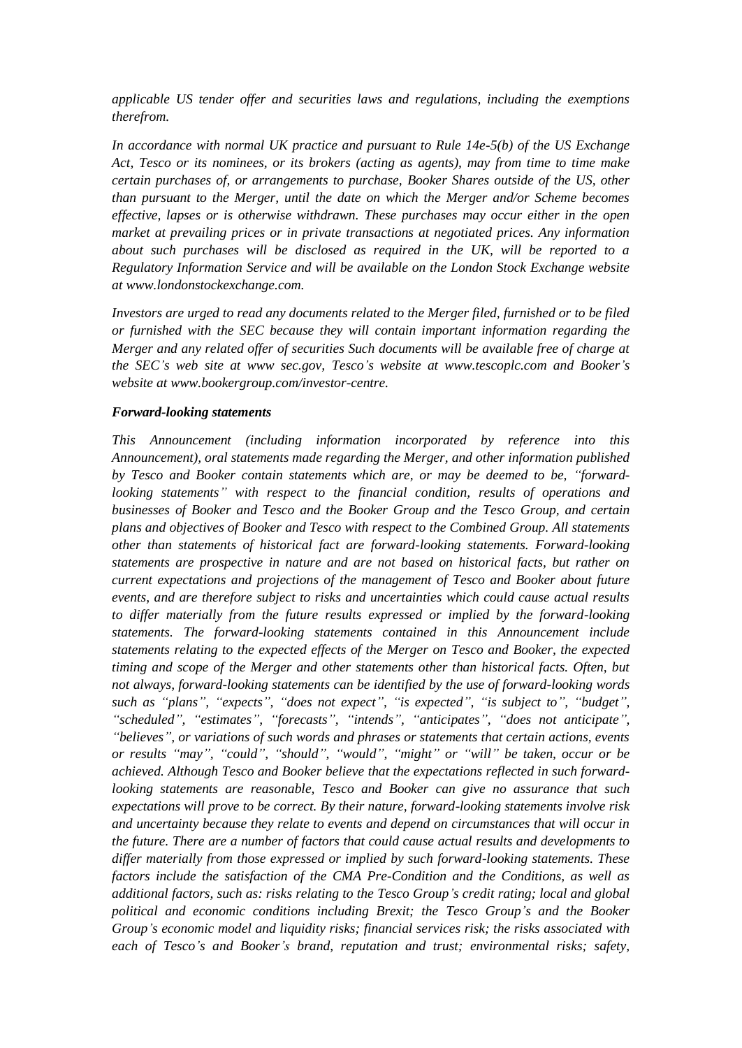*applicable US tender offer and securities laws and regulations, including the exemptions therefrom.*

*In accordance with normal UK practice and pursuant to Rule 14e-5(b) of the US Exchange Act, Tesco or its nominees, or its brokers (acting as agents), may from time to time make certain purchases of, or arrangements to purchase, Booker Shares outside of the US, other than pursuant to the Merger, until the date on which the Merger and/or Scheme becomes effective, lapses or is otherwise withdrawn. These purchases may occur either in the open market at prevailing prices or in private transactions at negotiated prices. Any information about such purchases will be disclosed as required in the UK, will be reported to a Regulatory Information Service and will be available on the London Stock Exchange website at www.londonstockexchange.com.*

*Investors are urged to read any documents related to the Merger filed, furnished or to be filed or furnished with the SEC because they will contain important information regarding the Merger and any related offer of securities Such documents will be available free of charge at the SEC's web site at www sec.gov, Tesco's website at www.tescoplc.com and Booker's website at www.bookergroup.com/investor-centre.*

***Forward-looking statements***

*This Announcement (including information incorporated by reference into this Announcement), oral statements made regarding the Merger, and other information published by Tesco and Booker contain statements which are, or may be deemed to be, "forward-looking statements" with respect to the financial condition, results of operations and businesses of Booker and Tesco and the Booker Group and the Tesco Group, and certain plans and objectives of Booker and Tesco with respect to the Combined Group. All statements other than statements of historical fact are forward-looking statements. Forward-looking statements are prospective in nature and are not based on historical facts, but rather on current expectations and projections of the management of Tesco and Booker about future events, and are therefore subject to risks and uncertainties which could cause actual results to differ materially from the future results expressed or implied by the forward-looking statements. The forward-looking statements contained in this Announcement include statements relating to the expected effects of the Merger on Tesco and Booker, the expected timing and scope of the Merger and other statements other than historical facts. Often, but not always, forward-looking statements can be identified by the use of forward-looking words such as "plans", "expects", "does not expect", "is expected", "is subject to", "budget", "scheduled", "estimates", "forecasts", "intends", "anticipates", "does not anticipate", "believes", or variations of such words and phrases or statements that certain actions, events or results "may", "could", "should", "would", "might" or "will" be taken, occur or be achieved. Although Tesco and Booker believe that the expectations reflected in such forward-looking statements are reasonable, Tesco and Booker can give no assurance that such expectations will prove to be correct. By their nature, forward-looking statements involve risk and uncertainty because they relate to events and depend on circumstances that will occur in the future. There are a number of factors that could cause actual results and developments to differ materially from those expressed or implied by such forward-looking statements. These factors include the satisfaction of the CMA Pre-Condition and the Conditions, as well as additional factors, such as: risks relating to the Tesco Group's credit rating; local and global political and economic conditions including Brexit; the Tesco Group's and the Booker Group's economic model and liquidity risks; financial services risk; the risks associated with each of Tesco's and Booker's brand, reputation and trust; environmental risks; safety,*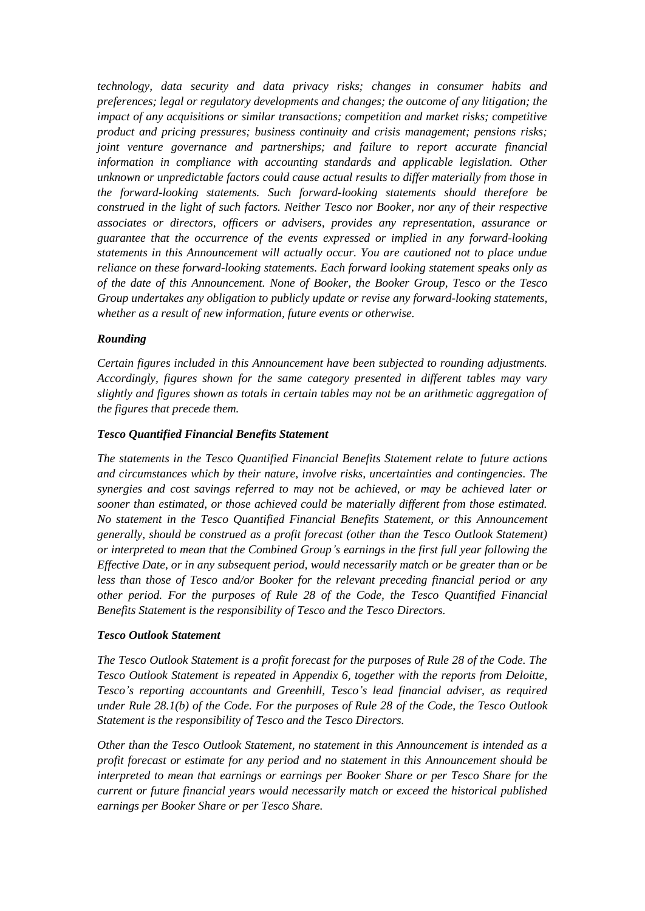*technology, data security and data privacy risks; changes in consumer habits and preferences; legal or regulatory developments and changes; the outcome of any litigation; the impact of any acquisitions or similar transactions; competition and market risks; competitive product and pricing pressures; business continuity and crisis management; pensions risks; joint venture governance and partnerships; and failure to report accurate financial information in compliance with accounting standards and applicable legislation. Other unknown or unpredictable factors could cause actual results to differ materially from those in the forward-looking statements. Such forward-looking statements should therefore be construed in the light of such factors. Neither Tesco nor Booker, nor any of their respective associates or directors, officers or advisers, provides any representation, assurance or guarantee that the occurrence of the events expressed or implied in any forward-looking statements in this Announcement will actually occur. You are cautioned not to place undue reliance on these forward-looking statements. Each forward looking statement speaks only as of the date of this Announcement. None of Booker, the Booker Group, Tesco or the Tesco Group undertakes any obligation to publicly update or revise any forward-looking statements, whether as a result of new information, future events or otherwise.*

***Rounding***

*Certain figures included in this Announcement have been subjected to rounding adjustments. Accordingly, figures shown for the same category presented in different tables may vary slightly and figures shown as totals in certain tables may not be an arithmetic aggregation of the figures that precede them.*

***Tesco Quantified Financial Benefits Statement***

*The statements in the Tesco Quantified Financial Benefits Statement relate to future actions and circumstances which by their nature, involve risks, uncertainties and contingencies. The synergies and cost savings referred to may not be achieved, or may be achieved later or sooner than estimated, or those achieved could be materially different from those estimated. No statement in the Tesco Quantified Financial Benefits Statement, or this Announcement generally, should be construed as a profit forecast (other than the Tesco Outlook Statement) or interpreted to mean that the Combined Group's earnings in the first full year following the Effective Date, or in any subsequent period, would necessarily match or be greater than or be less than those of Tesco and/or Booker for the relevant preceding financial period or any other period. For the purposes of Rule 28 of the Code, the Tesco Quantified Financial Benefits Statement is the responsibility of Tesco and the Tesco Directors.*

***Tesco Outlook Statement***

*The Tesco Outlook Statement is a profit forecast for the purposes of Rule 28 of the Code. The Tesco Outlook Statement is repeated in Appendix 6, together with the reports from Deloitte, Tesco's reporting accountants and Greenhill, Tesco's lead financial adviser, as required under Rule 28.1(b) of the Code. For the purposes of Rule 28 of the Code, the Tesco Outlook Statement is the responsibility of Tesco and the Tesco Directors.*

*Other than the Tesco Outlook Statement, no statement in this Announcement is intended as a profit forecast or estimate for any period and no statement in this Announcement should be interpreted to mean that earnings or earnings per Booker Share or per Tesco Share for the current or future financial years would necessarily match or exceed the historical published earnings per Booker Share or per Tesco Share.*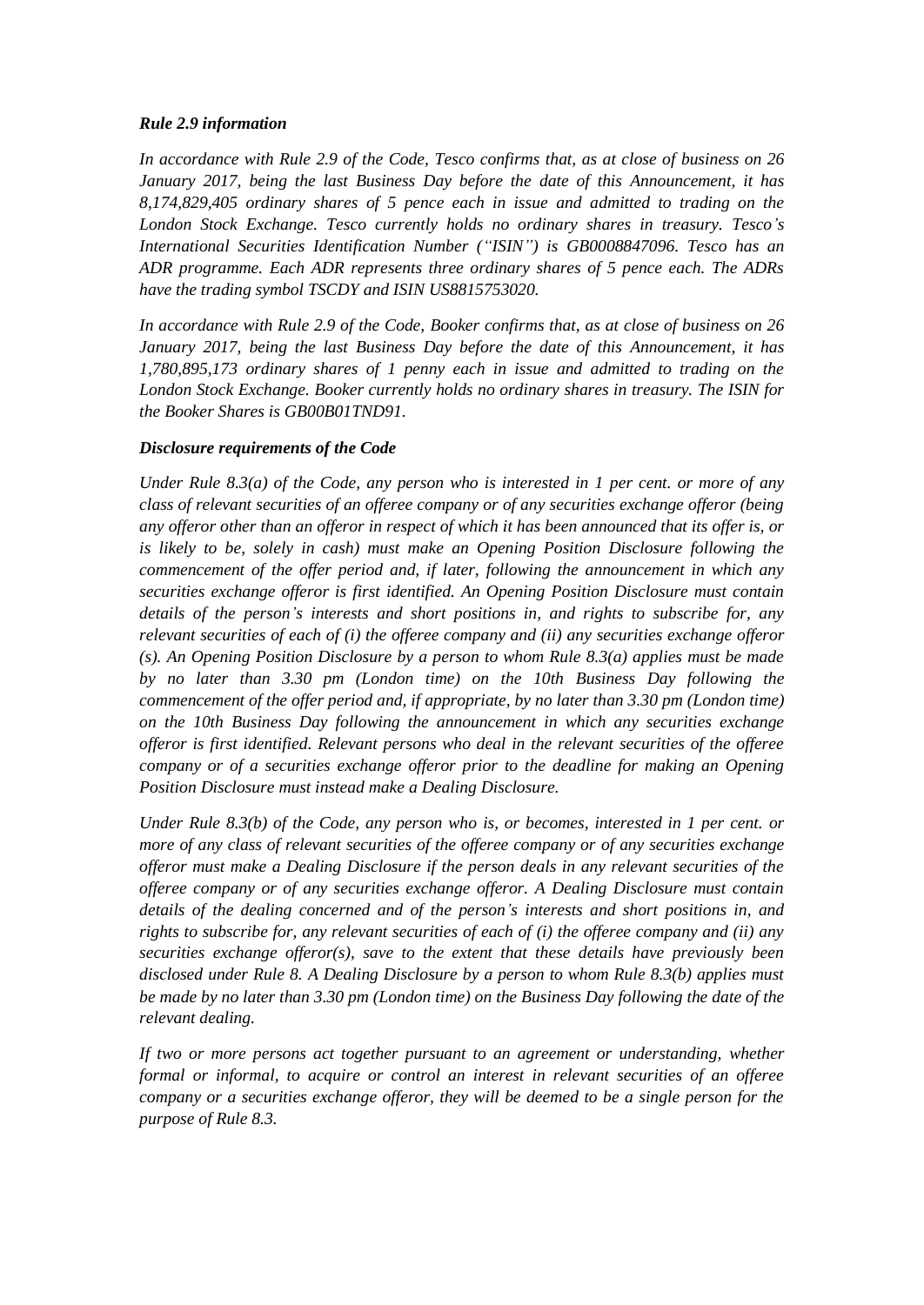***Rule 2.9 information***

*In accordance with Rule 2.9 of the Code, Tesco confirms that, as at close of business on 26 January 2017, being the last Business Day before the date of this Announcement, it has 8,174,829,405 ordinary shares of 5 pence each in issue and admitted to trading on the London Stock Exchange. Tesco currently holds no ordinary shares in treasury. Tesco's International Securities Identification Number ("ISIN") is GB0008847096. Tesco has an ADR programme. Each ADR represents three ordinary shares of 5 pence each. The ADRs have the trading symbol TSCDY and ISIN US8815753020.*

*In accordance with Rule 2.9 of the Code, Booker confirms that, as at close of business on 26 January 2017, being the last Business Day before the date of this Announcement, it has 1,780,895,173 ordinary shares of 1 penny each in issue and admitted to trading on the London Stock Exchange. Booker currently holds no ordinary shares in treasury. The ISIN for the Booker Shares is GB00B01TND91.*

***Disclosure requirements of the Code***

*Under Rule 8.3(a) of the Code, any person who is interested in 1 per cent. or more of any class of relevant securities of an offeree company or of any securities exchange offeror (being any offeror other than an offeror in respect of which it has been announced that its offer is, or is likely to be, solely in cash) must make an Opening Position Disclosure following the commencement of the offer period and, if later, following the announcement in which any securities exchange offeror is first identified. An Opening Position Disclosure must contain details of the person's interests and short positions in, and rights to subscribe for, any relevant securities of each of (i) the offeree company and (ii) any securities exchange offeror (s). An Opening Position Disclosure by a person to whom Rule 8.3(a) applies must be made by no later than 3.30 pm (London time) on the 10th Business Day following the commencement of the offer period and, if appropriate, by no later than 3.30 pm (London time) on the 10th Business Day following the announcement in which any securities exchange offeror is first identified. Relevant persons who deal in the relevant securities of the offeree company or of a securities exchange offeror prior to the deadline for making an Opening Position Disclosure must instead make a Dealing Disclosure.*

*Under Rule 8.3(b) of the Code, any person who is, or becomes, interested in 1 per cent. or more of any class of relevant securities of the offeree company or of any securities exchange offeror must make a Dealing Disclosure if the person deals in any relevant securities of the offeree company or of any securities exchange offeror. A Dealing Disclosure must contain details of the dealing concerned and of the person's interests and short positions in, and rights to subscribe for, any relevant securities of each of (i) the offeree company and (ii) any securities exchange offeror(s), save to the extent that these details have previously been disclosed under Rule 8. A Dealing Disclosure by a person to whom Rule 8.3(b) applies must be made by no later than 3.30 pm (London time) on the Business Day following the date of the relevant dealing.*

*If two or more persons act together pursuant to an agreement or understanding, whether formal or informal, to acquire or control an interest in relevant securities of an offeree company or a securities exchange offeror, they will be deemed to be a single person for the purpose of Rule 8.3.*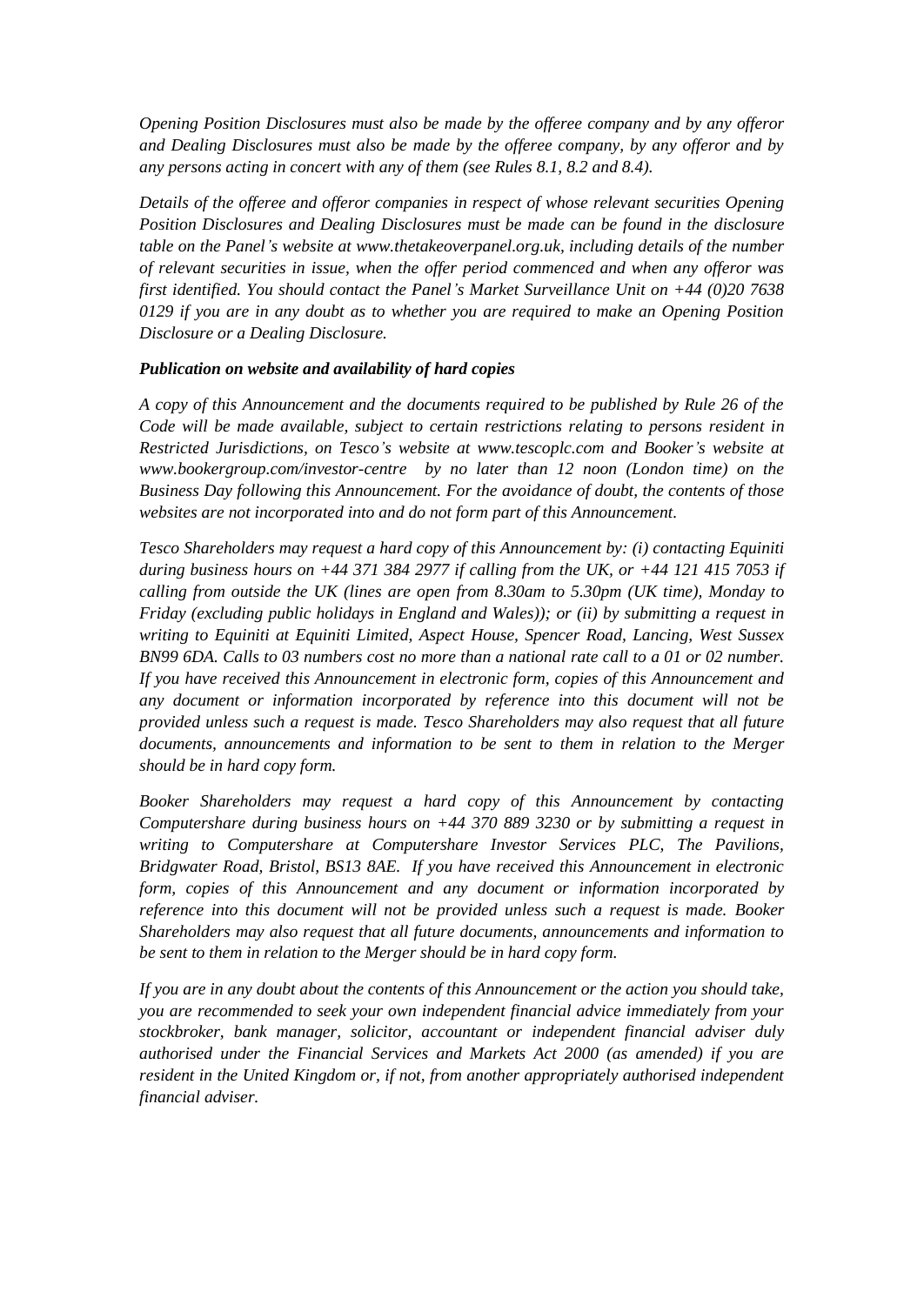*Opening Position Disclosures must also be made by the offeree company and by any offeror and Dealing Disclosures must also be made by the offeree company, by any offeror and by any persons acting in concert with any of them (see Rules 8.1, 8.2 and 8.4).*

*Details of the offeree and offeror companies in respect of whose relevant securities Opening Position Disclosures and Dealing Disclosures must be made can be found in the disclosure table on the Panel's website at www.thetakeoverpanel.org.uk, including details of the number of relevant securities in issue, when the offer period commenced and when any offeror was first identified. You should contact the Panel's Market Surveillance Unit on +44 (0)20 7638 0129 if you are in any doubt as to whether you are required to make an Opening Position Disclosure or a Dealing Disclosure.*

***Publication on website and availability of hard copies***

*A copy of this Announcement and the documents required to be published by Rule 26 of the Code will be made available, subject to certain restrictions relating to persons resident in Restricted Jurisdictions, on Tesco's website at www.tescoplc.com and Booker's website at www.bookergroup.com/investor-centre by no later than 12 noon (London time) on the Business Day following this Announcement. For the avoidance of doubt, the contents of those websites are not incorporated into and do not form part of this Announcement.*

*Tesco Shareholders may request a hard copy of this Announcement by: (i) contacting Equiniti during business hours on +44 371 384 2977 if calling from the UK, or +44 121 415 7053 if calling from outside the UK (lines are open from 8.30am to 5.30pm (UK time), Monday to Friday (excluding public holidays in England and Wales)); or (ii) by submitting a request in writing to Equiniti at Equiniti Limited, Aspect House, Spencer Road, Lancing, West Sussex BN99 6DA. Calls to 03 numbers cost no more than a national rate call to a 01 or 02 number. If you have received this Announcement in electronic form, copies of this Announcement and any document or information incorporated by reference into this document will not be provided unless such a request is made. Tesco Shareholders may also request that all future documents, announcements and information to be sent to them in relation to the Merger should be in hard copy form.*

*Booker Shareholders may request a hard copy of this Announcement by contacting Computershare during business hours on +44 370 889 3230 or by submitting a request in writing to Computershare at Computershare Investor Services PLC, The Pavilions, Bridgwater Road, Bristol, BS13 8AE. If you have received this Announcement in electronic form, copies of this Announcement and any document or information incorporated by reference into this document will not be provided unless such a request is made. Booker Shareholders may also request that all future documents, announcements and information to be sent to them in relation to the Merger should be in hard copy form.*

*If you are in any doubt about the contents of this Announcement or the action you should take, you are recommended to seek your own independent financial advice immediately from your stockbroker, bank manager, solicitor, accountant or independent financial adviser duly authorised under the Financial Services and Markets Act 2000 (as amended) if you are resident in the United Kingdom or, if not, from another appropriately authorised independent financial adviser.*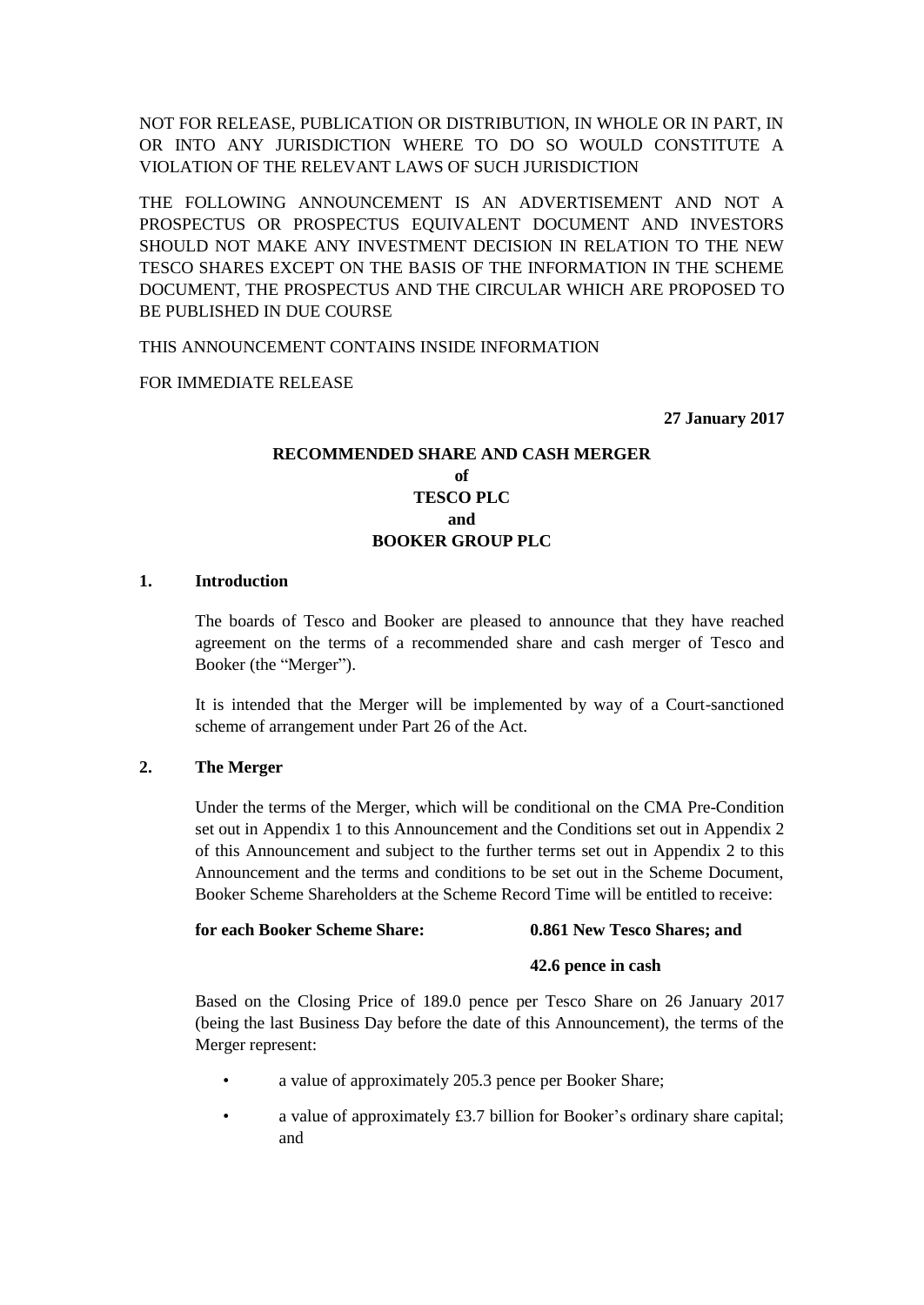NOT FOR RELEASE, PUBLICATION OR DISTRIBUTION, IN WHOLE OR IN PART, IN OR INTO ANY JURISDICTION WHERE TO DO SO WOULD CONSTITUTE A VIOLATION OF THE RELEVANT LAWS OF SUCH JURISDICTION

THE FOLLOWING ANNOUNCEMENT IS AN ADVERTISEMENT AND NOT A PROSPECTUS OR PROSPECTUS EQUIVALENT DOCUMENT AND INVESTORS SHOULD NOT MAKE ANY INVESTMENT DECISION IN RELATION TO THE NEW TESCO SHARES EXCEPT ON THE BASIS OF THE INFORMATION IN THE SCHEME DOCUMENT, THE PROSPECTUS AND THE CIRCULAR WHICH ARE PROPOSED TO BE PUBLISHED IN DUE COURSE

THIS ANNOUNCEMENT CONTAINS INSIDE INFORMATION

FOR IMMEDIATE RELEASE

**27 January 2017**

**RECOMMENDED SHARE AND CASH MERGER**
**of**
**TESCO PLC**
**and**
**BOOKER GROUP PLC**

## 1. Introduction

The boards of Tesco and Booker are pleased to announce that they have reached agreement on the terms of a recommended share and cash merger of Tesco and Booker (the "Merger").

It is intended that the Merger will be implemented by way of a Court-sanctioned scheme of arrangement under Part 26 of the Act.

## 2. The Merger

Under the terms of the Merger, which will be conditional on the CMA Pre-Condition set out in Appendix 1 to this Announcement and the Conditions set out in Appendix 2 of this Announcement and subject to the further terms set out in Appendix 2 to this Announcement and the terms and conditions to be set out in the Scheme Document, Booker Scheme Shareholders at the Scheme Record Time will be entitled to receive:

**for each Booker Scheme Share:** **0.861 New Tesco Shares; and**

**42.6 pence in cash**

Based on the Closing Price of 189.0 pence per Tesco Share on 26 January 2017 (being the last Business Day before the date of this Announcement), the terms of the Merger represent:

- a value of approximately 205.3 pence per Booker Share;
- a value of approximately £3.7 billion for Booker's ordinary share capital; and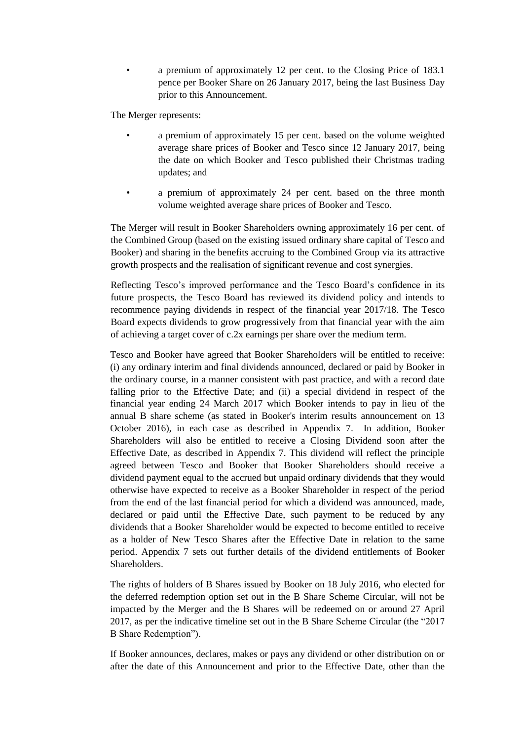- a premium of approximately 12 per cent. to the Closing Price of 183.1 pence per Booker Share on 26 January 2017, being the last Business Day prior to this Announcement.

The Merger represents:

- a premium of approximately 15 per cent. based on the volume weighted average share prices of Booker and Tesco since 12 January 2017, being the date on which Booker and Tesco published their Christmas trading updates; and
- a premium of approximately 24 per cent. based on the three month volume weighted average share prices of Booker and Tesco.

The Merger will result in Booker Shareholders owning approximately 16 per cent. of the Combined Group (based on the existing issued ordinary share capital of Tesco and Booker) and sharing in the benefits accruing to the Combined Group via its attractive growth prospects and the realisation of significant revenue and cost synergies.

Reflecting Tesco's improved performance and the Tesco Board's confidence in its future prospects, the Tesco Board has reviewed its dividend policy and intends to recommence paying dividends in respect of the financial year 2017/18. The Tesco Board expects dividends to grow progressively from that financial year with the aim of achieving a target cover of c.2x earnings per share over the medium term.

Tesco and Booker have agreed that Booker Shareholders will be entitled to receive: (i) any ordinary interim and final dividends announced, declared or paid by Booker in the ordinary course, in a manner consistent with past practice, and with a record date falling prior to the Effective Date; and (ii) a special dividend in respect of the financial year ending 24 March 2017 which Booker intends to pay in lieu of the annual B share scheme (as stated in Booker's interim results announcement on 13 October 2016), in each case as described in Appendix 7. In addition, Booker Shareholders will also be entitled to receive a Closing Dividend soon after the Effective Date, as described in Appendix 7. This dividend will reflect the principle agreed between Tesco and Booker that Booker Shareholders should receive a dividend payment equal to the accrued but unpaid ordinary dividends that they would otherwise have expected to receive as a Booker Shareholder in respect of the period from the end of the last financial period for which a dividend was announced, made, declared or paid until the Effective Date, such payment to be reduced by any dividends that a Booker Shareholder would be expected to become entitled to receive as a holder of New Tesco Shares after the Effective Date in relation to the same period. Appendix 7 sets out further details of the dividend entitlements of Booker Shareholders.

The rights of holders of B Shares issued by Booker on 18 July 2016, who elected for the deferred redemption option set out in the B Share Scheme Circular, will not be impacted by the Merger and the B Shares will be redeemed on or around 27 April 2017, as per the indicative timeline set out in the B Share Scheme Circular (the "2017 B Share Redemption").

If Booker announces, declares, makes or pays any dividend or other distribution on or after the date of this Announcement and prior to the Effective Date, other than the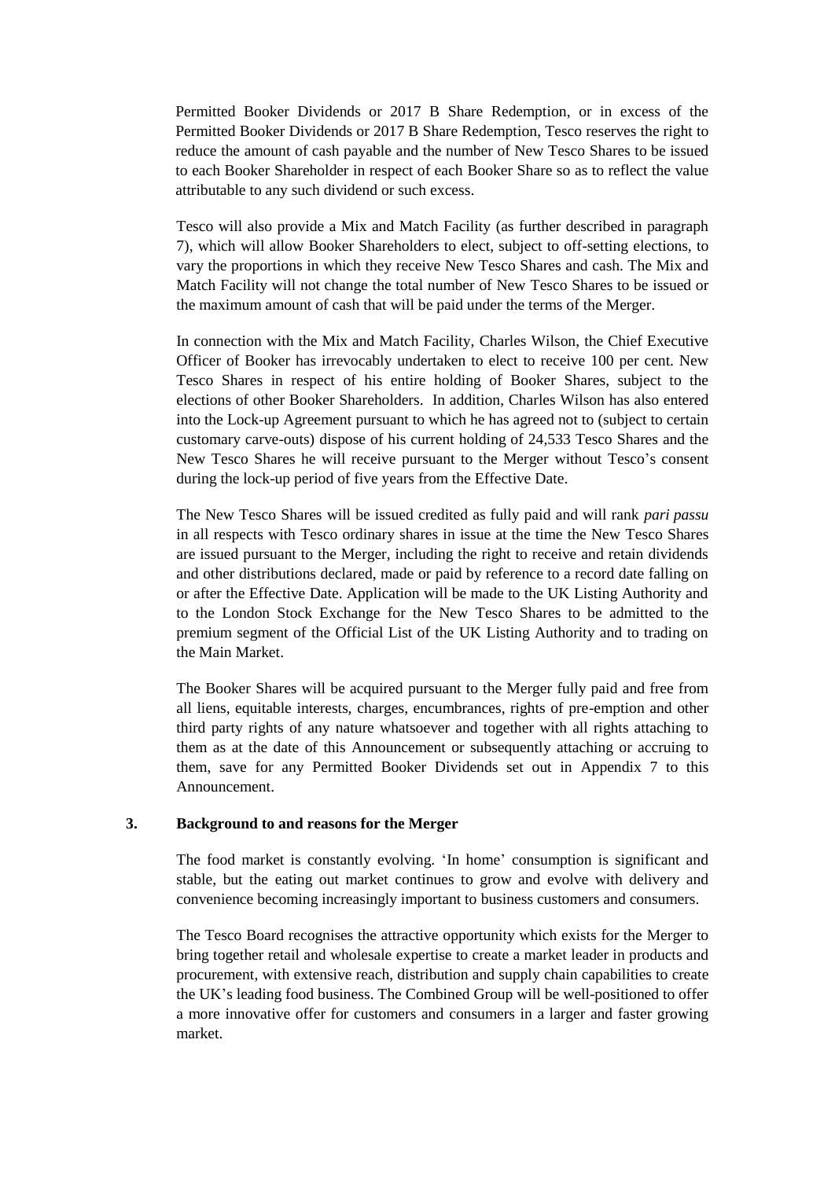Permitted Booker Dividends or 2017 B Share Redemption, or in excess of the Permitted Booker Dividends or 2017 B Share Redemption, Tesco reserves the right to reduce the amount of cash payable and the number of New Tesco Shares to be issued to each Booker Shareholder in respect of each Booker Share so as to reflect the value attributable to any such dividend or such excess.

Tesco will also provide a Mix and Match Facility (as further described in paragraph 7), which will allow Booker Shareholders to elect, subject to off-setting elections, to vary the proportions in which they receive New Tesco Shares and cash. The Mix and Match Facility will not change the total number of New Tesco Shares to be issued or the maximum amount of cash that will be paid under the terms of the Merger.

In connection with the Mix and Match Facility, Charles Wilson, the Chief Executive Officer of Booker has irrevocably undertaken to elect to receive 100 per cent. New Tesco Shares in respect of his entire holding of Booker Shares, subject to the elections of other Booker Shareholders. In addition, Charles Wilson has also entered into the Lock-up Agreement pursuant to which he has agreed not to (subject to certain customary carve-outs) dispose of his current holding of 24,533 Tesco Shares and the New Tesco Shares he will receive pursuant to the Merger without Tesco's consent during the lock-up period of five years from the Effective Date.

The New Tesco Shares will be issued credited as fully paid and will rank *pari passu* in all respects with Tesco ordinary shares in issue at the time the New Tesco Shares are issued pursuant to the Merger, including the right to receive and retain dividends and other distributions declared, made or paid by reference to a record date falling on or after the Effective Date. Application will be made to the UK Listing Authority and to the London Stock Exchange for the New Tesco Shares to be admitted to the premium segment of the Official List of the UK Listing Authority and to trading on the Main Market.

The Booker Shares will be acquired pursuant to the Merger fully paid and free from all liens, equitable interests, charges, encumbrances, rights of pre-emption and other third party rights of any nature whatsoever and together with all rights attaching to them as at the date of this Announcement or subsequently attaching or accruing to them, save for any Permitted Booker Dividends set out in Appendix 7 to this Announcement.

## 3. Background to and reasons for the Merger

The food market is constantly evolving. 'In home' consumption is significant and stable, but the eating out market continues to grow and evolve with delivery and convenience becoming increasingly important to business customers and consumers.

The Tesco Board recognises the attractive opportunity which exists for the Merger to bring together retail and wholesale expertise to create a market leader in products and procurement, with extensive reach, distribution and supply chain capabilities to create the UK's leading food business. The Combined Group will be well-positioned to offer a more innovative offer for customers and consumers in a larger and faster growing market.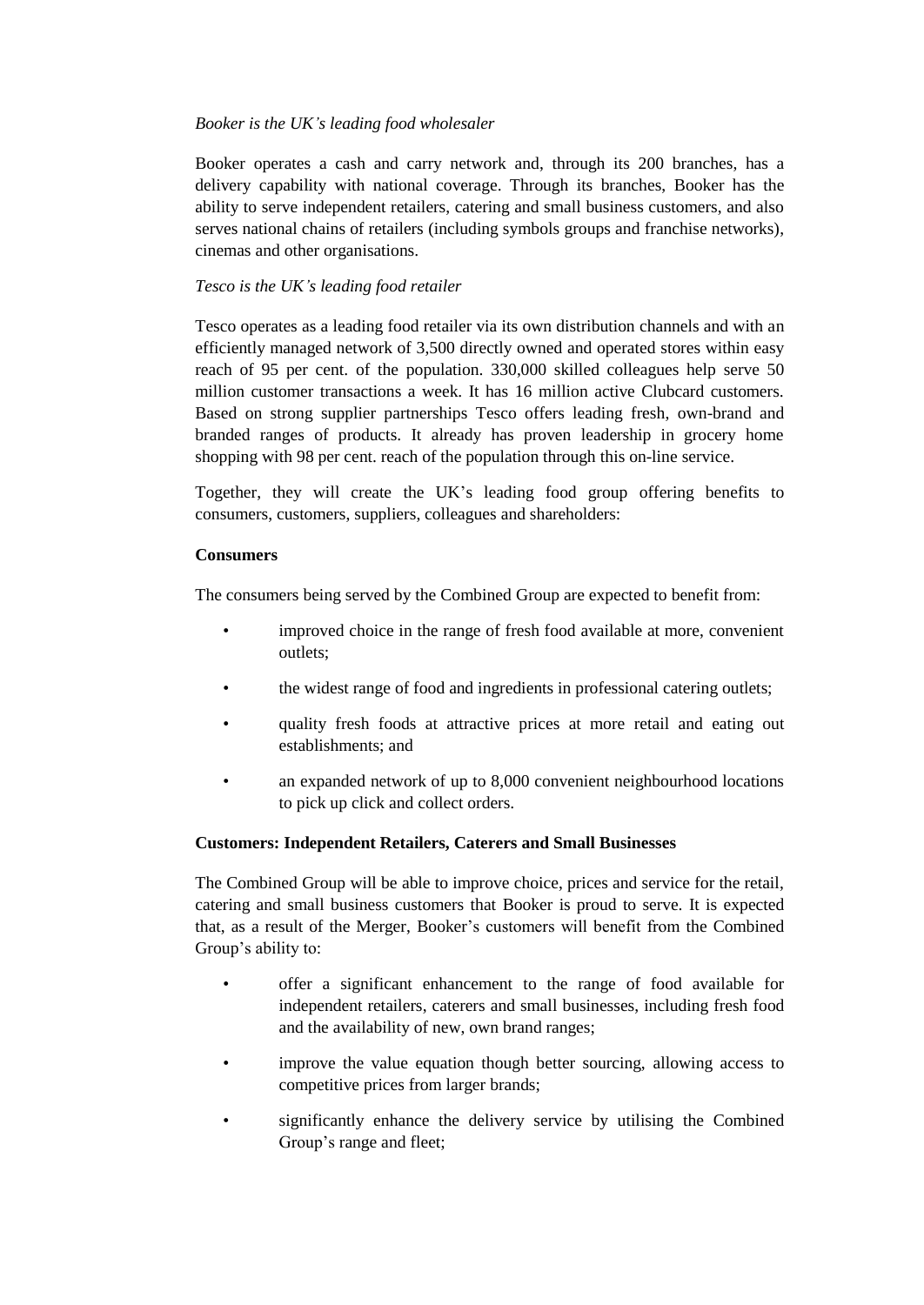*Booker is the UK's leading food wholesaler*

Booker operates a cash and carry network and, through its 200 branches, has a delivery capability with national coverage. Through its branches, Booker has the ability to serve independent retailers, catering and small business customers, and also serves national chains of retailers (including symbols groups and franchise networks), cinemas and other organisations.

*Tesco is the UK's leading food retailer*

Tesco operates as a leading food retailer via its own distribution channels and with an efficiently managed network of 3,500 directly owned and operated stores within easy reach of 95 per cent. of the population. 330,000 skilled colleagues help serve 50 million customer transactions a week. It has 16 million active Clubcard customers. Based on strong supplier partnerships Tesco offers leading fresh, own-brand and branded ranges of products. It already has proven leadership in grocery home shopping with 98 per cent. reach of the population through this on-line service.

Together, they will create the UK's leading food group offering benefits to consumers, customers, suppliers, colleagues and shareholders:

**Consumers**

The consumers being served by the Combined Group are expected to benefit from:

- improved choice in the range of fresh food available at more, convenient outlets;
- the widest range of food and ingredients in professional catering outlets;
- quality fresh foods at attractive prices at more retail and eating out establishments; and
- an expanded network of up to 8,000 convenient neighbourhood locations to pick up click and collect orders.

**Customers: Independent Retailers, Caterers and Small Businesses**

The Combined Group will be able to improve choice, prices and service for the retail, catering and small business customers that Booker is proud to serve. It is expected that, as a result of the Merger, Booker's customers will benefit from the Combined Group's ability to:

- offer a significant enhancement to the range of food available for independent retailers, caterers and small businesses, including fresh food and the availability of new, own brand ranges;
- improve the value equation though better sourcing, allowing access to competitive prices from larger brands;
- significantly enhance the delivery service by utilising the Combined Group's range and fleet;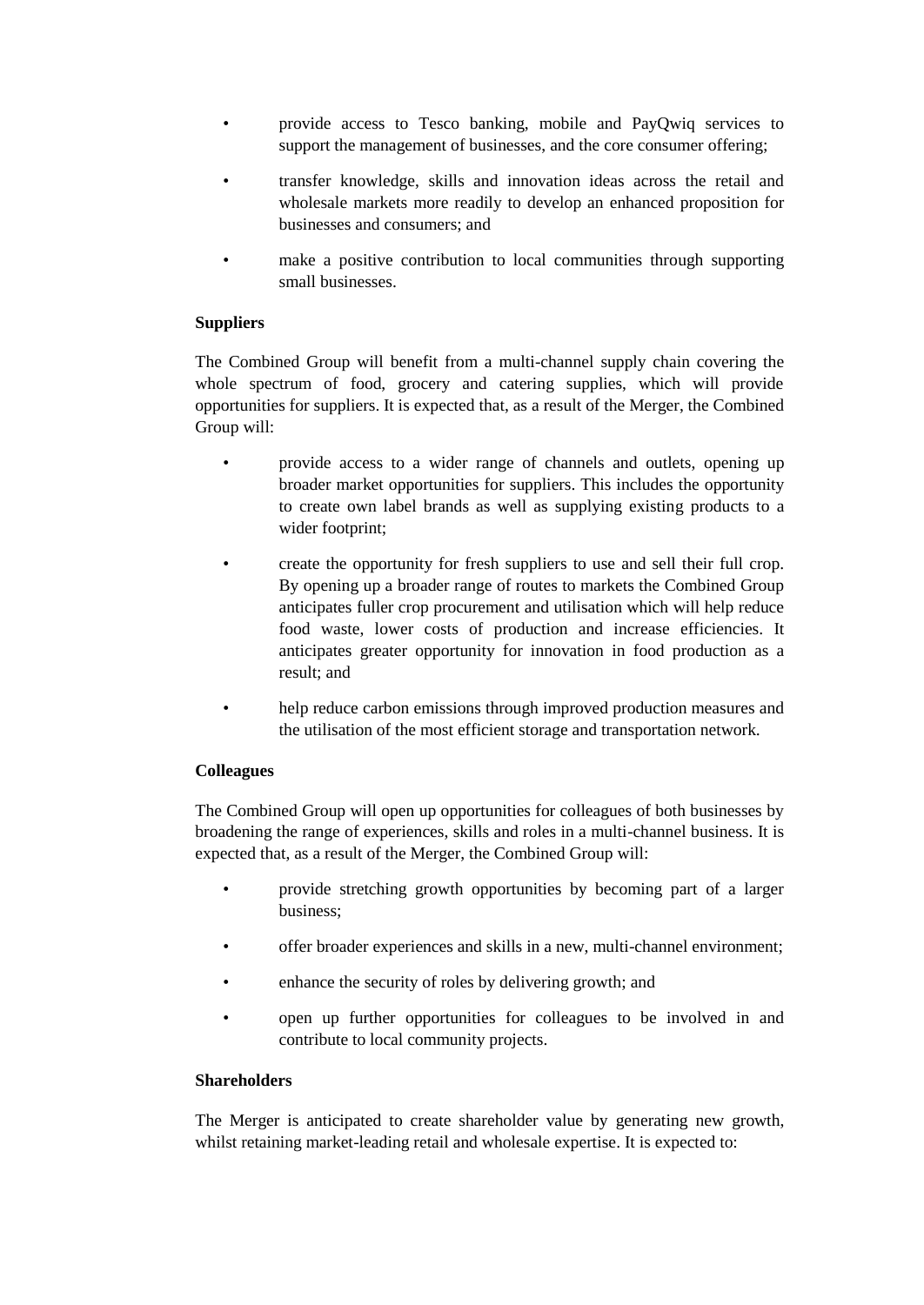- provide access to Tesco banking, mobile and PayQwiq services to support the management of businesses, and the core consumer offering;
- transfer knowledge, skills and innovation ideas across the retail and wholesale markets more readily to develop an enhanced proposition for businesses and consumers; and
- make a positive contribution to local communities through supporting small businesses.

**Suppliers**

The Combined Group will benefit from a multi-channel supply chain covering the whole spectrum of food, grocery and catering supplies, which will provide opportunities for suppliers. It is expected that, as a result of the Merger, the Combined Group will:

- provide access to a wider range of channels and outlets, opening up broader market opportunities for suppliers. This includes the opportunity to create own label brands as well as supplying existing products to a wider footprint;
- create the opportunity for fresh suppliers to use and sell their full crop. By opening up a broader range of routes to markets the Combined Group anticipates fuller crop procurement and utilisation which will help reduce food waste, lower costs of production and increase efficiencies. It anticipates greater opportunity for innovation in food production as a result; and
- help reduce carbon emissions through improved production measures and the utilisation of the most efficient storage and transportation network.

**Colleagues**

The Combined Group will open up opportunities for colleagues of both businesses by broadening the range of experiences, skills and roles in a multi-channel business. It is expected that, as a result of the Merger, the Combined Group will:

- provide stretching growth opportunities by becoming part of a larger business;
- offer broader experiences and skills in a new, multi-channel environment;
- enhance the security of roles by delivering growth; and
- open up further opportunities for colleagues to be involved in and contribute to local community projects.

**Shareholders**

The Merger is anticipated to create shareholder value by generating new growth, whilst retaining market-leading retail and wholesale expertise. It is expected to: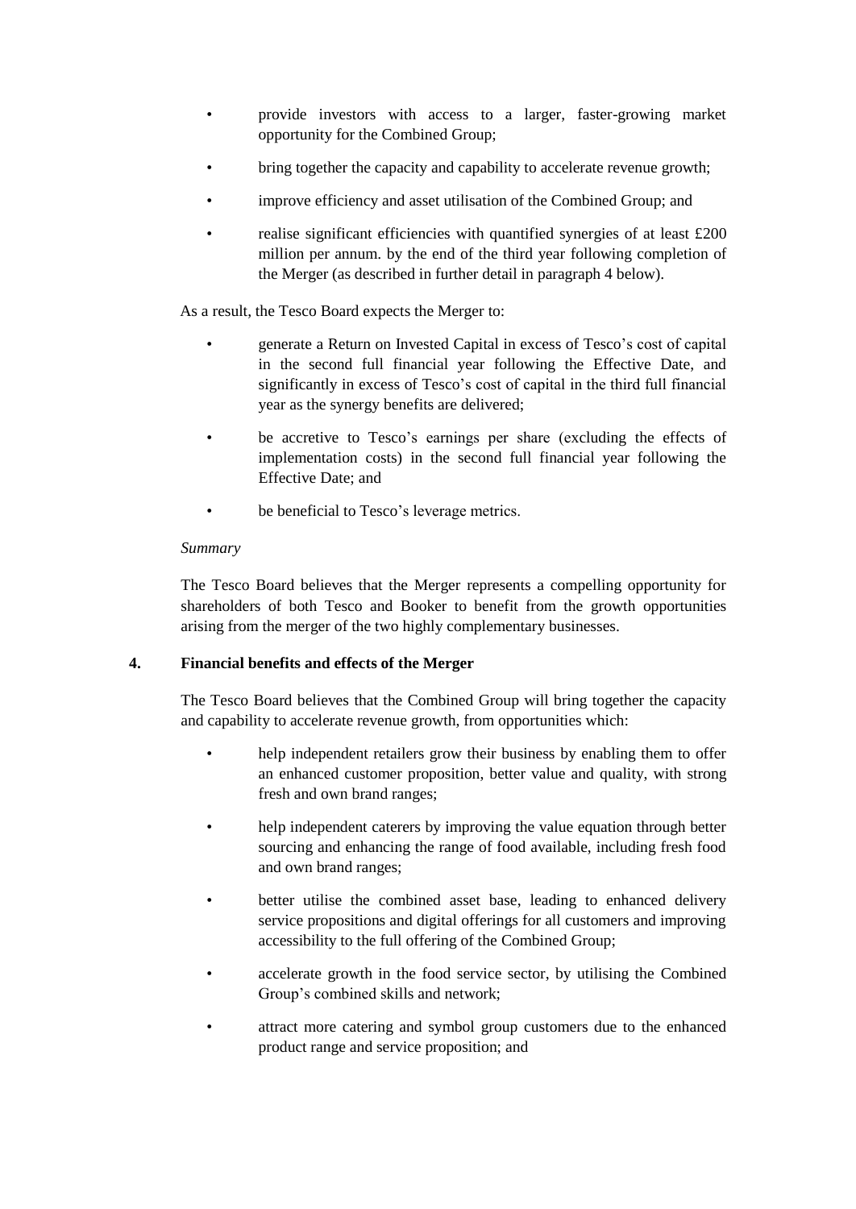- provide investors with access to a larger, faster-growing market opportunity for the Combined Group;
- bring together the capacity and capability to accelerate revenue growth;
- improve efficiency and asset utilisation of the Combined Group; and
- realise significant efficiencies with quantified synergies of at least £200 million per annum. by the end of the third year following completion of the Merger (as described in further detail in paragraph 4 below).

As a result, the Tesco Board expects the Merger to:

- generate a Return on Invested Capital in excess of Tesco's cost of capital in the second full financial year following the Effective Date, and significantly in excess of Tesco's cost of capital in the third full financial year as the synergy benefits are delivered;
- be accretive to Tesco's earnings per share (excluding the effects of implementation costs) in the second full financial year following the Effective Date; and
- be beneficial to Tesco's leverage metrics.

*Summary*

The Tesco Board believes that the Merger represents a compelling opportunity for shareholders of both Tesco and Booker to benefit from the growth opportunities arising from the merger of the two highly complementary businesses.

## 4. Financial benefits and effects of the Merger

The Tesco Board believes that the Combined Group will bring together the capacity and capability to accelerate revenue growth, from opportunities which:

- help independent retailers grow their business by enabling them to offer an enhanced customer proposition, better value and quality, with strong fresh and own brand ranges;
- help independent caterers by improving the value equation through better sourcing and enhancing the range of food available, including fresh food and own brand ranges;
- better utilise the combined asset base, leading to enhanced delivery service propositions and digital offerings for all customers and improving accessibility to the full offering of the Combined Group;
- accelerate growth in the food service sector, by utilising the Combined Group's combined skills and network;
- attract more catering and symbol group customers due to the enhanced product range and service proposition; and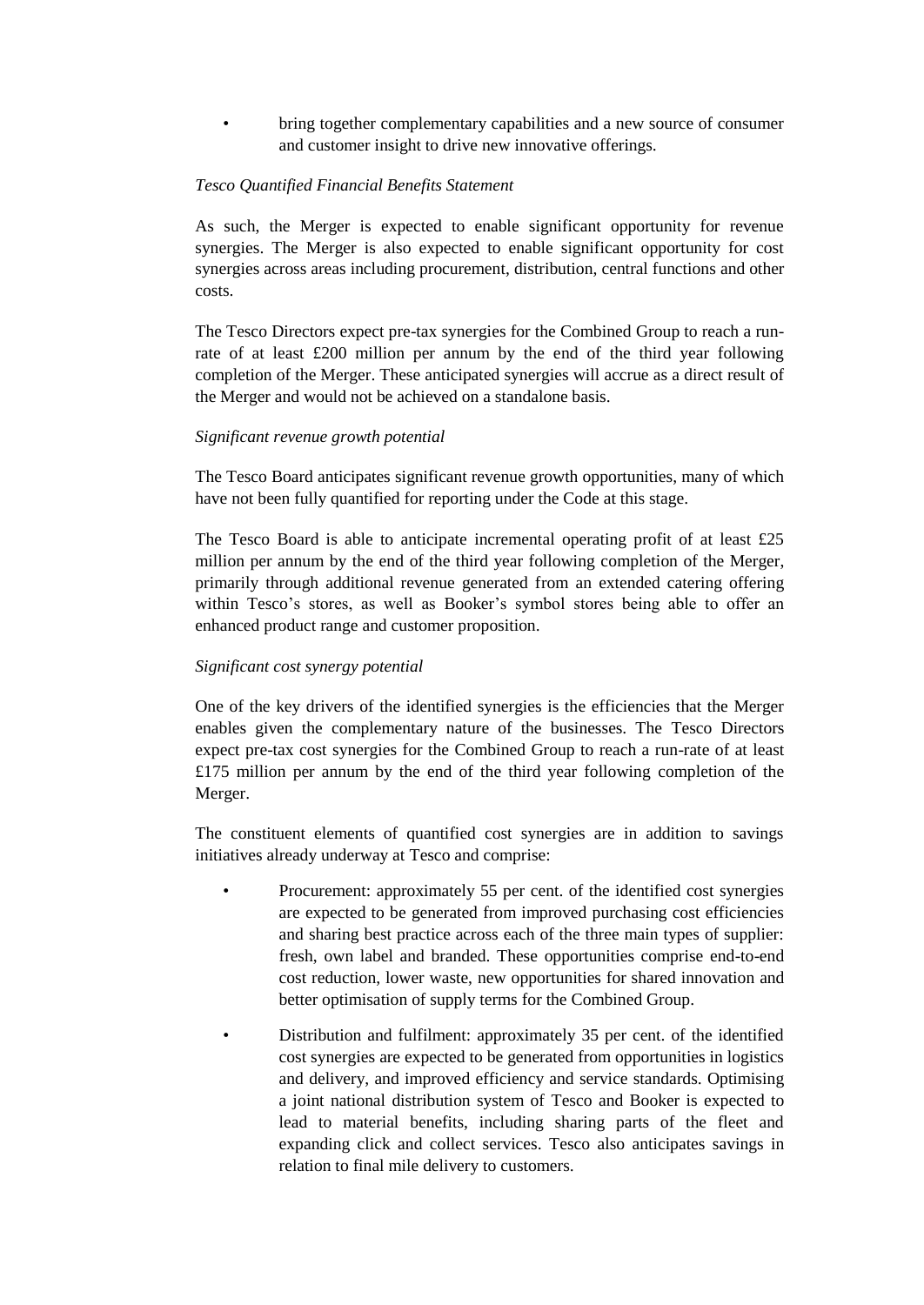- bring together complementary capabilities and a new source of consumer and customer insight to drive new innovative offerings.

*Tesco Quantified Financial Benefits Statement*

As such, the Merger is expected to enable significant opportunity for revenue synergies. The Merger is also expected to enable significant opportunity for cost synergies across areas including procurement, distribution, central functions and other costs.

The Tesco Directors expect pre-tax synergies for the Combined Group to reach a run-rate of at least £200 million per annum by the end of the third year following completion of the Merger. These anticipated synergies will accrue as a direct result of the Merger and would not be achieved on a standalone basis.

*Significant revenue growth potential*

The Tesco Board anticipates significant revenue growth opportunities, many of which have not been fully quantified for reporting under the Code at this stage.

The Tesco Board is able to anticipate incremental operating profit of at least £25 million per annum by the end of the third year following completion of the Merger, primarily through additional revenue generated from an extended catering offering within Tesco's stores, as well as Booker's symbol stores being able to offer an enhanced product range and customer proposition.

*Significant cost synergy potential*

One of the key drivers of the identified synergies is the efficiencies that the Merger enables given the complementary nature of the businesses. The Tesco Directors expect pre-tax cost synergies for the Combined Group to reach a run-rate of at least £175 million per annum by the end of the third year following completion of the Merger.

The constituent elements of quantified cost synergies are in addition to savings initiatives already underway at Tesco and comprise:

- Procurement: approximately 55 per cent. of the identified cost synergies are expected to be generated from improved purchasing cost efficiencies and sharing best practice across each of the three main types of supplier: fresh, own label and branded. These opportunities comprise end-to-end cost reduction, lower waste, new opportunities for shared innovation and better optimisation of supply terms for the Combined Group.
- Distribution and fulfilment: approximately 35 per cent. of the identified cost synergies are expected to be generated from opportunities in logistics and delivery, and improved efficiency and service standards. Optimising a joint national distribution system of Tesco and Booker is expected to lead to material benefits, including sharing parts of the fleet and expanding click and collect services. Tesco also anticipates savings in relation to final mile delivery to customers.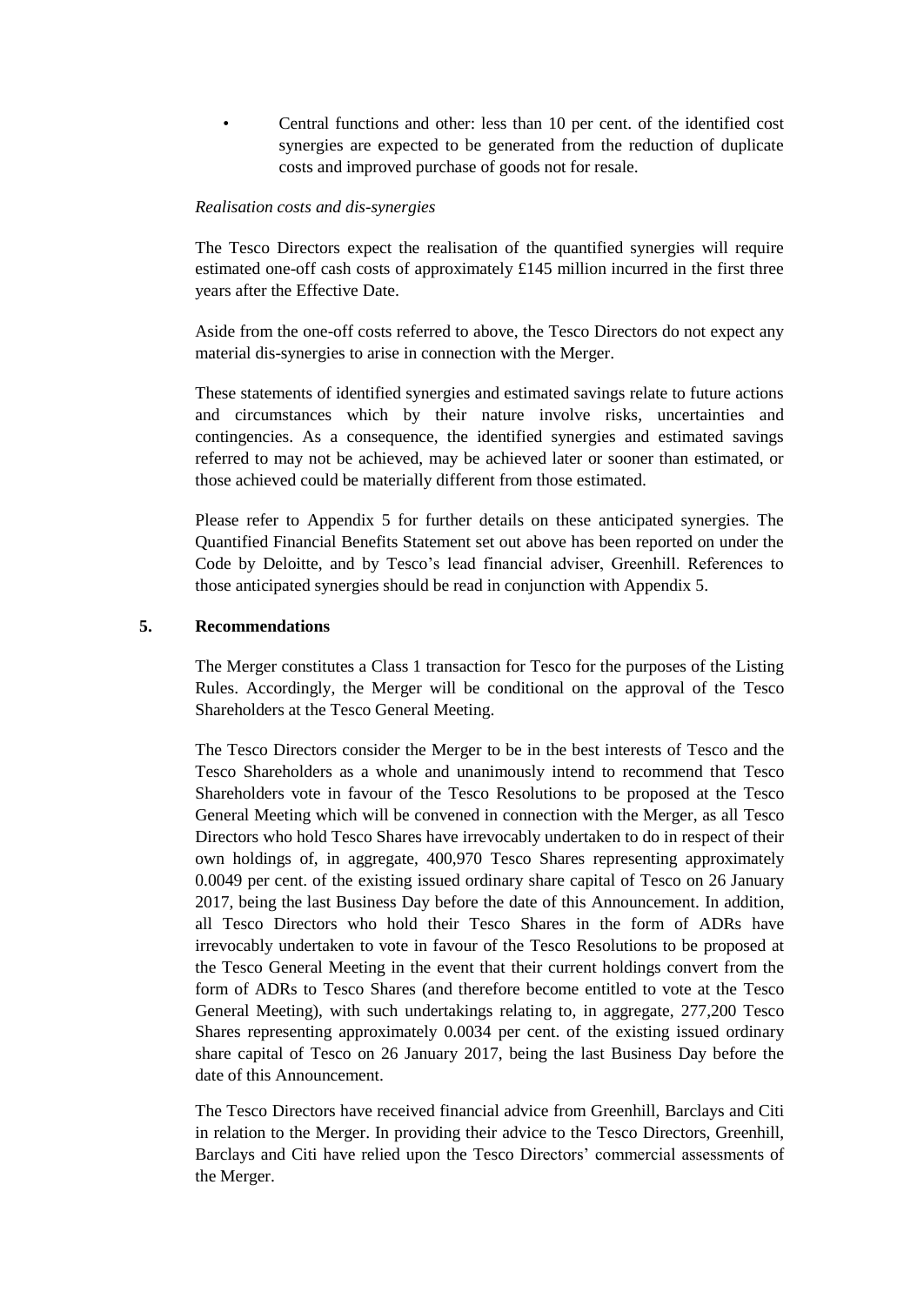- Central functions and other: less than 10 per cent. of the identified cost synergies are expected to be generated from the reduction of duplicate costs and improved purchase of goods not for resale.

*Realisation costs and dis-synergies*

The Tesco Directors expect the realisation of the quantified synergies will require estimated one-off cash costs of approximately £145 million incurred in the first three years after the Effective Date.

Aside from the one-off costs referred to above, the Tesco Directors do not expect any material dis-synergies to arise in connection with the Merger.

These statements of identified synergies and estimated savings relate to future actions and circumstances which by their nature involve risks, uncertainties and contingencies. As a consequence, the identified synergies and estimated savings referred to may not be achieved, may be achieved later or sooner than estimated, or those achieved could be materially different from those estimated.

Please refer to Appendix 5 for further details on these anticipated synergies. The Quantified Financial Benefits Statement set out above has been reported on under the Code by Deloitte, and by Tesco's lead financial adviser, Greenhill. References to those anticipated synergies should be read in conjunction with Appendix 5.

## 5. Recommendations

The Merger constitutes a Class 1 transaction for Tesco for the purposes of the Listing Rules. Accordingly, the Merger will be conditional on the approval of the Tesco Shareholders at the Tesco General Meeting.

The Tesco Directors consider the Merger to be in the best interests of Tesco and the Tesco Shareholders as a whole and unanimously intend to recommend that Tesco Shareholders vote in favour of the Tesco Resolutions to be proposed at the Tesco General Meeting which will be convened in connection with the Merger, as all Tesco Directors who hold Tesco Shares have irrevocably undertaken to do in respect of their own holdings of, in aggregate, 400,970 Tesco Shares representing approximately 0.0049 per cent. of the existing issued ordinary share capital of Tesco on 26 January 2017, being the last Business Day before the date of this Announcement. In addition, all Tesco Directors who hold their Tesco Shares in the form of ADRs have irrevocably undertaken to vote in favour of the Tesco Resolutions to be proposed at the Tesco General Meeting in the event that their current holdings convert from the form of ADRs to Tesco Shares (and therefore become entitled to vote at the Tesco General Meeting), with such undertakings relating to, in aggregate, 277,200 Tesco Shares representing approximately 0.0034 per cent. of the existing issued ordinary share capital of Tesco on 26 January 2017, being the last Business Day before the date of this Announcement.

The Tesco Directors have received financial advice from Greenhill, Barclays and Citi in relation to the Merger. In providing their advice to the Tesco Directors, Greenhill, Barclays and Citi have relied upon the Tesco Directors' commercial assessments of the Merger.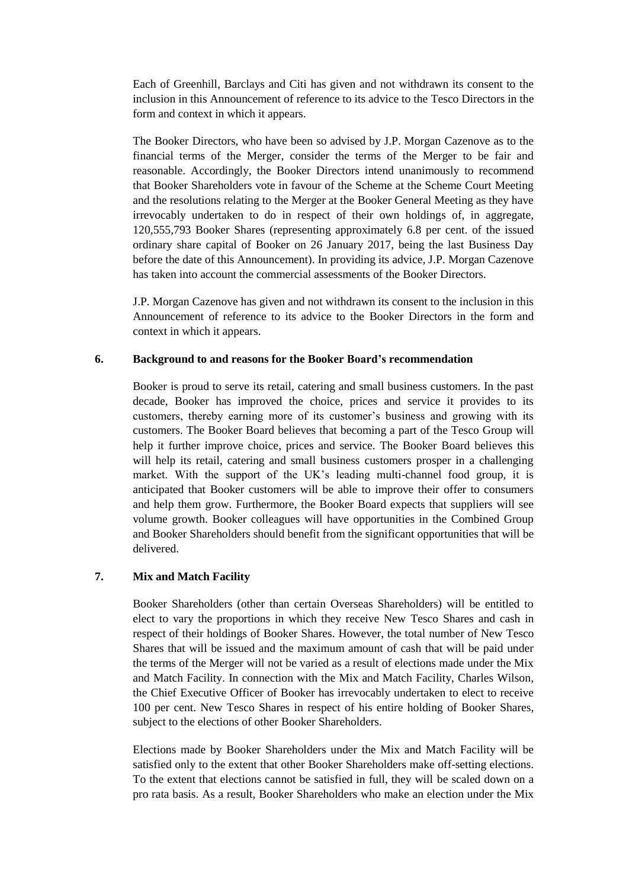Each of Greenhill, Barclays and Citi has given and not withdrawn its consent to the inclusion in this Announcement of reference to its advice to the Tesco Directors in the form and context in which it appears.

The Booker Directors, who have been so advised by J.P. Morgan Cazenove as to the financial terms of the Merger, consider the terms of the Merger to be fair and reasonable. Accordingly, the Booker Directors intend unanimously to recommend that Booker Shareholders vote in favour of the Scheme at the Scheme Court Meeting and the resolutions relating to the Merger at the Booker General Meeting as they have irrevocably undertaken to do in respect of their own holdings of, in aggregate, 120,555,793 Booker Shares (representing approximately 6.8 per cent. of the issued ordinary share capital of Booker on 26 January 2017, being the last Business Day before the date of this Announcement). In providing its advice, J.P. Morgan Cazenove has taken into account the commercial assessments of the Booker Directors.

J.P. Morgan Cazenove has given and not withdrawn its consent to the inclusion in this Announcement of reference to its advice to the Booker Directors in the form and context in which it appears.

## 6. Background to and reasons for the Booker Board's recommendation

Booker is proud to serve its retail, catering and small business customers. In the past decade, Booker has improved the choice, prices and service it provides to its customers, thereby earning more of its customer's business and growing with its customers. The Booker Board believes that becoming a part of the Tesco Group will help it further improve choice, prices and service. The Booker Board believes this will help its retail, catering and small business customers prosper in a challenging market. With the support of the UK's leading multi-channel food group, it is anticipated that Booker customers will be able to improve their offer to consumers and help them grow. Furthermore, the Booker Board expects that suppliers will see volume growth. Booker colleagues will have opportunities in the Combined Group and Booker Shareholders should benefit from the significant opportunities that will be delivered.

## 7. Mix and Match Facility

Booker Shareholders (other than certain Overseas Shareholders) will be entitled to elect to vary the proportions in which they receive New Tesco Shares and cash in respect of their holdings of Booker Shares. However, the total number of New Tesco Shares that will be issued and the maximum amount of cash that will be paid under the terms of the Merger will not be varied as a result of elections made under the Mix and Match Facility. In connection with the Mix and Match Facility, Charles Wilson, the Chief Executive Officer of Booker has irrevocably undertaken to elect to receive 100 per cent. New Tesco Shares in respect of his entire holding of Booker Shares, subject to the elections of other Booker Shareholders.

Elections made by Booker Shareholders under the Mix and Match Facility will be satisfied only to the extent that other Booker Shareholders make off-setting elections. To the extent that elections cannot be satisfied in full, they will be scaled down on a pro rata basis. As a result, Booker Shareholders who make an election under the Mix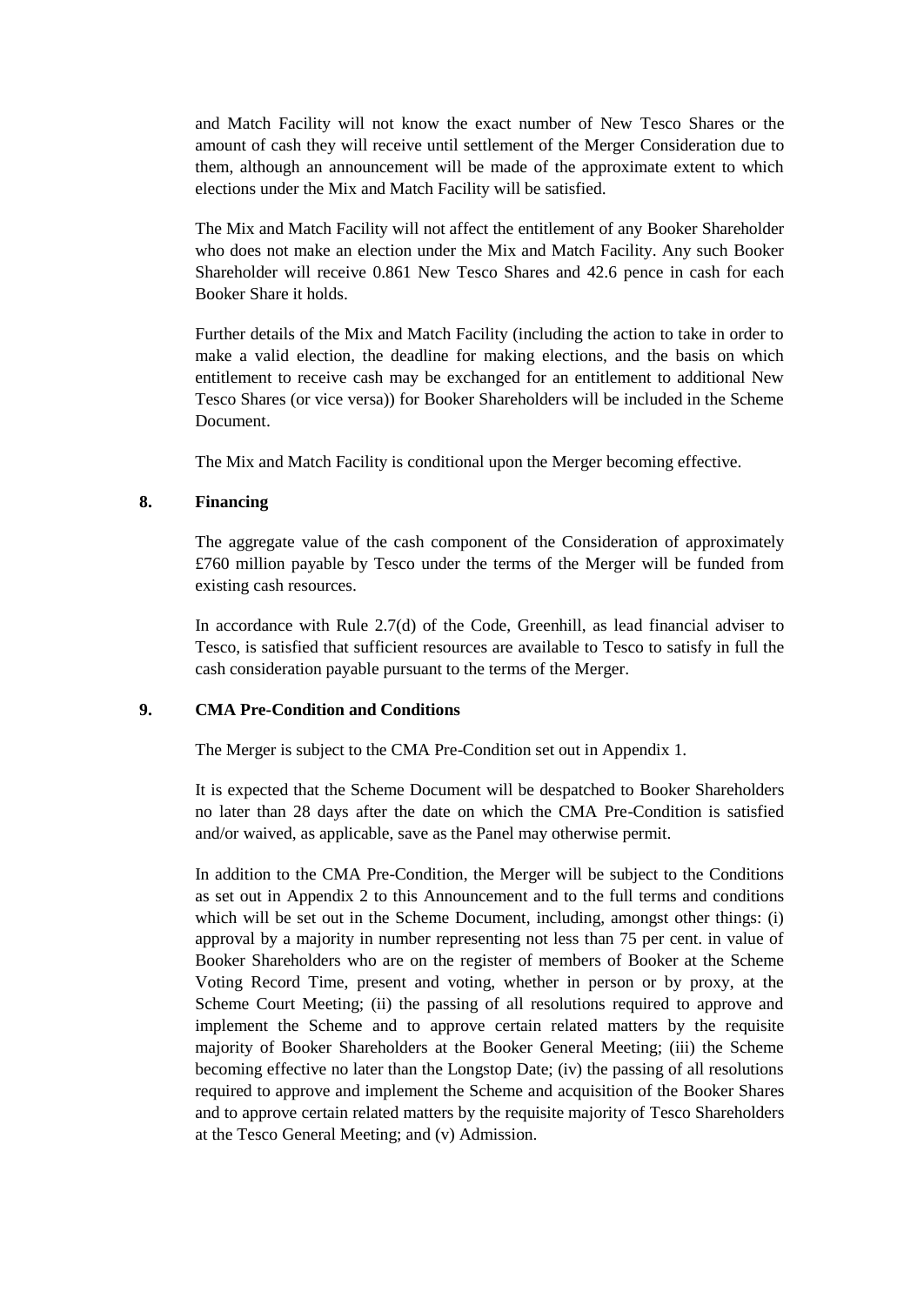and Match Facility will not know the exact number of New Tesco Shares or the amount of cash they will receive until settlement of the Merger Consideration due to them, although an announcement will be made of the approximate extent to which elections under the Mix and Match Facility will be satisfied.

The Mix and Match Facility will not affect the entitlement of any Booker Shareholder who does not make an election under the Mix and Match Facility. Any such Booker Shareholder will receive 0.861 New Tesco Shares and 42.6 pence in cash for each Booker Share it holds.

Further details of the Mix and Match Facility (including the action to take in order to make a valid election, the deadline for making elections, and the basis on which entitlement to receive cash may be exchanged for an entitlement to additional New Tesco Shares (or vice versa)) for Booker Shareholders will be included in the Scheme Document.

The Mix and Match Facility is conditional upon the Merger becoming effective.

## 8. Financing

The aggregate value of the cash component of the Consideration of approximately £760 million payable by Tesco under the terms of the Merger will be funded from existing cash resources.

In accordance with Rule 2.7(d) of the Code, Greenhill, as lead financial adviser to Tesco, is satisfied that sufficient resources are available to Tesco to satisfy in full the cash consideration payable pursuant to the terms of the Merger.

## 9. CMA Pre-Condition and Conditions

The Merger is subject to the CMA Pre-Condition set out in Appendix 1.

It is expected that the Scheme Document will be despatched to Booker Shareholders no later than 28 days after the date on which the CMA Pre-Condition is satisfied and/or waived, as applicable, save as the Panel may otherwise permit.

In addition to the CMA Pre-Condition, the Merger will be subject to the Conditions as set out in Appendix 2 to this Announcement and to the full terms and conditions which will be set out in the Scheme Document, including, amongst other things: (i) approval by a majority in number representing not less than 75 per cent. in value of Booker Shareholders who are on the register of members of Booker at the Scheme Voting Record Time, present and voting, whether in person or by proxy, at the Scheme Court Meeting; (ii) the passing of all resolutions required to approve and implement the Scheme and to approve certain related matters by the requisite majority of Booker Shareholders at the Booker General Meeting; (iii) the Scheme becoming effective no later than the Longstop Date; (iv) the passing of all resolutions required to approve and implement the Scheme and acquisition of the Booker Shares and to approve certain related matters by the requisite majority of Tesco Shareholders at the Tesco General Meeting; and (v) Admission.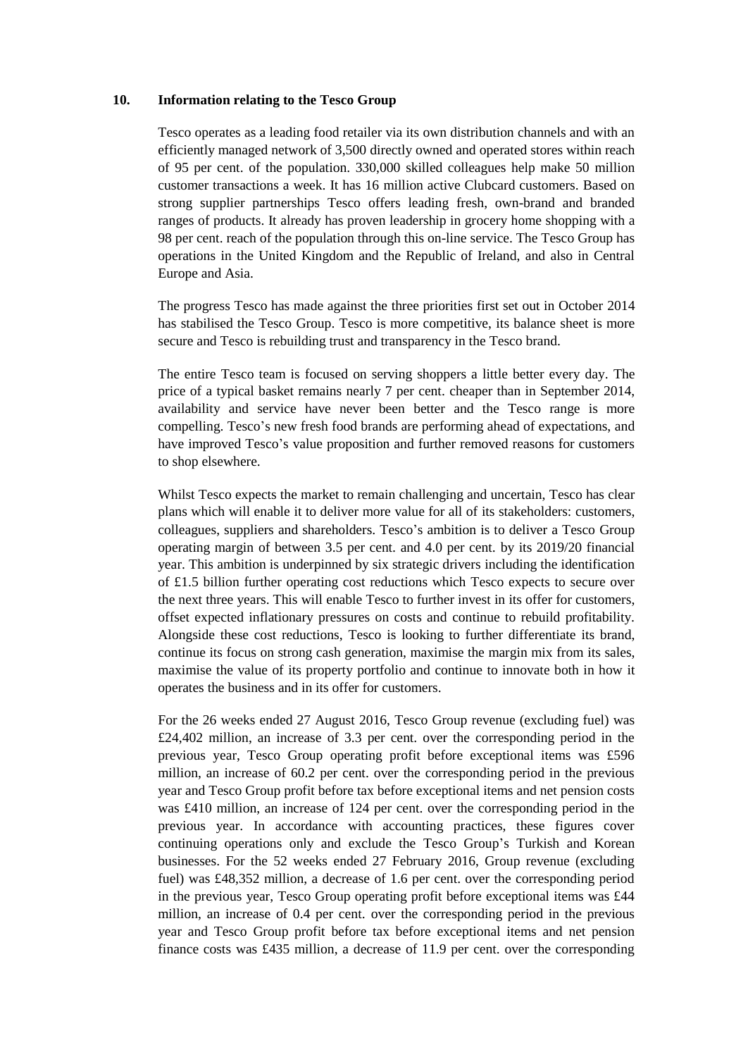## 10. Information relating to the Tesco Group

Tesco operates as a leading food retailer via its own distribution channels and with an efficiently managed network of 3,500 directly owned and operated stores within reach of 95 per cent. of the population. 330,000 skilled colleagues help make 50 million customer transactions a week. It has 16 million active Clubcard customers. Based on strong supplier partnerships Tesco offers leading fresh, own-brand and branded ranges of products. It already has proven leadership in grocery home shopping with a 98 per cent. reach of the population through this on-line service. The Tesco Group has operations in the United Kingdom and the Republic of Ireland, and also in Central Europe and Asia.

The progress Tesco has made against the three priorities first set out in October 2014 has stabilised the Tesco Group. Tesco is more competitive, its balance sheet is more secure and Tesco is rebuilding trust and transparency in the Tesco brand.

The entire Tesco team is focused on serving shoppers a little better every day. The price of a typical basket remains nearly 7 per cent. cheaper than in September 2014, availability and service have never been better and the Tesco range is more compelling. Tesco's new fresh food brands are performing ahead of expectations, and have improved Tesco's value proposition and further removed reasons for customers to shop elsewhere.

Whilst Tesco expects the market to remain challenging and uncertain, Tesco has clear plans which will enable it to deliver more value for all of its stakeholders: customers, colleagues, suppliers and shareholders. Tesco's ambition is to deliver a Tesco Group operating margin of between 3.5 per cent. and 4.0 per cent. by its 2019/20 financial year. This ambition is underpinned by six strategic drivers including the identification of £1.5 billion further operating cost reductions which Tesco expects to secure over the next three years. This will enable Tesco to further invest in its offer for customers, offset expected inflationary pressures on costs and continue to rebuild profitability. Alongside these cost reductions, Tesco is looking to further differentiate its brand, continue its focus on strong cash generation, maximise the margin mix from its sales, maximise the value of its property portfolio and continue to innovate both in how it operates the business and in its offer for customers.

For the 26 weeks ended 27 August 2016, Tesco Group revenue (excluding fuel) was £24,402 million, an increase of 3.3 per cent. over the corresponding period in the previous year, Tesco Group operating profit before exceptional items was £596 million, an increase of 60.2 per cent. over the corresponding period in the previous year and Tesco Group profit before tax before exceptional items and net pension costs was £410 million, an increase of 124 per cent. over the corresponding period in the previous year. In accordance with accounting practices, these figures cover continuing operations only and exclude the Tesco Group's Turkish and Korean businesses. For the 52 weeks ended 27 February 2016, Group revenue (excluding fuel) was £48,352 million, a decrease of 1.6 per cent. over the corresponding period in the previous year, Tesco Group operating profit before exceptional items was £44 million, an increase of 0.4 per cent. over the corresponding period in the previous year and Tesco Group profit before tax before exceptional items and net pension finance costs was £435 million, a decrease of 11.9 per cent. over the corresponding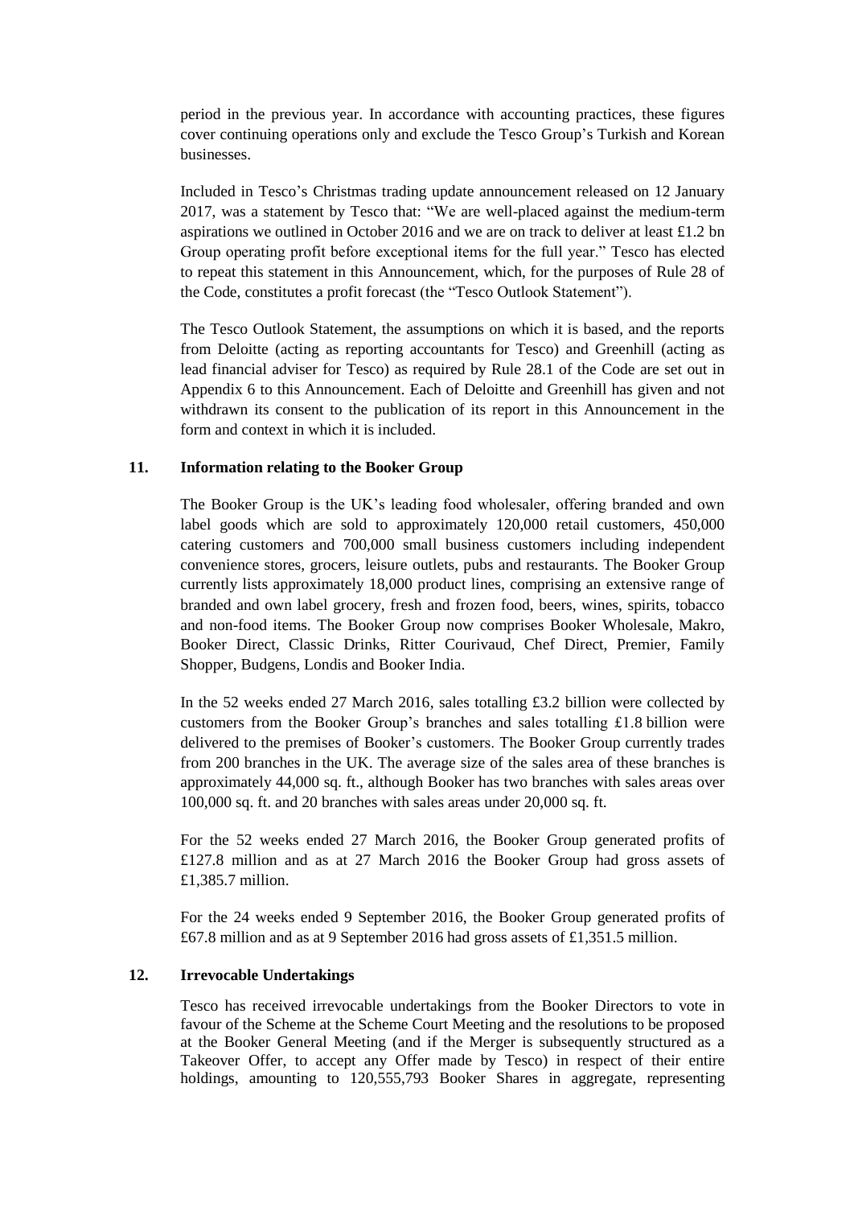period in the previous year. In accordance with accounting practices, these figures cover continuing operations only and exclude the Tesco Group's Turkish and Korean businesses.

Included in Tesco's Christmas trading update announcement released on 12 January 2017, was a statement by Tesco that: "We are well-placed against the medium-term aspirations we outlined in October 2016 and we are on track to deliver at least £1.2 bn Group operating profit before exceptional items for the full year." Tesco has elected to repeat this statement in this Announcement, which, for the purposes of Rule 28 of the Code, constitutes a profit forecast (the "Tesco Outlook Statement").

The Tesco Outlook Statement, the assumptions on which it is based, and the reports from Deloitte (acting as reporting accountants for Tesco) and Greenhill (acting as lead financial adviser for Tesco) as required by Rule 28.1 of the Code are set out in Appendix 6 to this Announcement. Each of Deloitte and Greenhill has given and not withdrawn its consent to the publication of its report in this Announcement in the form and context in which it is included.

## 11. Information relating to the Booker Group

The Booker Group is the UK's leading food wholesaler, offering branded and own label goods which are sold to approximately 120,000 retail customers, 450,000 catering customers and 700,000 small business customers including independent convenience stores, grocers, leisure outlets, pubs and restaurants. The Booker Group currently lists approximately 18,000 product lines, comprising an extensive range of branded and own label grocery, fresh and frozen food, beers, wines, spirits, tobacco and non-food items. The Booker Group now comprises Booker Wholesale, Makro, Booker Direct, Classic Drinks, Ritter Courivaud, Chef Direct, Premier, Family Shopper, Budgens, Londis and Booker India.

In the 52 weeks ended 27 March 2016, sales totalling £3.2 billion were collected by customers from the Booker Group's branches and sales totalling £1.8 billion were delivered to the premises of Booker's customers. The Booker Group currently trades from 200 branches in the UK. The average size of the sales area of these branches is approximately 44,000 sq. ft., although Booker has two branches with sales areas over 100,000 sq. ft. and 20 branches with sales areas under 20,000 sq. ft.

For the 52 weeks ended 27 March 2016, the Booker Group generated profits of £127.8 million and as at 27 March 2016 the Booker Group had gross assets of £1,385.7 million.

For the 24 weeks ended 9 September 2016, the Booker Group generated profits of £67.8 million and as at 9 September 2016 had gross assets of £1,351.5 million.

## 12. Irrevocable Undertakings

Tesco has received irrevocable undertakings from the Booker Directors to vote in favour of the Scheme at the Scheme Court Meeting and the resolutions to be proposed at the Booker General Meeting (and if the Merger is subsequently structured as a Takeover Offer, to accept any Offer made by Tesco) in respect of their entire holdings, amounting to 120,555,793 Booker Shares in aggregate, representing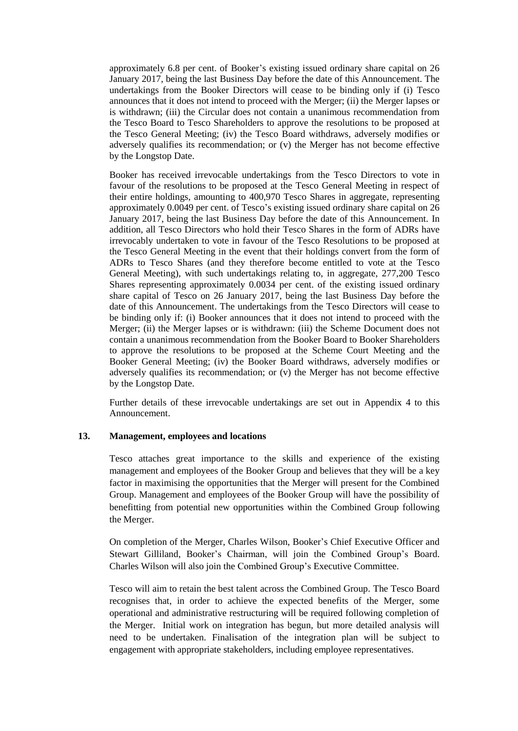approximately 6.8 per cent. of Booker's existing issued ordinary share capital on 26 January 2017, being the last Business Day before the date of this Announcement. The undertakings from the Booker Directors will cease to be binding only if (i) Tesco announces that it does not intend to proceed with the Merger; (ii) the Merger lapses or is withdrawn; (iii) the Circular does not contain a unanimous recommendation from the Tesco Board to Tesco Shareholders to approve the resolutions to be proposed at the Tesco General Meeting; (iv) the Tesco Board withdraws, adversely modifies or adversely qualifies its recommendation; or (v) the Merger has not become effective by the Longstop Date.

Booker has received irrevocable undertakings from the Tesco Directors to vote in favour of the resolutions to be proposed at the Tesco General Meeting in respect of their entire holdings, amounting to 400,970 Tesco Shares in aggregate, representing approximately 0.0049 per cent. of Tesco's existing issued ordinary share capital on 26 January 2017, being the last Business Day before the date of this Announcement. In addition, all Tesco Directors who hold their Tesco Shares in the form of ADRs have irrevocably undertaken to vote in favour of the Tesco Resolutions to be proposed at the Tesco General Meeting in the event that their holdings convert from the form of ADRs to Tesco Shares (and they therefore become entitled to vote at the Tesco General Meeting), with such undertakings relating to, in aggregate, 277,200 Tesco Shares representing approximately 0.0034 per cent. of the existing issued ordinary share capital of Tesco on 26 January 2017, being the last Business Day before the date of this Announcement. The undertakings from the Tesco Directors will cease to be binding only if: (i) Booker announces that it does not intend to proceed with the Merger; (ii) the Merger lapses or is withdrawn: (iii) the Scheme Document does not contain a unanimous recommendation from the Booker Board to Booker Shareholders to approve the resolutions to be proposed at the Scheme Court Meeting and the Booker General Meeting; (iv) the Booker Board withdraws, adversely modifies or adversely qualifies its recommendation; or (v) the Merger has not become effective by the Longstop Date.

Further details of these irrevocable undertakings are set out in Appendix 4 to this Announcement.

## 13. Management, employees and locations

Tesco attaches great importance to the skills and experience of the existing management and employees of the Booker Group and believes that they will be a key factor in maximising the opportunities that the Merger will present for the Combined Group. Management and employees of the Booker Group will have the possibility of benefitting from potential new opportunities within the Combined Group following the Merger.

On completion of the Merger, Charles Wilson, Booker's Chief Executive Officer and Stewart Gilliland, Booker's Chairman, will join the Combined Group's Board. Charles Wilson will also join the Combined Group's Executive Committee.

Tesco will aim to retain the best talent across the Combined Group. The Tesco Board recognises that, in order to achieve the expected benefits of the Merger, some operational and administrative restructuring will be required following completion of the Merger. Initial work on integration has begun, but more detailed analysis will need to be undertaken. Finalisation of the integration plan will be subject to engagement with appropriate stakeholders, including employee representatives.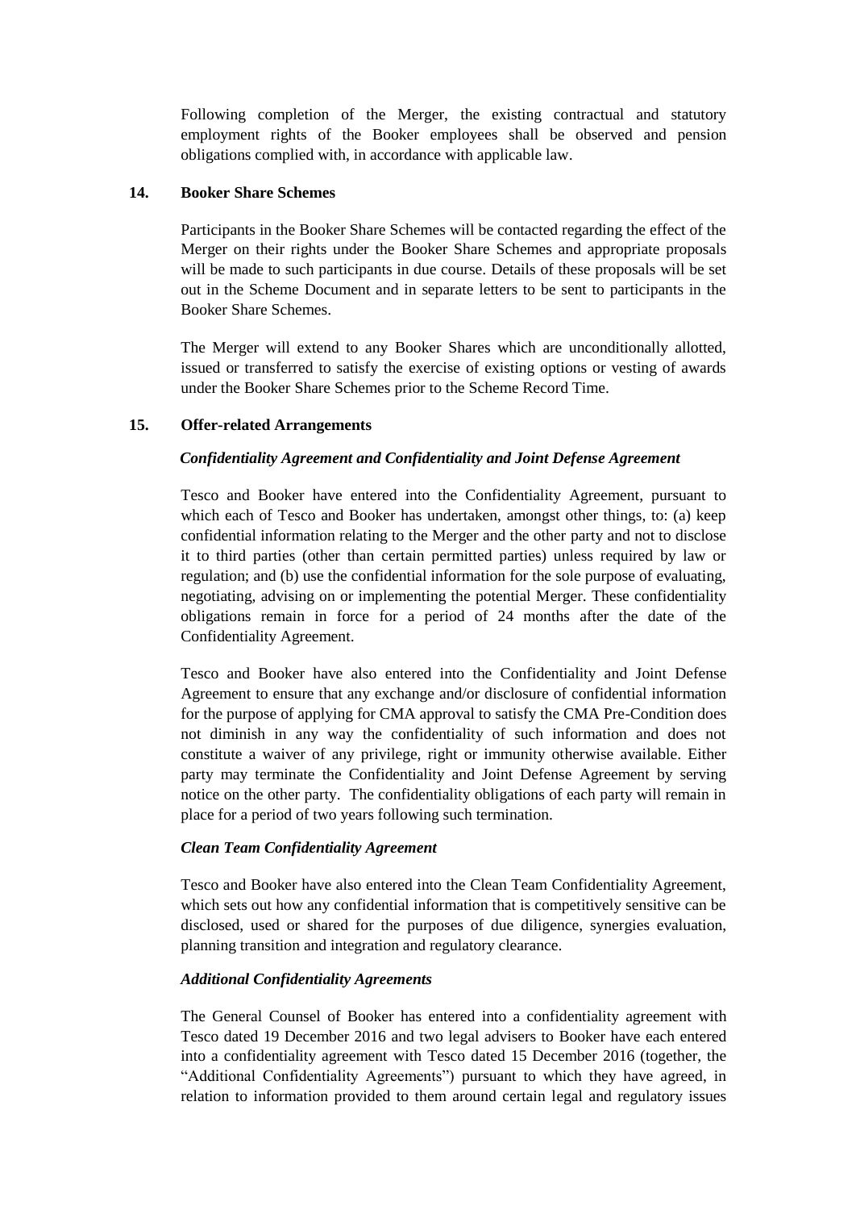Following completion of the Merger, the existing contractual and statutory employment rights of the Booker employees shall be observed and pension obligations complied with, in accordance with applicable law.

## 14. Booker Share Schemes

Participants in the Booker Share Schemes will be contacted regarding the effect of the Merger on their rights under the Booker Share Schemes and appropriate proposals will be made to such participants in due course. Details of these proposals will be set out in the Scheme Document and in separate letters to be sent to participants in the Booker Share Schemes.

The Merger will extend to any Booker Shares which are unconditionally allotted, issued or transferred to satisfy the exercise of existing options or vesting of awards under the Booker Share Schemes prior to the Scheme Record Time.

## 15. Offer-related Arrangements

### *Confidentiality Agreement and Confidentiality and Joint Defense Agreement*

Tesco and Booker have entered into the Confidentiality Agreement, pursuant to which each of Tesco and Booker has undertaken, amongst other things, to: (a) keep confidential information relating to the Merger and the other party and not to disclose it to third parties (other than certain permitted parties) unless required by law or regulation; and (b) use the confidential information for the sole purpose of evaluating, negotiating, advising on or implementing the potential Merger. These confidentiality obligations remain in force for a period of 24 months after the date of the Confidentiality Agreement.

Tesco and Booker have also entered into the Confidentiality and Joint Defense Agreement to ensure that any exchange and/or disclosure of confidential information for the purpose of applying for CMA approval to satisfy the CMA Pre-Condition does not diminish in any way the confidentiality of such information and does not constitute a waiver of any privilege, right or immunity otherwise available. Either party may terminate the Confidentiality and Joint Defense Agreement by serving notice on the other party. The confidentiality obligations of each party will remain in place for a period of two years following such termination.

### *Clean Team Confidentiality Agreement*

Tesco and Booker have also entered into the Clean Team Confidentiality Agreement, which sets out how any confidential information that is competitively sensitive can be disclosed, used or shared for the purposes of due diligence, synergies evaluation, planning transition and integration and regulatory clearance.

### *Additional Confidentiality Agreements*

The General Counsel of Booker has entered into a confidentiality agreement with Tesco dated 19 December 2016 and two legal advisers to Booker have each entered into a confidentiality agreement with Tesco dated 15 December 2016 (together, the "Additional Confidentiality Agreements") pursuant to which they have agreed, in relation to information provided to them around certain legal and regulatory issues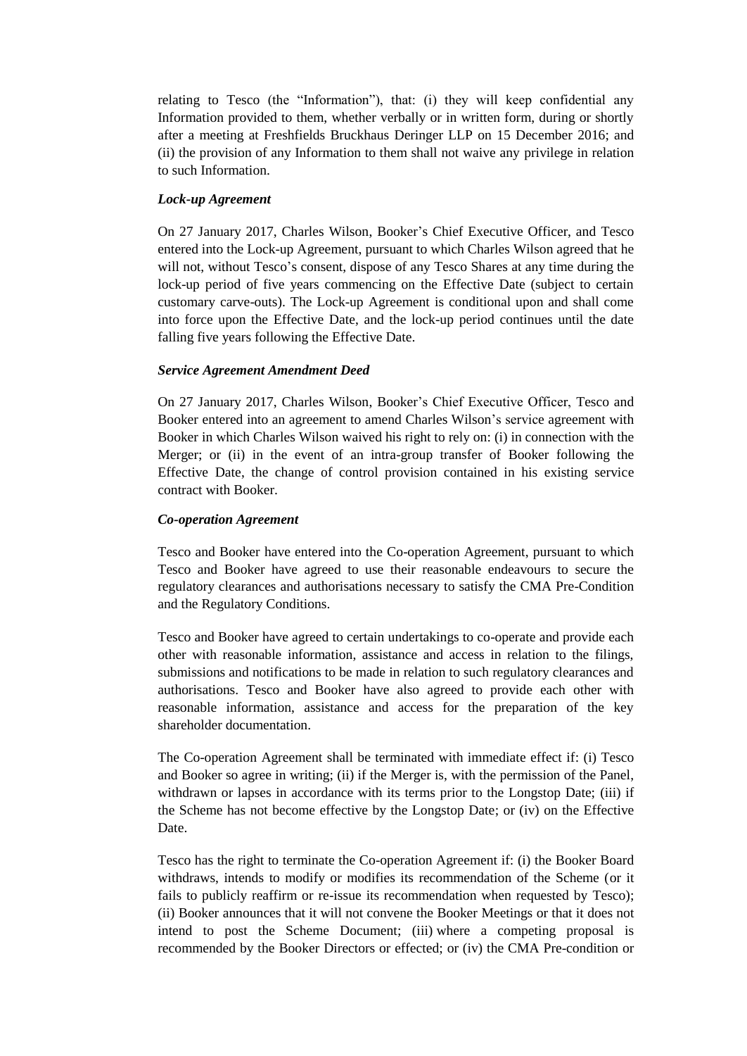relating to Tesco (the "Information"), that: (i) they will keep confidential any Information provided to them, whether verbally or in written form, during or shortly after a meeting at Freshfields Bruckhaus Deringer LLP on 15 December 2016; and (ii) the provision of any Information to them shall not waive any privilege in relation to such Information.

***Lock-up Agreement***

On 27 January 2017, Charles Wilson, Booker's Chief Executive Officer, and Tesco entered into the Lock-up Agreement, pursuant to which Charles Wilson agreed that he will not, without Tesco's consent, dispose of any Tesco Shares at any time during the lock-up period of five years commencing on the Effective Date (subject to certain customary carve-outs). The Lock-up Agreement is conditional upon and shall come into force upon the Effective Date, and the lock-up period continues until the date falling five years following the Effective Date.

***Service Agreement Amendment Deed***

On 27 January 2017, Charles Wilson, Booker's Chief Executive Officer, Tesco and Booker entered into an agreement to amend Charles Wilson's service agreement with Booker in which Charles Wilson waived his right to rely on: (i) in connection with the Merger; or (ii) in the event of an intra-group transfer of Booker following the Effective Date, the change of control provision contained in his existing service contract with Booker.

***Co-operation Agreement***

Tesco and Booker have entered into the Co-operation Agreement, pursuant to which Tesco and Booker have agreed to use their reasonable endeavours to secure the regulatory clearances and authorisations necessary to satisfy the CMA Pre-Condition and the Regulatory Conditions.

Tesco and Booker have agreed to certain undertakings to co-operate and provide each other with reasonable information, assistance and access in relation to the filings, submissions and notifications to be made in relation to such regulatory clearances and authorisations. Tesco and Booker have also agreed to provide each other with reasonable information, assistance and access for the preparation of the key shareholder documentation.

The Co-operation Agreement shall be terminated with immediate effect if: (i) Tesco and Booker so agree in writing; (ii) if the Merger is, with the permission of the Panel, withdrawn or lapses in accordance with its terms prior to the Longstop Date; (iii) if the Scheme has not become effective by the Longstop Date; or (iv) on the Effective Date.

Tesco has the right to terminate the Co-operation Agreement if: (i) the Booker Board withdraws, intends to modify or modifies its recommendation of the Scheme (or it fails to publicly reaffirm or re-issue its recommendation when requested by Tesco); (ii) Booker announces that it will not convene the Booker Meetings or that it does not intend to post the Scheme Document; (iii) where a competing proposal is recommended by the Booker Directors or effected; or (iv) the CMA Pre-condition or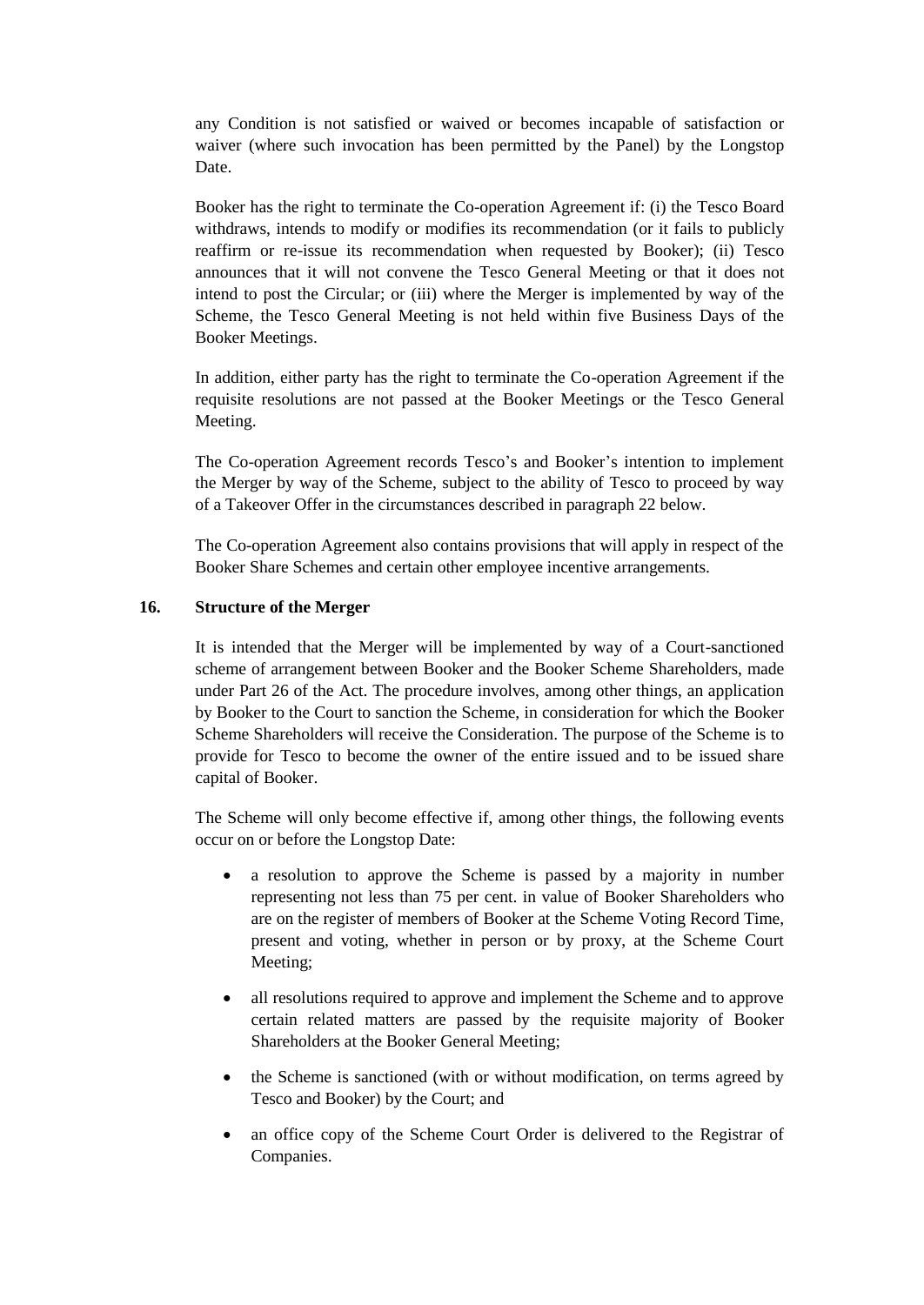any Condition is not satisfied or waived or becomes incapable of satisfaction or waiver (where such invocation has been permitted by the Panel) by the Longstop Date.

Booker has the right to terminate the Co-operation Agreement if: (i) the Tesco Board withdraws, intends to modify or modifies its recommendation (or it fails to publicly reaffirm or re-issue its recommendation when requested by Booker); (ii) Tesco announces that it will not convene the Tesco General Meeting or that it does not intend to post the Circular; or (iii) where the Merger is implemented by way of the Scheme, the Tesco General Meeting is not held within five Business Days of the Booker Meetings.

In addition, either party has the right to terminate the Co-operation Agreement if the requisite resolutions are not passed at the Booker Meetings or the Tesco General Meeting.

The Co-operation Agreement records Tesco's and Booker's intention to implement the Merger by way of the Scheme, subject to the ability of Tesco to proceed by way of a Takeover Offer in the circumstances described in paragraph 22 below.

The Co-operation Agreement also contains provisions that will apply in respect of the Booker Share Schemes and certain other employee incentive arrangements.

## 16. Structure of the Merger

It is intended that the Merger will be implemented by way of a Court-sanctioned scheme of arrangement between Booker and the Booker Scheme Shareholders, made under Part 26 of the Act. The procedure involves, among other things, an application by Booker to the Court to sanction the Scheme, in consideration for which the Booker Scheme Shareholders will receive the Consideration. The purpose of the Scheme is to provide for Tesco to become the owner of the entire issued and to be issued share capital of Booker.

The Scheme will only become effective if, among other things, the following events occur on or before the Longstop Date:

- a resolution to approve the Scheme is passed by a majority in number representing not less than 75 per cent. in value of Booker Shareholders who are on the register of members of Booker at the Scheme Voting Record Time, present and voting, whether in person or by proxy, at the Scheme Court Meeting;
- all resolutions required to approve and implement the Scheme and to approve certain related matters are passed by the requisite majority of Booker Shareholders at the Booker General Meeting;
- the Scheme is sanctioned (with or without modification, on terms agreed by Tesco and Booker) by the Court; and
- an office copy of the Scheme Court Order is delivered to the Registrar of Companies.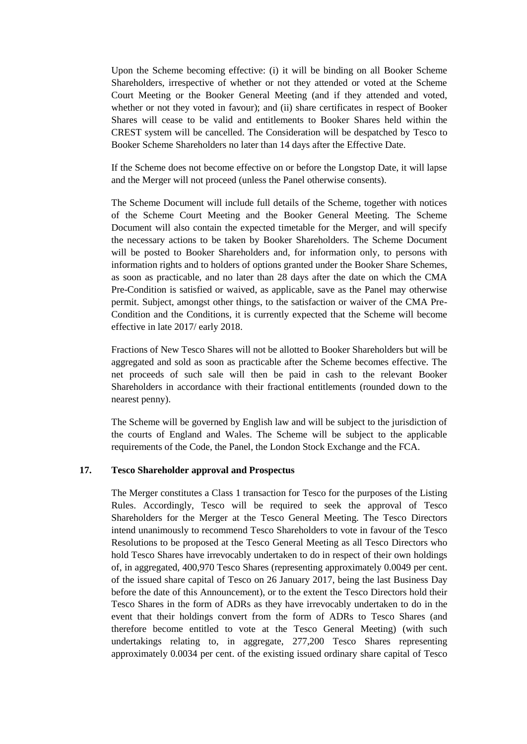Upon the Scheme becoming effective: (i) it will be binding on all Booker Scheme Shareholders, irrespective of whether or not they attended or voted at the Scheme Court Meeting or the Booker General Meeting (and if they attended and voted, whether or not they voted in favour); and (ii) share certificates in respect of Booker Shares will cease to be valid and entitlements to Booker Shares held within the CREST system will be cancelled. The Consideration will be despatched by Tesco to Booker Scheme Shareholders no later than 14 days after the Effective Date.

If the Scheme does not become effective on or before the Longstop Date, it will lapse and the Merger will not proceed (unless the Panel otherwise consents).

The Scheme Document will include full details of the Scheme, together with notices of the Scheme Court Meeting and the Booker General Meeting. The Scheme Document will also contain the expected timetable for the Merger, and will specify the necessary actions to be taken by Booker Shareholders. The Scheme Document will be posted to Booker Shareholders and, for information only, to persons with information rights and to holders of options granted under the Booker Share Schemes, as soon as practicable, and no later than 28 days after the date on which the CMA Pre-Condition is satisfied or waived, as applicable, save as the Panel may otherwise permit. Subject, amongst other things, to the satisfaction or waiver of the CMA Pre-Condition and the Conditions, it is currently expected that the Scheme will become effective in late 2017/ early 2018.

Fractions of New Tesco Shares will not be allotted to Booker Shareholders but will be aggregated and sold as soon as practicable after the Scheme becomes effective. The net proceeds of such sale will then be paid in cash to the relevant Booker Shareholders in accordance with their fractional entitlements (rounded down to the nearest penny).

The Scheme will be governed by English law and will be subject to the jurisdiction of the courts of England and Wales. The Scheme will be subject to the applicable requirements of the Code, the Panel, the London Stock Exchange and the FCA.

## 17. Tesco Shareholder approval and Prospectus

The Merger constitutes a Class 1 transaction for Tesco for the purposes of the Listing Rules. Accordingly, Tesco will be required to seek the approval of Tesco Shareholders for the Merger at the Tesco General Meeting. The Tesco Directors intend unanimously to recommend Tesco Shareholders to vote in favour of the Tesco Resolutions to be proposed at the Tesco General Meeting as all Tesco Directors who hold Tesco Shares have irrevocably undertaken to do in respect of their own holdings of, in aggregated, 400,970 Tesco Shares (representing approximately 0.0049 per cent. of the issued share capital of Tesco on 26 January 2017, being the last Business Day before the date of this Announcement), or to the extent the Tesco Directors hold their Tesco Shares in the form of ADRs as they have irrevocably undertaken to do in the event that their holdings convert from the form of ADRs to Tesco Shares (and therefore become entitled to vote at the Tesco General Meeting) (with such undertakings relating to, in aggregate, 277,200 Tesco Shares representing approximately 0.0034 per cent. of the existing issued ordinary share capital of Tesco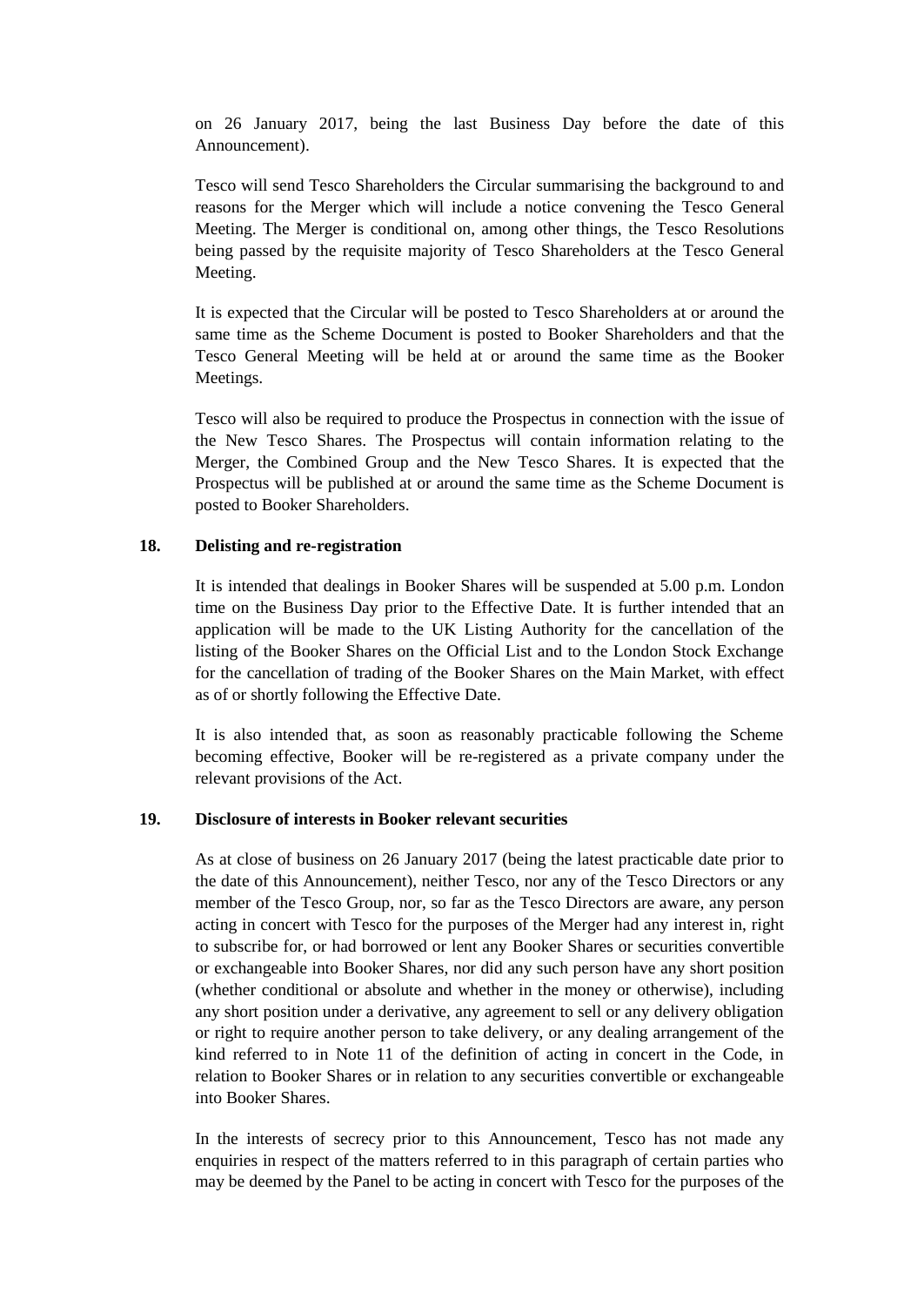on 26 January 2017, being the last Business Day before the date of this Announcement).

Tesco will send Tesco Shareholders the Circular summarising the background to and reasons for the Merger which will include a notice convening the Tesco General Meeting. The Merger is conditional on, among other things, the Tesco Resolutions being passed by the requisite majority of Tesco Shareholders at the Tesco General Meeting.

It is expected that the Circular will be posted to Tesco Shareholders at or around the same time as the Scheme Document is posted to Booker Shareholders and that the Tesco General Meeting will be held at or around the same time as the Booker Meetings.

Tesco will also be required to produce the Prospectus in connection with the issue of the New Tesco Shares. The Prospectus will contain information relating to the Merger, the Combined Group and the New Tesco Shares. It is expected that the Prospectus will be published at or around the same time as the Scheme Document is posted to Booker Shareholders.

## 18. Delisting and re-registration

It is intended that dealings in Booker Shares will be suspended at 5.00 p.m. London time on the Business Day prior to the Effective Date. It is further intended that an application will be made to the UK Listing Authority for the cancellation of the listing of the Booker Shares on the Official List and to the London Stock Exchange for the cancellation of trading of the Booker Shares on the Main Market, with effect as of or shortly following the Effective Date.

It is also intended that, as soon as reasonably practicable following the Scheme becoming effective, Booker will be re-registered as a private company under the relevant provisions of the Act.

## 19. Disclosure of interests in Booker relevant securities

As at close of business on 26 January 2017 (being the latest practicable date prior to the date of this Announcement), neither Tesco, nor any of the Tesco Directors or any member of the Tesco Group, nor, so far as the Tesco Directors are aware, any person acting in concert with Tesco for the purposes of the Merger had any interest in, right to subscribe for, or had borrowed or lent any Booker Shares or securities convertible or exchangeable into Booker Shares, nor did any such person have any short position (whether conditional or absolute and whether in the money or otherwise), including any short position under a derivative, any agreement to sell or any delivery obligation or right to require another person to take delivery, or any dealing arrangement of the kind referred to in Note 11 of the definition of acting in concert in the Code, in relation to Booker Shares or in relation to any securities convertible or exchangeable into Booker Shares.

In the interests of secrecy prior to this Announcement, Tesco has not made any enquiries in respect of the matters referred to in this paragraph of certain parties who may be deemed by the Panel to be acting in concert with Tesco for the purposes of the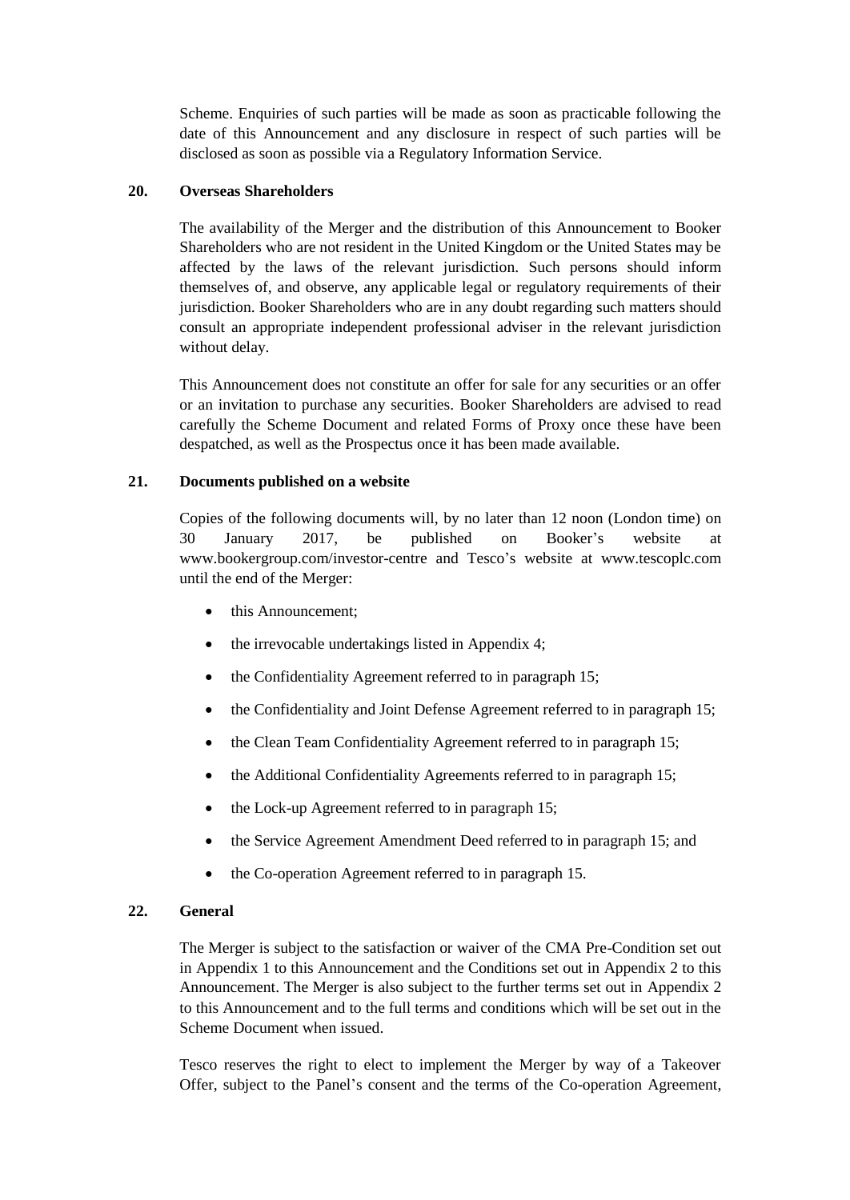Scheme. Enquiries of such parties will be made as soon as practicable following the date of this Announcement and any disclosure in respect of such parties will be disclosed as soon as possible via a Regulatory Information Service.

## 20. Overseas Shareholders

The availability of the Merger and the distribution of this Announcement to Booker Shareholders who are not resident in the United Kingdom or the United States may be affected by the laws of the relevant jurisdiction. Such persons should inform themselves of, and observe, any applicable legal or regulatory requirements of their jurisdiction. Booker Shareholders who are in any doubt regarding such matters should consult an appropriate independent professional adviser in the relevant jurisdiction without delay.

This Announcement does not constitute an offer for sale for any securities or an offer or an invitation to purchase any securities. Booker Shareholders are advised to read carefully the Scheme Document and related Forms of Proxy once these have been despatched, as well as the Prospectus once it has been made available.

## 21. Documents published on a website

Copies of the following documents will, by no later than 12 noon (London time) on 30 January 2017, be published on Booker's website at www.bookergroup.com/investor-centre and Tesco's website at www.tescoplc.com until the end of the Merger:

- this Announcement;
- the irrevocable undertakings listed in Appendix 4;
- the Confidentiality Agreement referred to in paragraph 15;
- the Confidentiality and Joint Defense Agreement referred to in paragraph 15;
- the Clean Team Confidentiality Agreement referred to in paragraph 15;
- the Additional Confidentiality Agreements referred to in paragraph 15;
- the Lock-up Agreement referred to in paragraph 15;
- the Service Agreement Amendment Deed referred to in paragraph 15; and
- the Co-operation Agreement referred to in paragraph 15.

## 22. General

The Merger is subject to the satisfaction or waiver of the CMA Pre-Condition set out in Appendix 1 to this Announcement and the Conditions set out in Appendix 2 to this Announcement. The Merger is also subject to the further terms set out in Appendix 2 to this Announcement and to the full terms and conditions which will be set out in the Scheme Document when issued.

Tesco reserves the right to elect to implement the Merger by way of a Takeover Offer, subject to the Panel's consent and the terms of the Co-operation Agreement,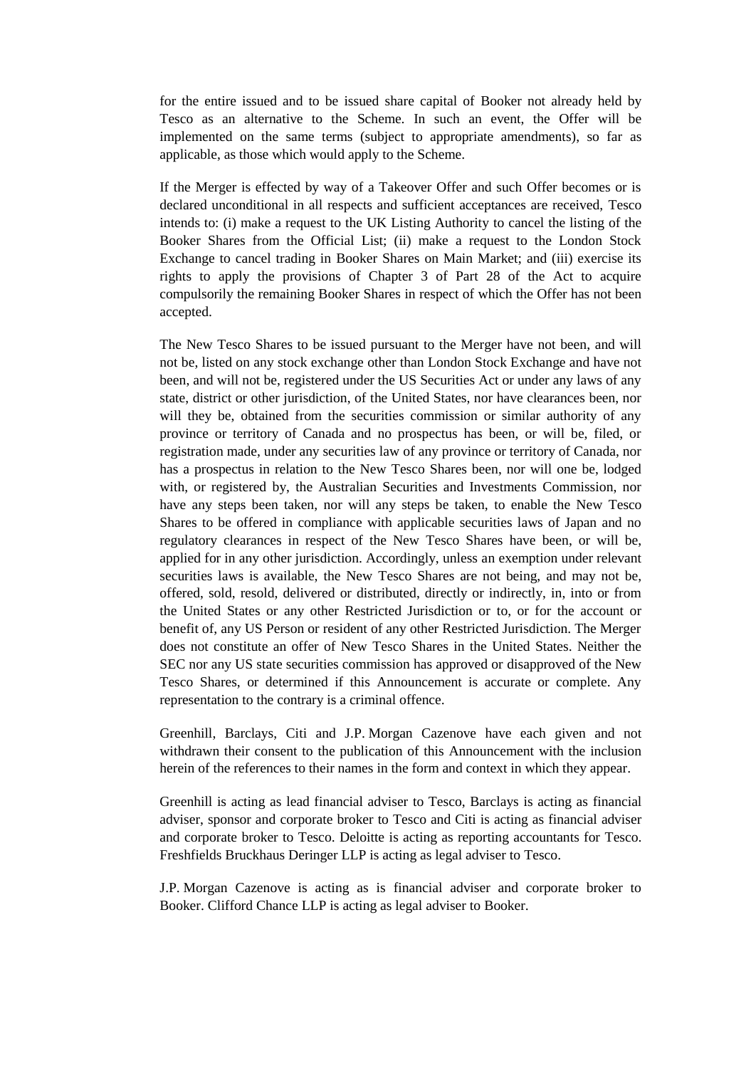for the entire issued and to be issued share capital of Booker not already held by Tesco as an alternative to the Scheme. In such an event, the Offer will be implemented on the same terms (subject to appropriate amendments), so far as applicable, as those which would apply to the Scheme.

If the Merger is effected by way of a Takeover Offer and such Offer becomes or is declared unconditional in all respects and sufficient acceptances are received, Tesco intends to: (i) make a request to the UK Listing Authority to cancel the listing of the Booker Shares from the Official List; (ii) make a request to the London Stock Exchange to cancel trading in Booker Shares on Main Market; and (iii) exercise its rights to apply the provisions of Chapter 3 of Part 28 of the Act to acquire compulsorily the remaining Booker Shares in respect of which the Offer has not been accepted.

The New Tesco Shares to be issued pursuant to the Merger have not been, and will not be, listed on any stock exchange other than London Stock Exchange and have not been, and will not be, registered under the US Securities Act or under any laws of any state, district or other jurisdiction, of the United States, nor have clearances been, nor will they be, obtained from the securities commission or similar authority of any province or territory of Canada and no prospectus has been, or will be, filed, or registration made, under any securities law of any province or territory of Canada, nor has a prospectus in relation to the New Tesco Shares been, nor will one be, lodged with, or registered by, the Australian Securities and Investments Commission, nor have any steps been taken, nor will any steps be taken, to enable the New Tesco Shares to be offered in compliance with applicable securities laws of Japan and no regulatory clearances in respect of the New Tesco Shares have been, or will be, applied for in any other jurisdiction. Accordingly, unless an exemption under relevant securities laws is available, the New Tesco Shares are not being, and may not be, offered, sold, resold, delivered or distributed, directly or indirectly, in, into or from the United States or any other Restricted Jurisdiction or to, or for the account or benefit of, any US Person or resident of any other Restricted Jurisdiction. The Merger does not constitute an offer of New Tesco Shares in the United States. Neither the SEC nor any US state securities commission has approved or disapproved of the New Tesco Shares, or determined if this Announcement is accurate or complete. Any representation to the contrary is a criminal offence.

Greenhill, Barclays, Citi and J.P. Morgan Cazenove have each given and not withdrawn their consent to the publication of this Announcement with the inclusion herein of the references to their names in the form and context in which they appear.

Greenhill is acting as lead financial adviser to Tesco, Barclays is acting as financial adviser, sponsor and corporate broker to Tesco and Citi is acting as financial adviser and corporate broker to Tesco. Deloitte is acting as reporting accountants for Tesco. Freshfields Bruckhaus Deringer LLP is acting as legal adviser to Tesco.

J.P. Morgan Cazenove is acting as is financial adviser and corporate broker to Booker. Clifford Chance LLP is acting as legal adviser to Booker.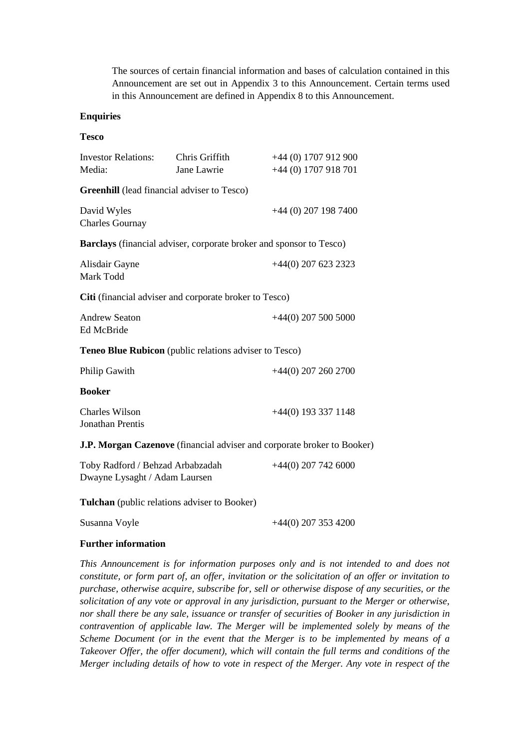The sources of certain financial information and bases of calculation contained in this Announcement are set out in Appendix 3 to this Announcement. Certain terms used in this Announcement are defined in Appendix 8 to this Announcement.

**Enquiries**

**Tesco**

| | | |
|---|---|---|
| Investor Relations: | Chris Griffith | +44 (0) 1707 912 900 |
| Media: | Jane Lawrie | +44 (0) 1707 918 701 |

**Greenhill** (lead financial adviser to Tesco)

David Wyles
Charles Gournay
+44 (0) 207 198 7400

**Barclays** (financial adviser, corporate broker and sponsor to Tesco)

Alisdair Gayne
Mark Todd
+44(0) 207 623 2323

**Citi** (financial adviser and corporate broker to Tesco)

Andrew Seaton
Ed McBride
+44(0) 207 500 5000

**Teneo Blue Rubicon** (public relations adviser to Tesco)

Philip Gawith
+44(0) 207 260 2700

**Booker**

Charles Wilson
Jonathan Prentis
+44(0) 193 337 1148

**J.P. Morgan Cazenove** (financial adviser and corporate broker to Booker)

Toby Radford / Behzad Arbabzadah
Dwayne Lysaght / Adam Laursen
+44(0) 207 742 6000

**Tulchan** (public relations adviser to Booker)

Susanna Voyle
+44(0) 207 353 4200

**Further information**

*This Announcement is for information purposes only and is not intended to and does not constitute, or form part of, an offer, invitation or the solicitation of an offer or invitation to purchase, otherwise acquire, subscribe for, sell or otherwise dispose of any securities, or the solicitation of any vote or approval in any jurisdiction, pursuant to the Merger or otherwise, nor shall there be any sale, issuance or transfer of securities of Booker in any jurisdiction in contravention of applicable law. The Merger will be implemented solely by means of the Scheme Document (or in the event that the Merger is to be implemented by means of a Takeover Offer, the offer document), which will contain the full terms and conditions of the Merger including details of how to vote in respect of the Merger. Any vote in respect of the*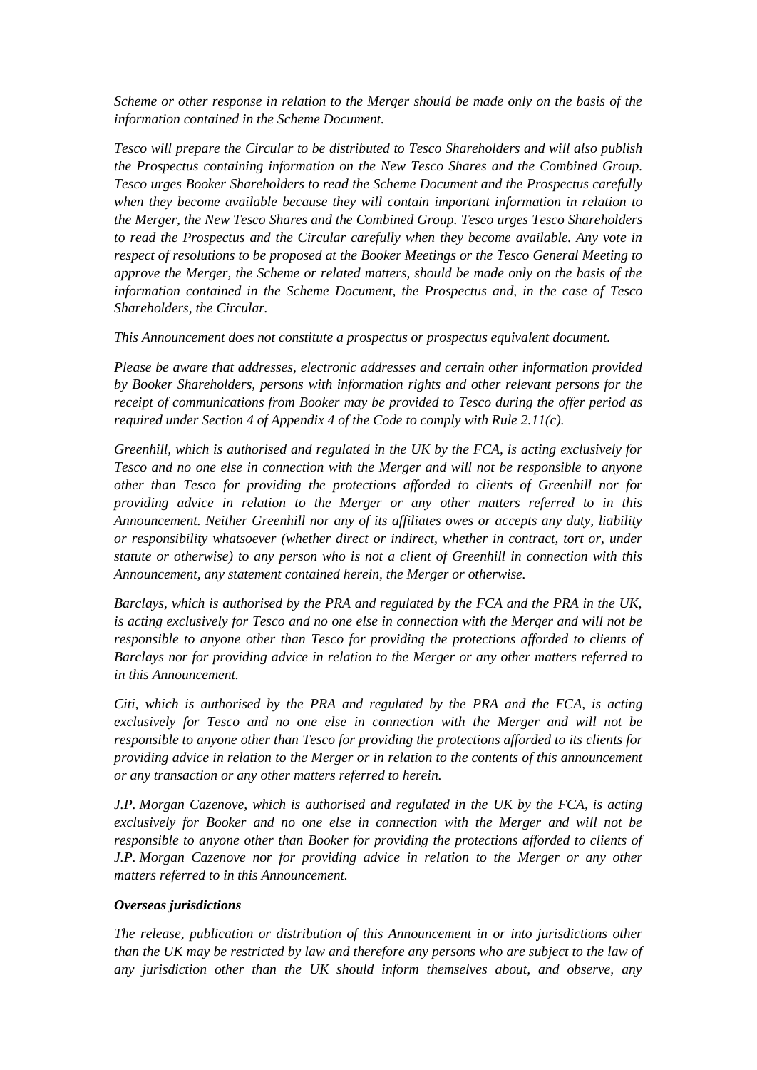*Scheme or other response in relation to the Merger should be made only on the basis of the information contained in the Scheme Document.*

*Tesco will prepare the Circular to be distributed to Tesco Shareholders and will also publish the Prospectus containing information on the New Tesco Shares and the Combined Group. Tesco urges Booker Shareholders to read the Scheme Document and the Prospectus carefully when they become available because they will contain important information in relation to the Merger, the New Tesco Shares and the Combined Group. Tesco urges Tesco Shareholders to read the Prospectus and the Circular carefully when they become available. Any vote in respect of resolutions to be proposed at the Booker Meetings or the Tesco General Meeting to approve the Merger, the Scheme or related matters, should be made only on the basis of the information contained in the Scheme Document, the Prospectus and, in the case of Tesco Shareholders, the Circular.*

*This Announcement does not constitute a prospectus or prospectus equivalent document.*

*Please be aware that addresses, electronic addresses and certain other information provided by Booker Shareholders, persons with information rights and other relevant persons for the receipt of communications from Booker may be provided to Tesco during the offer period as required under Section 4 of Appendix 4 of the Code to comply with Rule 2.11(c).*

*Greenhill, which is authorised and regulated in the UK by the FCA, is acting exclusively for Tesco and no one else in connection with the Merger and will not be responsible to anyone other than Tesco for providing the protections afforded to clients of Greenhill nor for providing advice in relation to the Merger or any other matters referred to in this Announcement. Neither Greenhill nor any of its affiliates owes or accepts any duty, liability or responsibility whatsoever (whether direct or indirect, whether in contract, tort or, under statute or otherwise) to any person who is not a client of Greenhill in connection with this Announcement, any statement contained herein, the Merger or otherwise.*

*Barclays, which is authorised by the PRA and regulated by the FCA and the PRA in the UK, is acting exclusively for Tesco and no one else in connection with the Merger and will not be responsible to anyone other than Tesco for providing the protections afforded to clients of Barclays nor for providing advice in relation to the Merger or any other matters referred to in this Announcement.*

*Citi, which is authorised by the PRA and regulated by the PRA and the FCA, is acting exclusively for Tesco and no one else in connection with the Merger and will not be responsible to anyone other than Tesco for providing the protections afforded to its clients for providing advice in relation to the Merger or in relation to the contents of this announcement or any transaction or any other matters referred to herein.*

*J.P. Morgan Cazenove, which is authorised and regulated in the UK by the FCA, is acting exclusively for Booker and no one else in connection with the Merger and will not be responsible to anyone other than Booker for providing the protections afforded to clients of J.P. Morgan Cazenove nor for providing advice in relation to the Merger or any other matters referred to in this Announcement.*

***Overseas jurisdictions***

*The release, publication or distribution of this Announcement in or into jurisdictions other than the UK may be restricted by law and therefore any persons who are subject to the law of any jurisdiction other than the UK should inform themselves about, and observe, any*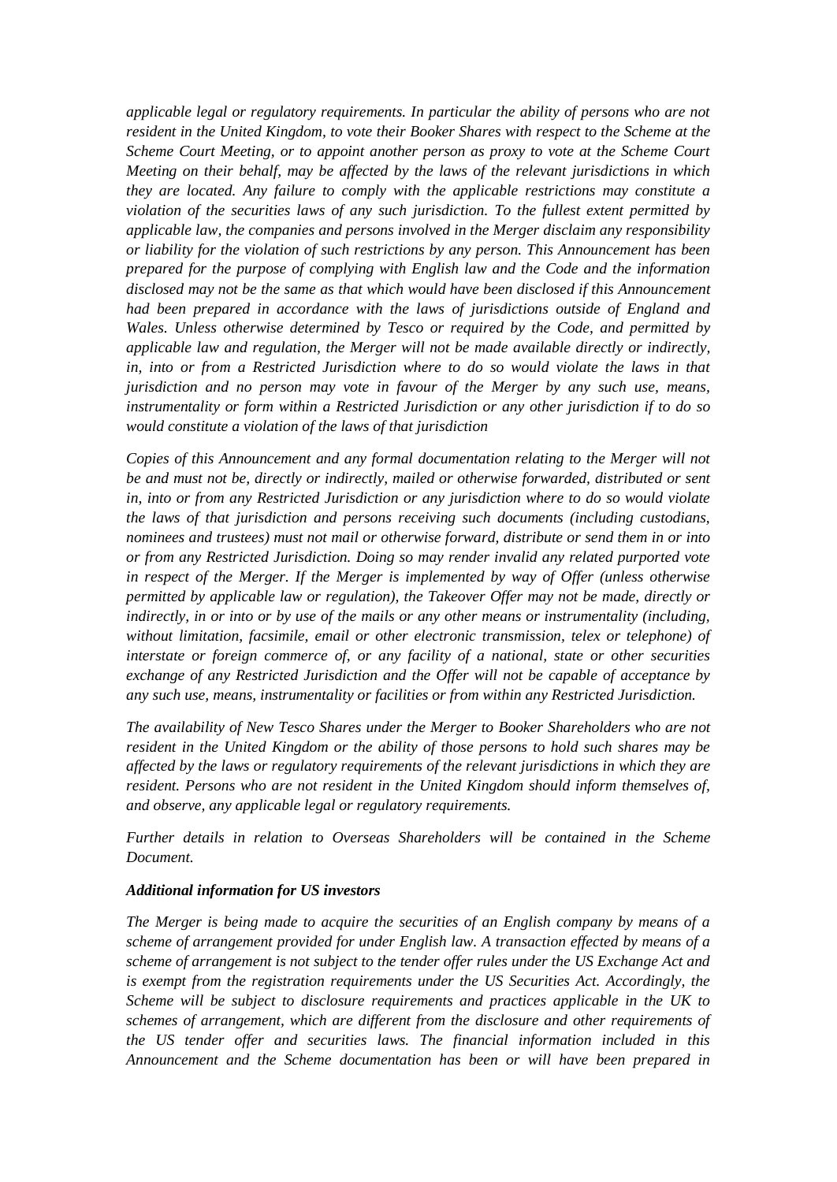*applicable legal or regulatory requirements. In particular the ability of persons who are not resident in the United Kingdom, to vote their Booker Shares with respect to the Scheme at the Scheme Court Meeting, or to appoint another person as proxy to vote at the Scheme Court Meeting on their behalf, may be affected by the laws of the relevant jurisdictions in which they are located. Any failure to comply with the applicable restrictions may constitute a violation of the securities laws of any such jurisdiction. To the fullest extent permitted by applicable law, the companies and persons involved in the Merger disclaim any responsibility or liability for the violation of such restrictions by any person. This Announcement has been prepared for the purpose of complying with English law and the Code and the information disclosed may not be the same as that which would have been disclosed if this Announcement had been prepared in accordance with the laws of jurisdictions outside of England and Wales. Unless otherwise determined by Tesco or required by the Code, and permitted by applicable law and regulation, the Merger will not be made available directly or indirectly, in, into or from a Restricted Jurisdiction where to do so would violate the laws in that jurisdiction and no person may vote in favour of the Merger by any such use, means, instrumentality or form within a Restricted Jurisdiction or any other jurisdiction if to do so would constitute a violation of the laws of that jurisdiction*

*Copies of this Announcement and any formal documentation relating to the Merger will not be and must not be, directly or indirectly, mailed or otherwise forwarded, distributed or sent in, into or from any Restricted Jurisdiction or any jurisdiction where to do so would violate the laws of that jurisdiction and persons receiving such documents (including custodians, nominees and trustees) must not mail or otherwise forward, distribute or send them in or into or from any Restricted Jurisdiction. Doing so may render invalid any related purported vote in respect of the Merger. If the Merger is implemented by way of Offer (unless otherwise permitted by applicable law or regulation), the Takeover Offer may not be made, directly or indirectly, in or into or by use of the mails or any other means or instrumentality (including, without limitation, facsimile, email or other electronic transmission, telex or telephone) of interstate or foreign commerce of, or any facility of a national, state or other securities exchange of any Restricted Jurisdiction and the Offer will not be capable of acceptance by any such use, means, instrumentality or facilities or from within any Restricted Jurisdiction.*

*The availability of New Tesco Shares under the Merger to Booker Shareholders who are not resident in the United Kingdom or the ability of those persons to hold such shares may be affected by the laws or regulatory requirements of the relevant jurisdictions in which they are resident. Persons who are not resident in the United Kingdom should inform themselves of, and observe, any applicable legal or regulatory requirements.*

*Further details in relation to Overseas Shareholders will be contained in the Scheme Document.*

***Additional information for US investors***

*The Merger is being made to acquire the securities of an English company by means of a scheme of arrangement provided for under English law. A transaction effected by means of a scheme of arrangement is not subject to the tender offer rules under the US Exchange Act and is exempt from the registration requirements under the US Securities Act. Accordingly, the Scheme will be subject to disclosure requirements and practices applicable in the UK to schemes of arrangement, which are different from the disclosure and other requirements of the US tender offer and securities laws. The financial information included in this Announcement and the Scheme documentation has been or will have been prepared in*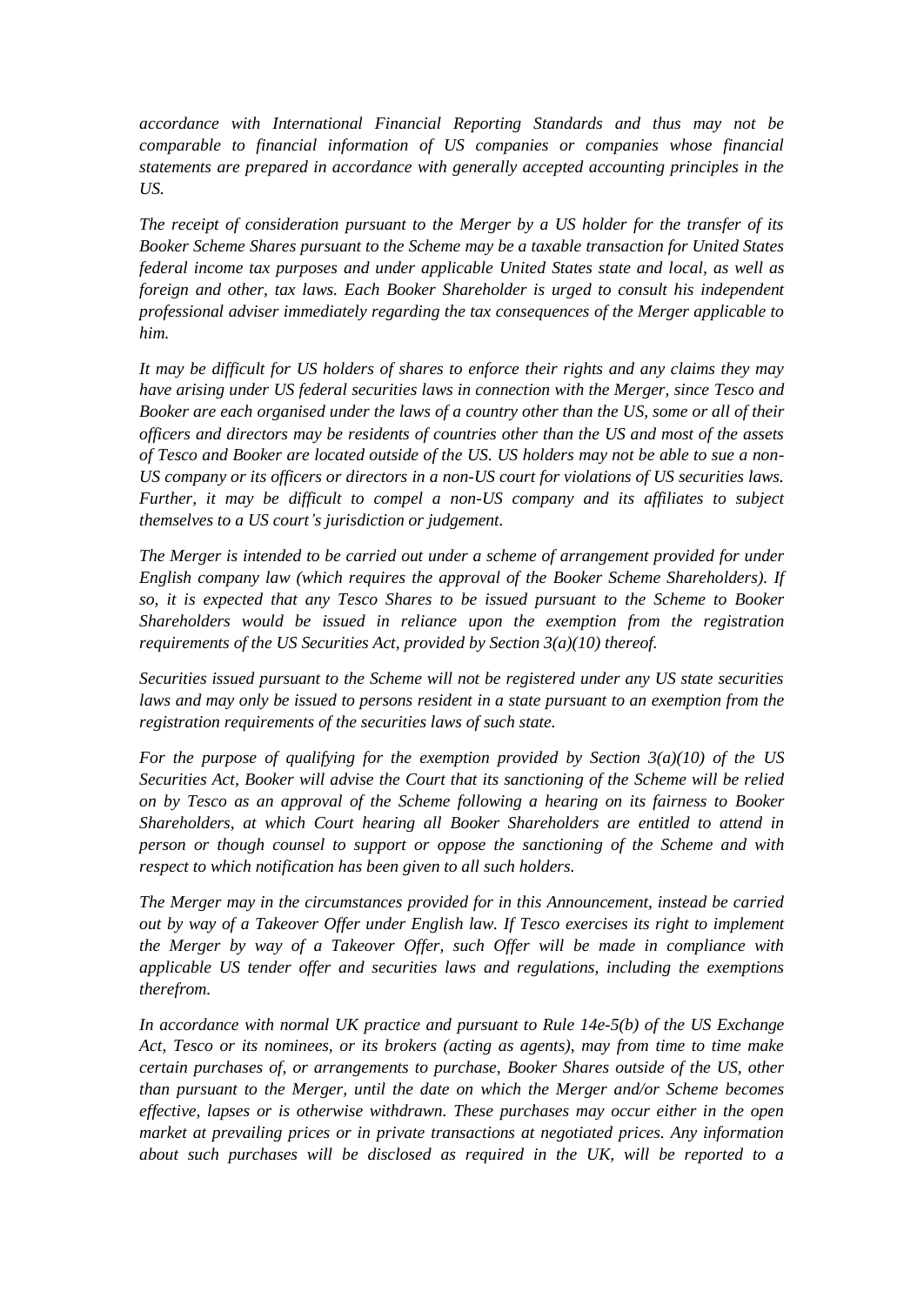*accordance with International Financial Reporting Standards and thus may not be comparable to financial information of US companies or companies whose financial statements are prepared in accordance with generally accepted accounting principles in the US.*

*The receipt of consideration pursuant to the Merger by a US holder for the transfer of its Booker Scheme Shares pursuant to the Scheme may be a taxable transaction for United States federal income tax purposes and under applicable United States state and local, as well as foreign and other, tax laws. Each Booker Shareholder is urged to consult his independent professional adviser immediately regarding the tax consequences of the Merger applicable to him.*

*It may be difficult for US holders of shares to enforce their rights and any claims they may have arising under US federal securities laws in connection with the Merger, since Tesco and Booker are each organised under the laws of a country other than the US, some or all of their officers and directors may be residents of countries other than the US and most of the assets of Tesco and Booker are located outside of the US. US holders may not be able to sue a non-US company or its officers or directors in a non-US court for violations of US securities laws. Further, it may be difficult to compel a non-US company and its affiliates to subject themselves to a US court's jurisdiction or judgement.*

*The Merger is intended to be carried out under a scheme of arrangement provided for under English company law (which requires the approval of the Booker Scheme Shareholders). If so, it is expected that any Tesco Shares to be issued pursuant to the Scheme to Booker Shareholders would be issued in reliance upon the exemption from the registration requirements of the US Securities Act, provided by Section 3(a)(10) thereof.*

*Securities issued pursuant to the Scheme will not be registered under any US state securities laws and may only be issued to persons resident in a state pursuant to an exemption from the registration requirements of the securities laws of such state.*

*For the purpose of qualifying for the exemption provided by Section 3(a)(10) of the US Securities Act, Booker will advise the Court that its sanctioning of the Scheme will be relied on by Tesco as an approval of the Scheme following a hearing on its fairness to Booker Shareholders, at which Court hearing all Booker Shareholders are entitled to attend in person or though counsel to support or oppose the sanctioning of the Scheme and with respect to which notification has been given to all such holders.*

*The Merger may in the circumstances provided for in this Announcement, instead be carried out by way of a Takeover Offer under English law. If Tesco exercises its right to implement the Merger by way of a Takeover Offer, such Offer will be made in compliance with applicable US tender offer and securities laws and regulations, including the exemptions therefrom.*

*In accordance with normal UK practice and pursuant to Rule 14e-5(b) of the US Exchange Act, Tesco or its nominees, or its brokers (acting as agents), may from time to time make certain purchases of, or arrangements to purchase, Booker Shares outside of the US, other than pursuant to the Merger, until the date on which the Merger and/or Scheme becomes effective, lapses or is otherwise withdrawn. These purchases may occur either in the open market at prevailing prices or in private transactions at negotiated prices. Any information about such purchases will be disclosed as required in the UK, will be reported to a*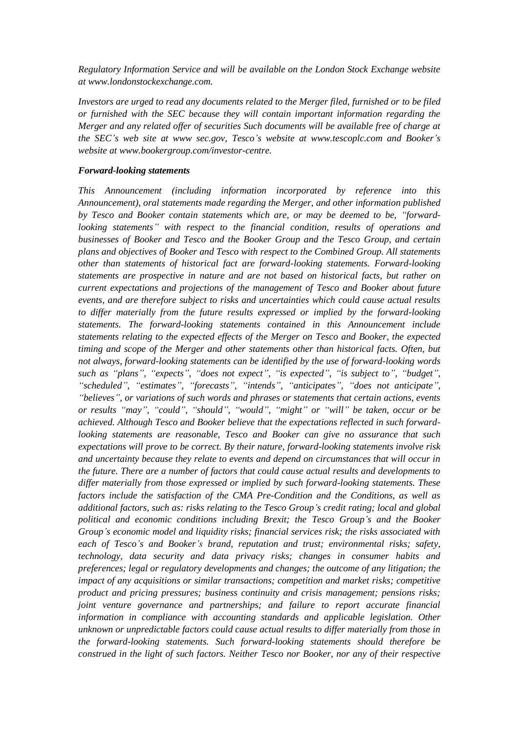*Regulatory Information Service and will be available on the London Stock Exchange website at www.londonstockexchange.com.*

*Investors are urged to read any documents related to the Merger filed, furnished or to be filed or furnished with the SEC because they will contain important information regarding the Merger and any related offer of securities Such documents will be available free of charge at the SEC's web site at www sec.gov, Tesco's website at www.tescoplc.com and Booker's website at www.bookergroup.com/investor-centre.*

***Forward-looking statements***

*This Announcement (including information incorporated by reference into this Announcement), oral statements made regarding the Merger, and other information published by Tesco and Booker contain statements which are, or may be deemed to be, "forward-looking statements" with respect to the financial condition, results of operations and businesses of Booker and Tesco and the Booker Group and the Tesco Group, and certain plans and objectives of Booker and Tesco with respect to the Combined Group. All statements other than statements of historical fact are forward-looking statements. Forward-looking statements are prospective in nature and are not based on historical facts, but rather on current expectations and projections of the management of Tesco and Booker about future events, and are therefore subject to risks and uncertainties which could cause actual results to differ materially from the future results expressed or implied by the forward-looking statements. The forward-looking statements contained in this Announcement include statements relating to the expected effects of the Merger on Tesco and Booker, the expected timing and scope of the Merger and other statements other than historical facts. Often, but not always, forward-looking statements can be identified by the use of forward-looking words such as "plans", "expects", "does not expect", "is expected", "is subject to", "budget", "scheduled", "estimates", "forecasts", "intends", "anticipates", "does not anticipate", "believes", or variations of such words and phrases or statements that certain actions, events or results "may", "could", "should", "would", "might" or "will" be taken, occur or be achieved. Although Tesco and Booker believe that the expectations reflected in such forward-looking statements are reasonable, Tesco and Booker can give no assurance that such expectations will prove to be correct. By their nature, forward-looking statements involve risk and uncertainty because they relate to events and depend on circumstances that will occur in the future. There are a number of factors that could cause actual results and developments to differ materially from those expressed or implied by such forward-looking statements. These factors include the satisfaction of the CMA Pre-Condition and the Conditions, as well as additional factors, such as: risks relating to the Tesco Group's credit rating; local and global political and economic conditions including Brexit; the Tesco Group's and the Booker Group's economic model and liquidity risks; financial services risk; the risks associated with each of Tesco's and Booker's brand, reputation and trust; environmental risks; safety, technology, data security and data privacy risks; changes in consumer habits and preferences; legal or regulatory developments and changes; the outcome of any litigation; the impact of any acquisitions or similar transactions; competition and market risks; competitive product and pricing pressures; business continuity and crisis management; pensions risks; joint venture governance and partnerships; and failure to report accurate financial information in compliance with accounting standards and applicable legislation. Other unknown or unpredictable factors could cause actual results to differ materially from those in the forward-looking statements. Such forward-looking statements should therefore be construed in the light of such factors. Neither Tesco nor Booker, nor any of their respective*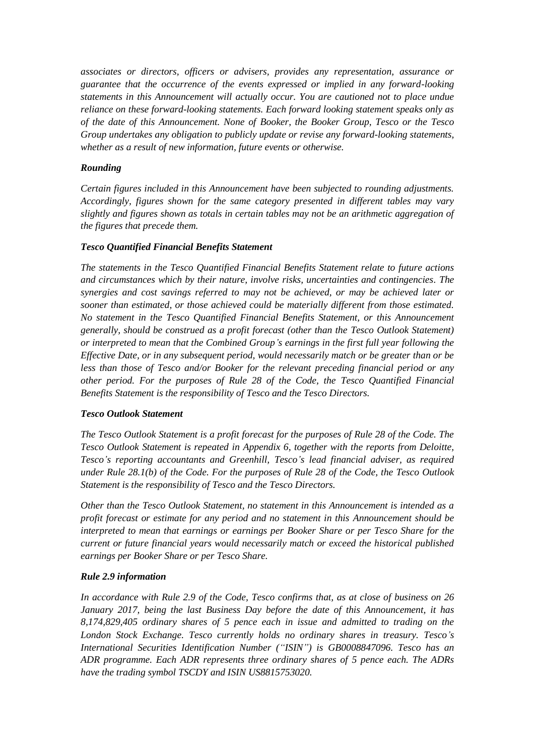*associates or directors, officers or advisers, provides any representation, assurance or guarantee that the occurrence of the events expressed or implied in any forward-looking statements in this Announcement will actually occur. You are cautioned not to place undue reliance on these forward-looking statements. Each forward looking statement speaks only as of the date of this Announcement. None of Booker, the Booker Group, Tesco or the Tesco Group undertakes any obligation to publicly update or revise any forward-looking statements, whether as a result of new information, future events or otherwise.*

***Rounding***

*Certain figures included in this Announcement have been subjected to rounding adjustments. Accordingly, figures shown for the same category presented in different tables may vary slightly and figures shown as totals in certain tables may not be an arithmetic aggregation of the figures that precede them.*

***Tesco Quantified Financial Benefits Statement***

*The statements in the Tesco Quantified Financial Benefits Statement relate to future actions and circumstances which by their nature, involve risks, uncertainties and contingencies. The synergies and cost savings referred to may not be achieved, or may be achieved later or sooner than estimated, or those achieved could be materially different from those estimated. No statement in the Tesco Quantified Financial Benefits Statement, or this Announcement generally, should be construed as a profit forecast (other than the Tesco Outlook Statement) or interpreted to mean that the Combined Group's earnings in the first full year following the Effective Date, or in any subsequent period, would necessarily match or be greater than or be less than those of Tesco and/or Booker for the relevant preceding financial period or any other period. For the purposes of Rule 28 of the Code, the Tesco Quantified Financial Benefits Statement is the responsibility of Tesco and the Tesco Directors.*

***Tesco Outlook Statement***

*The Tesco Outlook Statement is a profit forecast for the purposes of Rule 28 of the Code. The Tesco Outlook Statement is repeated in Appendix 6, together with the reports from Deloitte, Tesco's reporting accountants and Greenhill, Tesco's lead financial adviser, as required under Rule 28.1(b) of the Code. For the purposes of Rule 28 of the Code, the Tesco Outlook Statement is the responsibility of Tesco and the Tesco Directors.*

*Other than the Tesco Outlook Statement, no statement in this Announcement is intended as a profit forecast or estimate for any period and no statement in this Announcement should be interpreted to mean that earnings or earnings per Booker Share or per Tesco Share for the current or future financial years would necessarily match or exceed the historical published earnings per Booker Share or per Tesco Share.*

***Rule 2.9 information***

*In accordance with Rule 2.9 of the Code, Tesco confirms that, as at close of business on 26 January 2017, being the last Business Day before the date of this Announcement, it has 8,174,829,405 ordinary shares of 5 pence each in issue and admitted to trading on the London Stock Exchange. Tesco currently holds no ordinary shares in treasury. Tesco's International Securities Identification Number ("ISIN") is GB0008847096. Tesco has an ADR programme. Each ADR represents three ordinary shares of 5 pence each. The ADRs have the trading symbol TSCDY and ISIN US8815753020.*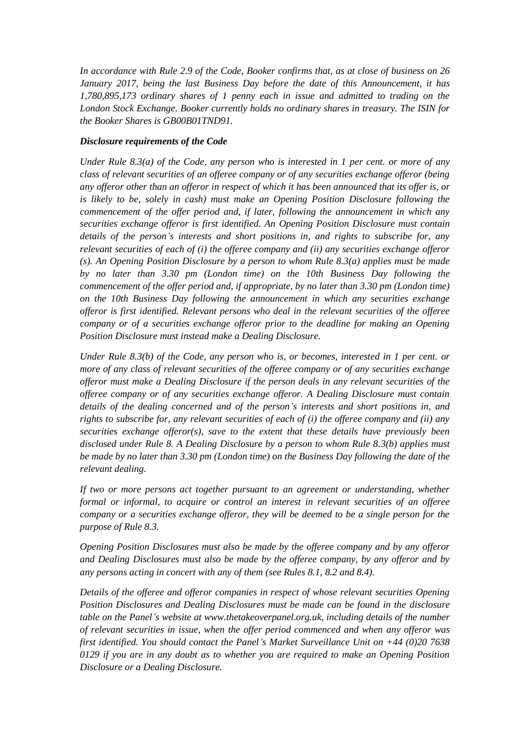*In accordance with Rule 2.9 of the Code, Booker confirms that, as at close of business on 26 January 2017, being the last Business Day before the date of this Announcement, it has 1,780,895,173 ordinary shares of 1 penny each in issue and admitted to trading on the London Stock Exchange. Booker currently holds no ordinary shares in treasury. The ISIN for the Booker Shares is GB00B01TND91.*

***Disclosure requirements of the Code***

*Under Rule 8.3(a) of the Code, any person who is interested in 1 per cent. or more of any class of relevant securities of an offeree company or of any securities exchange offeror (being any offeror other than an offeror in respect of which it has been announced that its offer is, or is likely to be, solely in cash) must make an Opening Position Disclosure following the commencement of the offer period and, if later, following the announcement in which any securities exchange offeror is first identified. An Opening Position Disclosure must contain details of the person's interests and short positions in, and rights to subscribe for, any relevant securities of each of (i) the offeree company and (ii) any securities exchange offeror (s). An Opening Position Disclosure by a person to whom Rule 8.3(a) applies must be made by no later than 3.30 pm (London time) on the 10th Business Day following the commencement of the offer period and, if appropriate, by no later than 3.30 pm (London time) on the 10th Business Day following the announcement in which any securities exchange offeror is first identified. Relevant persons who deal in the relevant securities of the offeree company or of a securities exchange offeror prior to the deadline for making an Opening Position Disclosure must instead make a Dealing Disclosure.*

*Under Rule 8.3(b) of the Code, any person who is, or becomes, interested in 1 per cent. or more of any class of relevant securities of the offeree company or of any securities exchange offeror must make a Dealing Disclosure if the person deals in any relevant securities of the offeree company or of any securities exchange offeror. A Dealing Disclosure must contain details of the dealing concerned and of the person's interests and short positions in, and rights to subscribe for, any relevant securities of each of (i) the offeree company and (ii) any securities exchange offeror(s), save to the extent that these details have previously been disclosed under Rule 8. A Dealing Disclosure by a person to whom Rule 8.3(b) applies must be made by no later than 3.30 pm (London time) on the Business Day following the date of the relevant dealing.*

*If two or more persons act together pursuant to an agreement or understanding, whether formal or informal, to acquire or control an interest in relevant securities of an offeree company or a securities exchange offeror, they will be deemed to be a single person for the purpose of Rule 8.3.*

*Opening Position Disclosures must also be made by the offeree company and by any offeror and Dealing Disclosures must also be made by the offeree company, by any offeror and by any persons acting in concert with any of them (see Rules 8.1, 8.2 and 8.4).*

*Details of the offeree and offeror companies in respect of whose relevant securities Opening Position Disclosures and Dealing Disclosures must be made can be found in the disclosure table on the Panel's website at www.thetakeoverpanel.org.uk, including details of the number of relevant securities in issue, when the offer period commenced and when any offeror was first identified. You should contact the Panel's Market Surveillance Unit on +44 (0)20 7638 0129 if you are in any doubt as to whether you are required to make an Opening Position Disclosure or a Dealing Disclosure.*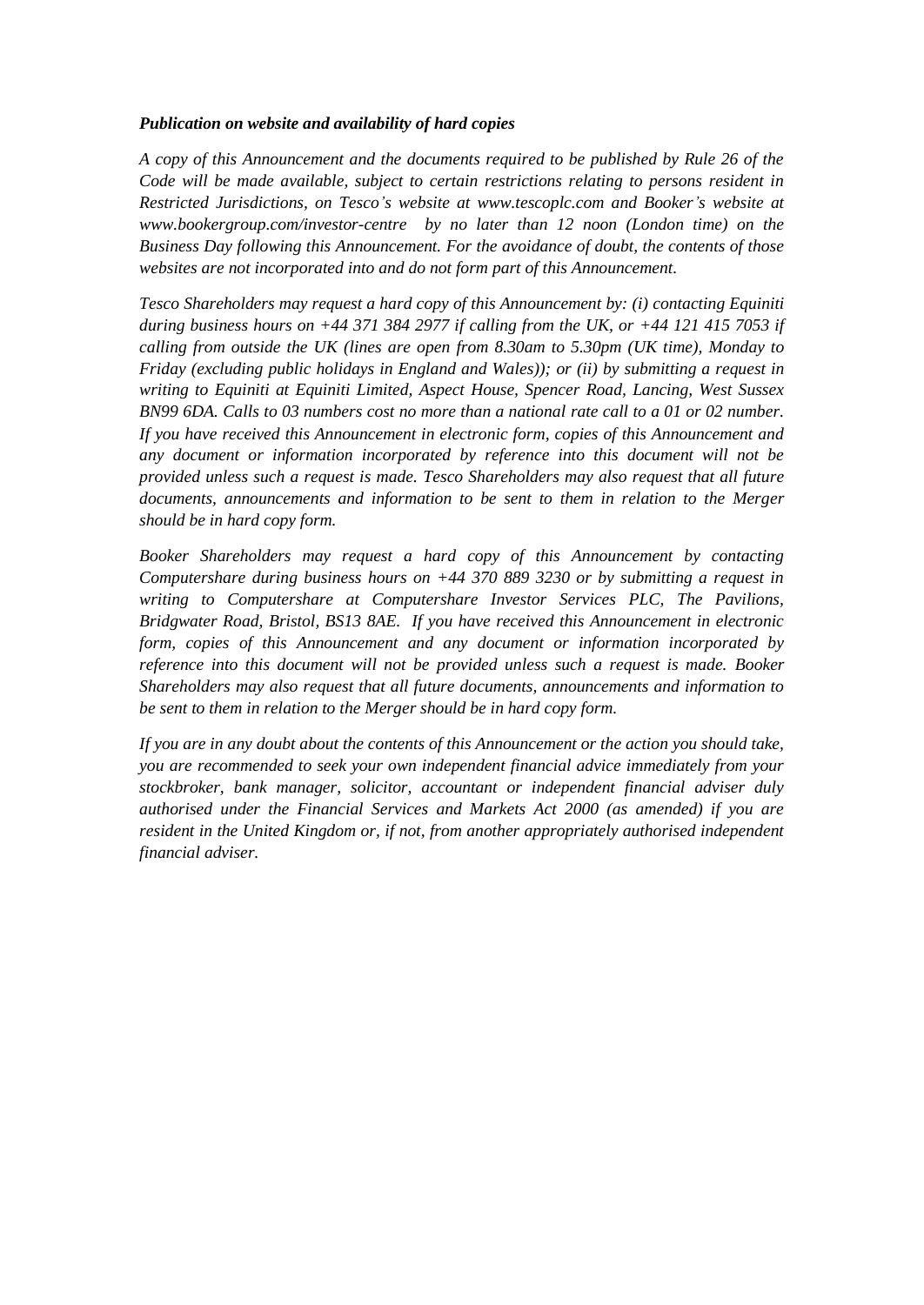***Publication on website and availability of hard copies***

*A copy of this Announcement and the documents required to be published by Rule 26 of the Code will be made available, subject to certain restrictions relating to persons resident in Restricted Jurisdictions, on Tesco's website at www.tescoplc.com and Booker's website at www.bookergroup.com/investor-centre by no later than 12 noon (London time) on the Business Day following this Announcement. For the avoidance of doubt, the contents of those websites are not incorporated into and do not form part of this Announcement.*

*Tesco Shareholders may request a hard copy of this Announcement by: (i) contacting Equiniti during business hours on +44 371 384 2977 if calling from the UK, or +44 121 415 7053 if calling from outside the UK (lines are open from 8.30am to 5.30pm (UK time), Monday to Friday (excluding public holidays in England and Wales)); or (ii) by submitting a request in writing to Equiniti at Equiniti Limited, Aspect House, Spencer Road, Lancing, West Sussex BN99 6DA. Calls to 03 numbers cost no more than a national rate call to a 01 or 02 number. If you have received this Announcement in electronic form, copies of this Announcement and any document or information incorporated by reference into this document will not be provided unless such a request is made. Tesco Shareholders may also request that all future documents, announcements and information to be sent to them in relation to the Merger should be in hard copy form.*

*Booker Shareholders may request a hard copy of this Announcement by contacting Computershare during business hours on +44 370 889 3230 or by submitting a request in writing to Computershare at Computershare Investor Services PLC, The Pavilions, Bridgwater Road, Bristol, BS13 8AE. If you have received this Announcement in electronic form, copies of this Announcement and any document or information incorporated by reference into this document will not be provided unless such a request is made. Booker Shareholders may also request that all future documents, announcements and information to be sent to them in relation to the Merger should be in hard copy form.*

*If you are in any doubt about the contents of this Announcement or the action you should take, you are recommended to seek your own independent financial advice immediately from your stockbroker, bank manager, solicitor, accountant or independent financial adviser duly authorised under the Financial Services and Markets Act 2000 (as amended) if you are resident in the United Kingdom or, if not, from another appropriately authorised independent financial adviser.*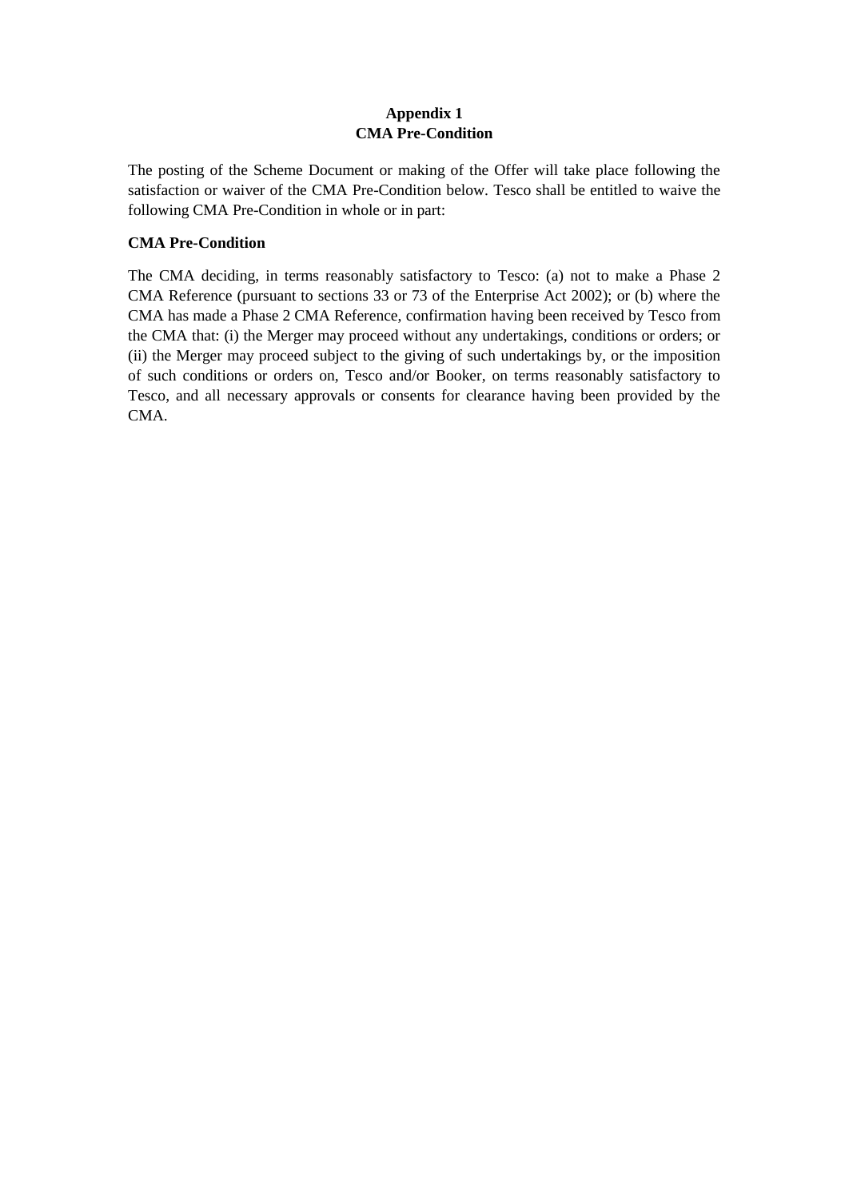## Appendix 1
## CMA Pre-Condition

The posting of the Scheme Document or making of the Offer will take place following the satisfaction or waiver of the CMA Pre-Condition below. Tesco shall be entitled to waive the following CMA Pre-Condition in whole or in part:

**CMA Pre-Condition**

The CMA deciding, in terms reasonably satisfactory to Tesco: (a) not to make a Phase 2 CMA Reference (pursuant to sections 33 or 73 of the Enterprise Act 2002); or (b) where the CMA has made a Phase 2 CMA Reference, confirmation having been received by Tesco from the CMA that: (i) the Merger may proceed without any undertakings, conditions or orders; or (ii) the Merger may proceed subject to the giving of such undertakings by, or the imposition of such conditions or orders on, Tesco and/or Booker, on terms reasonably satisfactory to Tesco, and all necessary approvals or consents for clearance having been provided by the CMA.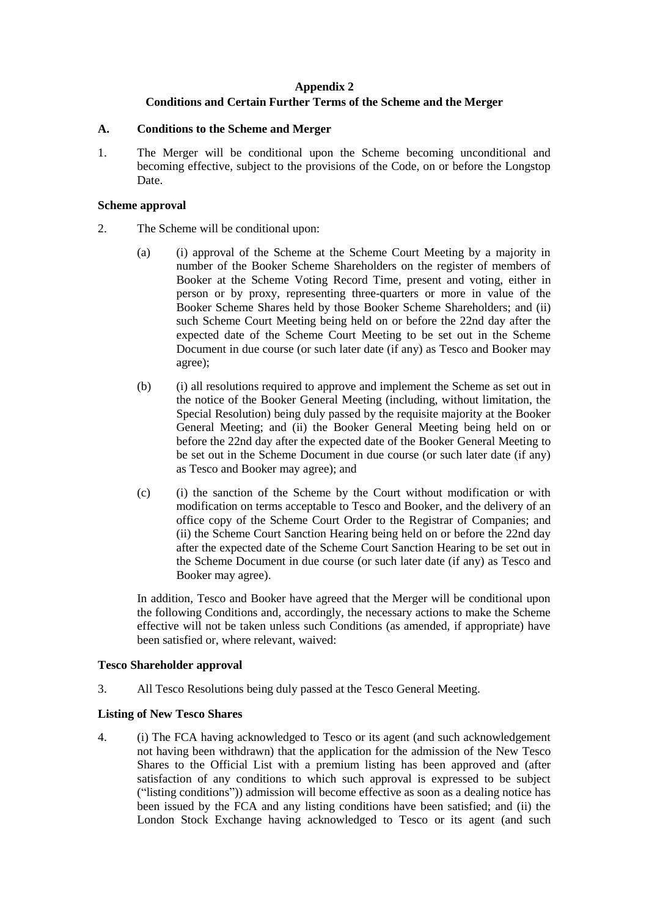## Appendix 2
## Conditions and Certain Further Terms of the Scheme and the Merger

### A. Conditions to the Scheme and Merger

1. The Merger will be conditional upon the Scheme becoming unconditional and becoming effective, subject to the provisions of the Code, on or before the Longstop Date.

**Scheme approval**

2. The Scheme will be conditional upon:

   (a) (i) approval of the Scheme at the Scheme Court Meeting by a majority in number of the Booker Scheme Shareholders on the register of members of Booker at the Scheme Voting Record Time, present and voting, either in person or by proxy, representing three-quarters or more in value of the Booker Scheme Shares held by those Booker Scheme Shareholders; and (ii) such Scheme Court Meeting being held on or before the 22nd day after the expected date of the Scheme Court Meeting to be set out in the Scheme Document in due course (or such later date (if any) as Tesco and Booker may agree);

   (b) (i) all resolutions required to approve and implement the Scheme as set out in the notice of the Booker General Meeting (including, without limitation, the Special Resolution) being duly passed by the requisite majority at the Booker General Meeting; and (ii) the Booker General Meeting being held on or before the 22nd day after the expected date of the Booker General Meeting to be set out in the Scheme Document in due course (or such later date (if any) as Tesco and Booker may agree); and

   (c) (i) the sanction of the Scheme by the Court without modification or with modification on terms acceptable to Tesco and Booker, and the delivery of an office copy of the Scheme Court Order to the Registrar of Companies; and (ii) the Scheme Court Sanction Hearing being held on or before the 22nd day after the expected date of the Scheme Court Sanction Hearing to be set out in the Scheme Document in due course (or such later date (if any) as Tesco and Booker may agree).

   In addition, Tesco and Booker have agreed that the Merger will be conditional upon the following Conditions and, accordingly, the necessary actions to make the Scheme effective will not be taken unless such Conditions (as amended, if appropriate) have been satisfied or, where relevant, waived:

**Tesco Shareholder approval**

3. All Tesco Resolutions being duly passed at the Tesco General Meeting.

**Listing of New Tesco Shares**

4. (i) The FCA having acknowledged to Tesco or its agent (and such acknowledgement not having been withdrawn) that the application for the admission of the New Tesco Shares to the Official List with a premium listing has been approved and (after satisfaction of any conditions to which such approval is expressed to be subject ("listing conditions")) admission will become effective as soon as a dealing notice has been issued by the FCA and any listing conditions have been satisfied; and (ii) the London Stock Exchange having acknowledged to Tesco or its agent (and such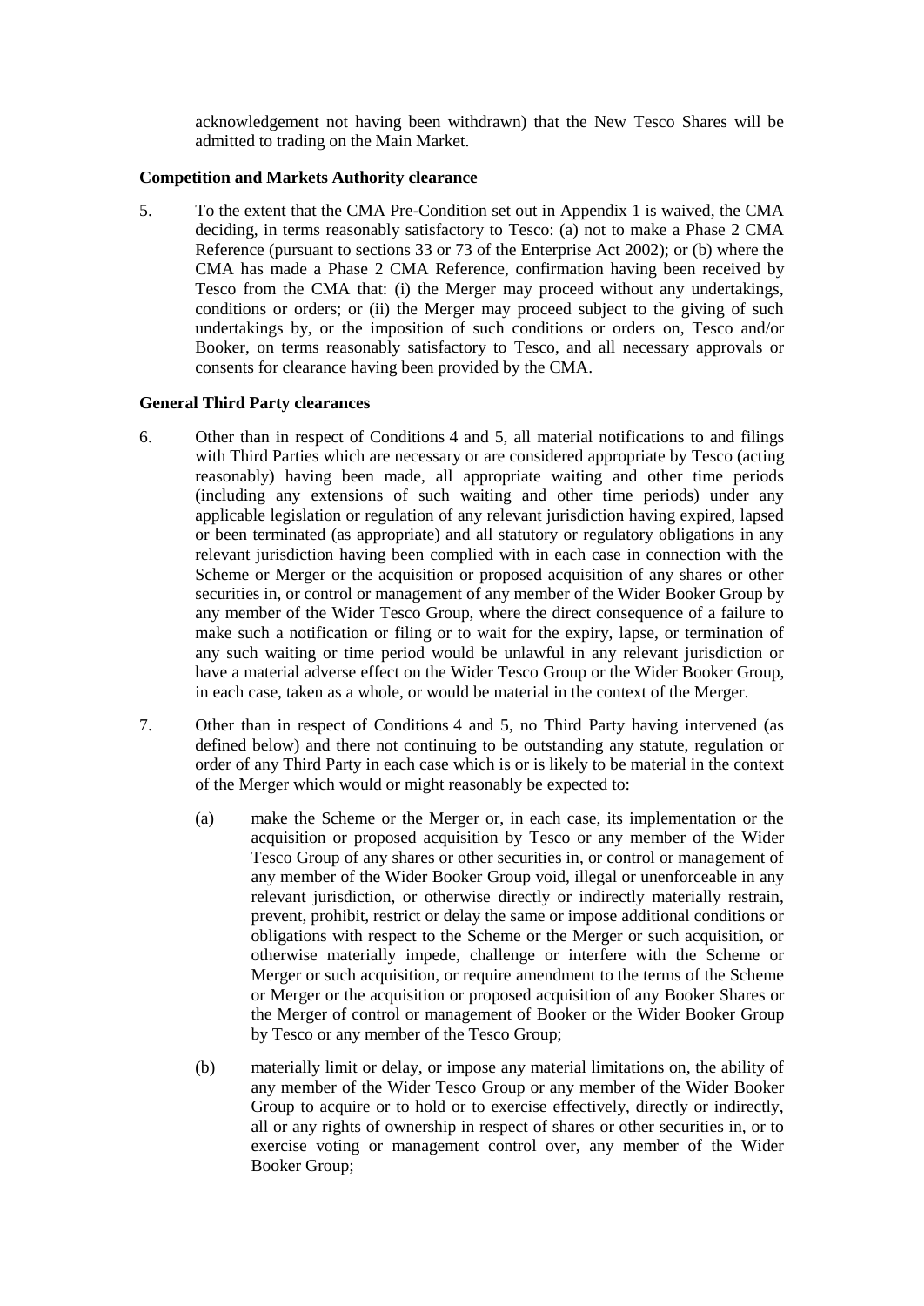acknowledgement not having been withdrawn) that the New Tesco Shares will be admitted to trading on the Main Market.

**Competition and Markets Authority clearance**

5. To the extent that the CMA Pre-Condition set out in Appendix 1 is waived, the CMA deciding, in terms reasonably satisfactory to Tesco: (a) not to make a Phase 2 CMA Reference (pursuant to sections 33 or 73 of the Enterprise Act 2002); or (b) where the CMA has made a Phase 2 CMA Reference, confirmation having been received by Tesco from the CMA that: (i) the Merger may proceed without any undertakings, conditions or orders; or (ii) the Merger may proceed subject to the giving of such undertakings by, or the imposition of such conditions or orders on, Tesco and/or Booker, on terms reasonably satisfactory to Tesco, and all necessary approvals or consents for clearance having been provided by the CMA.

**General Third Party clearances**

6. Other than in respect of Conditions 4 and 5, all material notifications to and filings with Third Parties which are necessary or are considered appropriate by Tesco (acting reasonably) having been made, all appropriate waiting and other time periods (including any extensions of such waiting and other time periods) under any applicable legislation or regulation of any relevant jurisdiction having expired, lapsed or been terminated (as appropriate) and all statutory or regulatory obligations in any relevant jurisdiction having been complied with in each case in connection with the Scheme or Merger or the acquisition or proposed acquisition of any shares or other securities in, or control or management of any member of the Wider Booker Group by any member of the Wider Tesco Group, where the direct consequence of a failure to make such a notification or filing or to wait for the expiry, lapse, or termination of any such waiting or time period would be unlawful in any relevant jurisdiction or have a material adverse effect on the Wider Tesco Group or the Wider Booker Group, in each case, taken as a whole, or would be material in the context of the Merger.

7. Other than in respect of Conditions 4 and 5, no Third Party having intervened (as defined below) and there not continuing to be outstanding any statute, regulation or order of any Third Party in each case which is or is likely to be material in the context of the Merger which would or might reasonably be expected to:

   (a) make the Scheme or the Merger or, in each case, its implementation or the acquisition or proposed acquisition by Tesco or any member of the Wider Tesco Group of any shares or other securities in, or control or management of any member of the Wider Booker Group void, illegal or unenforceable in any relevant jurisdiction, or otherwise directly or indirectly materially restrain, prevent, prohibit, restrict or delay the same or impose additional conditions or obligations with respect to the Scheme or the Merger or such acquisition, or otherwise materially impede, challenge or interfere with the Scheme or Merger or such acquisition, or require amendment to the terms of the Scheme or Merger or the acquisition or proposed acquisition of any Booker Shares or the Merger of control or management of Booker or the Wider Booker Group by Tesco or any member of the Tesco Group;

   (b) materially limit or delay, or impose any material limitations on, the ability of any member of the Wider Tesco Group or any member of the Wider Booker Group to acquire or to hold or to exercise effectively, directly or indirectly, all or any rights of ownership in respect of shares or other securities in, or to exercise voting or management control over, any member of the Wider Booker Group;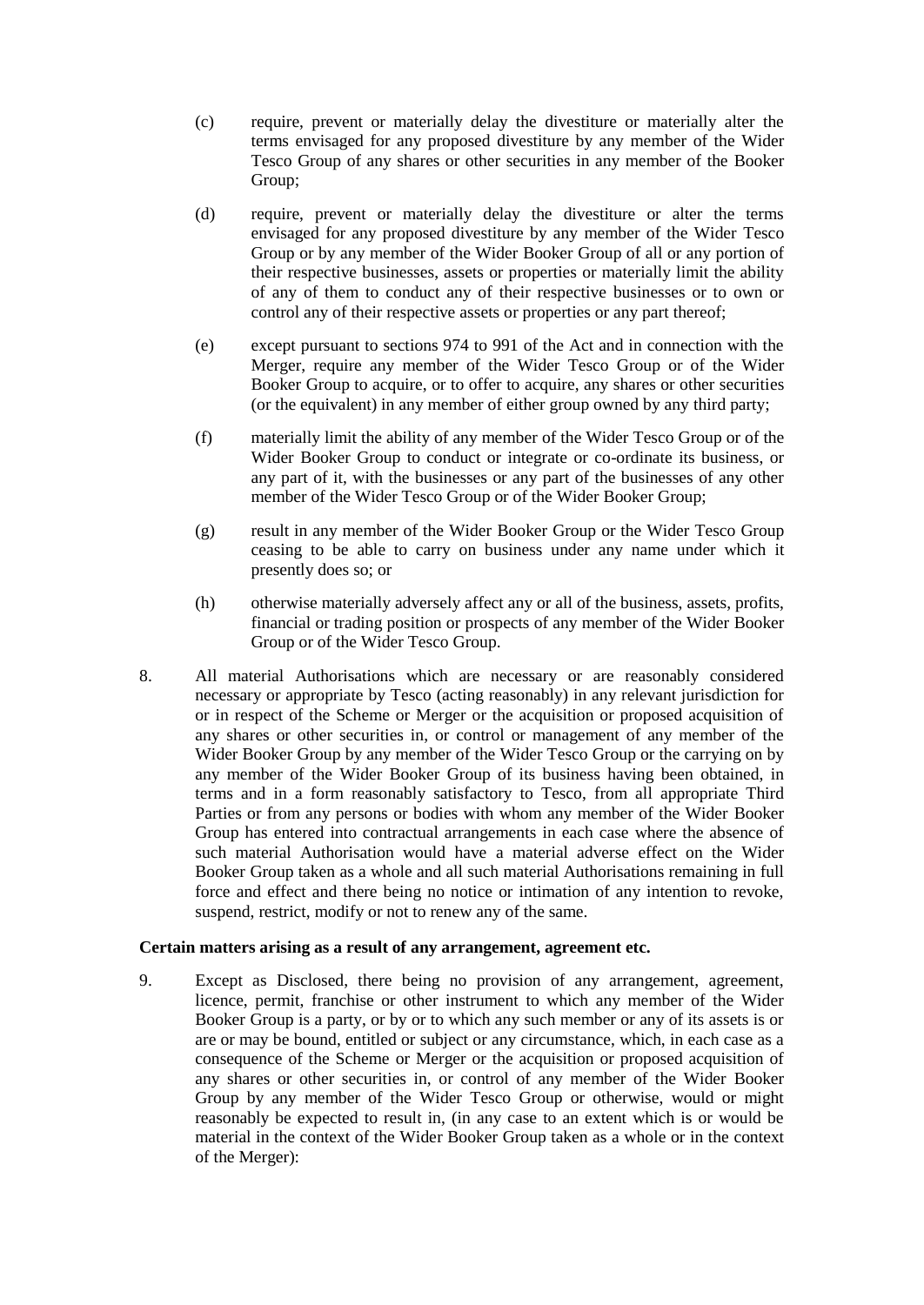(c) require, prevent or materially delay the divestiture or materially alter the terms envisaged for any proposed divestiture by any member of the Wider Tesco Group of any shares or other securities in any member of the Booker Group;

(d) require, prevent or materially delay the divestiture or alter the terms envisaged for any proposed divestiture by any member of the Wider Tesco Group or by any member of the Wider Booker Group of all or any portion of their respective businesses, assets or properties or materially limit the ability of any of them to conduct any of their respective businesses or to own or control any of their respective assets or properties or any part thereof;

(e) except pursuant to sections 974 to 991 of the Act and in connection with the Merger, require any member of the Wider Tesco Group or of the Wider Booker Group to acquire, or to offer to acquire, any shares or other securities (or the equivalent) in any member of either group owned by any third party;

(f) materially limit the ability of any member of the Wider Tesco Group or of the Wider Booker Group to conduct or integrate or co-ordinate its business, or any part of it, with the businesses or any part of the businesses of any other member of the Wider Tesco Group or of the Wider Booker Group;

(g) result in any member of the Wider Booker Group or the Wider Tesco Group ceasing to be able to carry on business under any name under which it presently does so; or

(h) otherwise materially adversely affect any or all of the business, assets, profits, financial or trading position or prospects of any member of the Wider Booker Group or of the Wider Tesco Group.

8. All material Authorisations which are necessary or are reasonably considered necessary or appropriate by Tesco (acting reasonably) in any relevant jurisdiction for or in respect of the Scheme or Merger or the acquisition or proposed acquisition of any shares or other securities in, or control or management of any member of the Wider Booker Group by any member of the Wider Tesco Group or the carrying on by any member of the Wider Booker Group of its business having been obtained, in terms and in a form reasonably satisfactory to Tesco, from all appropriate Third Parties or from any persons or bodies with whom any member of the Wider Booker Group has entered into contractual arrangements in each case where the absence of such material Authorisation would have a material adverse effect on the Wider Booker Group taken as a whole and all such material Authorisations remaining in full force and effect and there being no notice or intimation of any intention to revoke, suspend, restrict, modify or not to renew any of the same.

**Certain matters arising as a result of any arrangement, agreement etc.**

9. Except as Disclosed, there being no provision of any arrangement, agreement, licence, permit, franchise or other instrument to which any member of the Wider Booker Group is a party, or by or to which any such member or any of its assets is or are or may be bound, entitled or subject or any circumstance, which, in each case as a consequence of the Scheme or Merger or the acquisition or proposed acquisition of any shares or other securities in, or control of any member of the Wider Booker Group by any member of the Wider Tesco Group or otherwise, would or might reasonably be expected to result in, (in any case to an extent which is or would be material in the context of the Wider Booker Group taken as a whole or in the context of the Merger):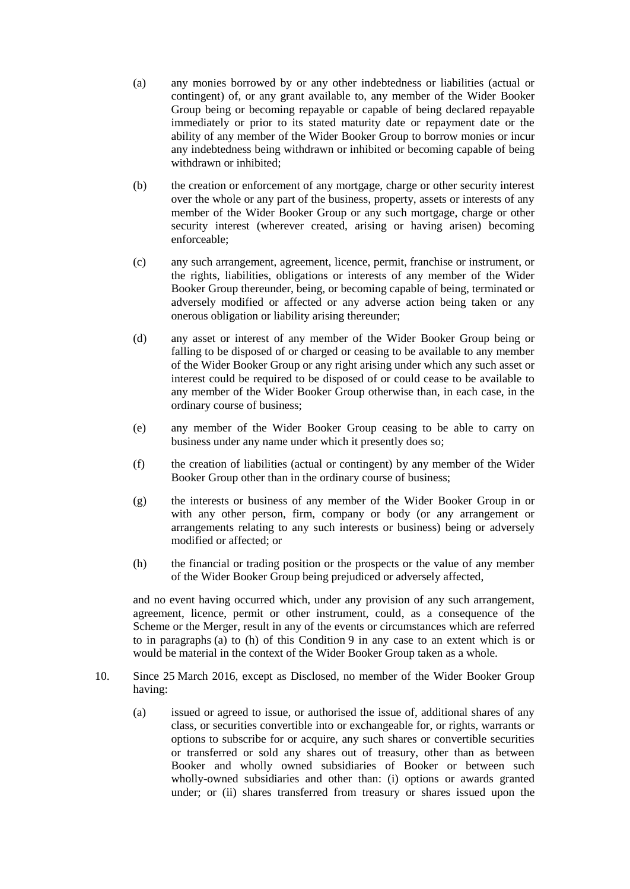(a) any monies borrowed by or any other indebtedness or liabilities (actual or contingent) of, or any grant available to, any member of the Wider Booker Group being or becoming repayable or capable of being declared repayable immediately or prior to its stated maturity date or repayment date or the ability of any member of the Wider Booker Group to borrow monies or incur any indebtedness being withdrawn or inhibited or becoming capable of being withdrawn or inhibited;

(b) the creation or enforcement of any mortgage, charge or other security interest over the whole or any part of the business, property, assets or interests of any member of the Wider Booker Group or any such mortgage, charge or other security interest (wherever created, arising or having arisen) becoming enforceable;

(c) any such arrangement, agreement, licence, permit, franchise or instrument, or the rights, liabilities, obligations or interests of any member of the Wider Booker Group thereunder, being, or becoming capable of being, terminated or adversely modified or affected or any adverse action being taken or any onerous obligation or liability arising thereunder;

(d) any asset or interest of any member of the Wider Booker Group being or falling to be disposed of or charged or ceasing to be available to any member of the Wider Booker Group or any right arising under which any such asset or interest could be required to be disposed of or could cease to be available to any member of the Wider Booker Group otherwise than, in each case, in the ordinary course of business;

(e) any member of the Wider Booker Group ceasing to be able to carry on business under any name under which it presently does so;

(f) the creation of liabilities (actual or contingent) by any member of the Wider Booker Group other than in the ordinary course of business;

(g) the interests or business of any member of the Wider Booker Group in or with any other person, firm, company or body (or any arrangement or arrangements relating to any such interests or business) being or adversely modified or affected; or

(h) the financial or trading position or the prospects or the value of any member of the Wider Booker Group being prejudiced or adversely affected,

and no event having occurred which, under any provision of any such arrangement, agreement, licence, permit or other instrument, could, as a consequence of the Scheme or the Merger, result in any of the events or circumstances which are referred to in paragraphs (a) to (h) of this Condition 9 in any case to an extent which is or would be material in the context of the Wider Booker Group taken as a whole.

10. Since 25 March 2016, except as Disclosed, no member of the Wider Booker Group having:

(a) issued or agreed to issue, or authorised the issue of, additional shares of any class, or securities convertible into or exchangeable for, or rights, warrants or options to subscribe for or acquire, any such shares or convertible securities or transferred or sold any shares out of treasury, other than as between Booker and wholly owned subsidiaries of Booker or between such wholly-owned subsidiaries and other than: (i) options or awards granted under; or (ii) shares transferred from treasury or shares issued upon the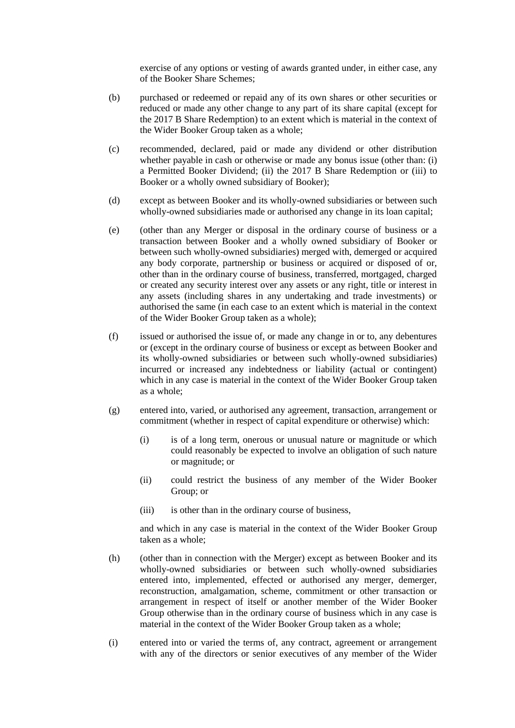exercise of any options or vesting of awards granted under, in either case, any of the Booker Share Schemes;

(b) purchased or redeemed or repaid any of its own shares or other securities or reduced or made any other change to any part of its share capital (except for the 2017 B Share Redemption) to an extent which is material in the context of the Wider Booker Group taken as a whole;

(c) recommended, declared, paid or made any dividend or other distribution whether payable in cash or otherwise or made any bonus issue (other than: (i) a Permitted Booker Dividend; (ii) the 2017 B Share Redemption or (iii) to Booker or a wholly owned subsidiary of Booker);

(d) except as between Booker and its wholly-owned subsidiaries or between such wholly-owned subsidiaries made or authorised any change in its loan capital;

(e) (other than any Merger or disposal in the ordinary course of business or a transaction between Booker and a wholly owned subsidiary of Booker or between such wholly-owned subsidiaries) merged with, demerged or acquired any body corporate, partnership or business or acquired or disposed of or, other than in the ordinary course of business, transferred, mortgaged, charged or created any security interest over any assets or any right, title or interest in any assets (including shares in any undertaking and trade investments) or authorised the same (in each case to an extent which is material in the context of the Wider Booker Group taken as a whole);

(f) issued or authorised the issue of, or made any change in or to, any debentures or (except in the ordinary course of business or except as between Booker and its wholly-owned subsidiaries or between such wholly-owned subsidiaries) incurred or increased any indebtedness or liability (actual or contingent) which in any case is material in the context of the Wider Booker Group taken as a whole;

(g) entered into, varied, or authorised any agreement, transaction, arrangement or commitment (whether in respect of capital expenditure or otherwise) which:

    (i) is of a long term, onerous or unusual nature or magnitude or which could reasonably be expected to involve an obligation of such nature or magnitude; or

    (ii) could restrict the business of any member of the Wider Booker Group; or

    (iii) is other than in the ordinary course of business,

    and which in any case is material in the context of the Wider Booker Group taken as a whole;

(h) (other than in connection with the Merger) except as between Booker and its wholly-owned subsidiaries or between such wholly-owned subsidiaries entered into, implemented, effected or authorised any merger, demerger, reconstruction, amalgamation, scheme, commitment or other transaction or arrangement in respect of itself or another member of the Wider Booker Group otherwise than in the ordinary course of business which in any case is material in the context of the Wider Booker Group taken as a whole;

(i) entered into or varied the terms of, any contract, agreement or arrangement with any of the directors or senior executives of any member of the Wider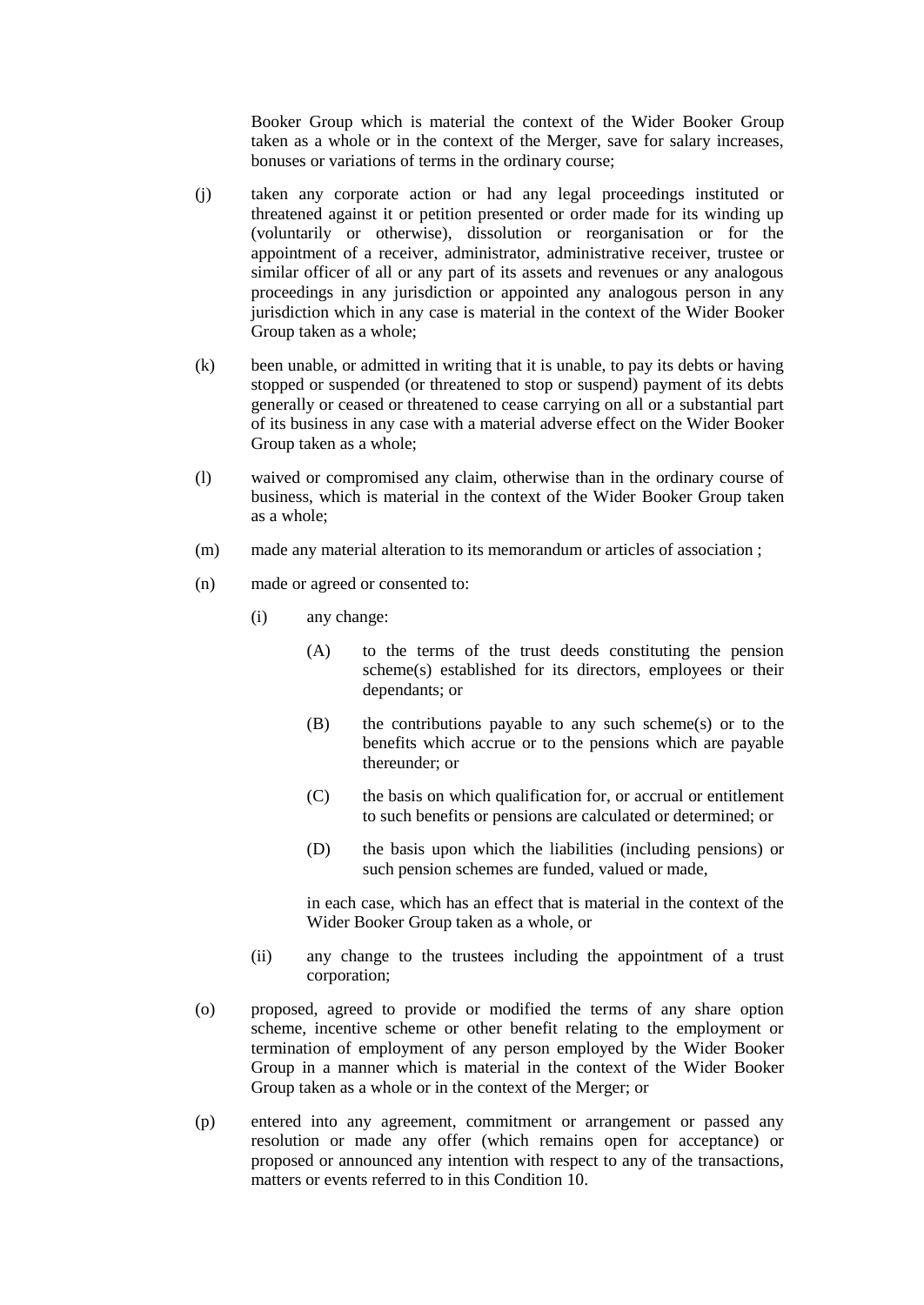Booker Group which is material the context of the Wider Booker Group taken as a whole or in the context of the Merger, save for salary increases, bonuses or variations of terms in the ordinary course;

(j) taken any corporate action or had any legal proceedings instituted or threatened against it or petition presented or order made for its winding up (voluntarily or otherwise), dissolution or reorganisation or for the appointment of a receiver, administrator, administrative receiver, trustee or similar officer of all or any part of its assets and revenues or any analogous proceedings in any jurisdiction or appointed any analogous person in any jurisdiction which in any case is material in the context of the Wider Booker Group taken as a whole;

(k) been unable, or admitted in writing that it is unable, to pay its debts or having stopped or suspended (or threatened to stop or suspend) payment of its debts generally or ceased or threatened to cease carrying on all or a substantial part of its business in any case with a material adverse effect on the Wider Booker Group taken as a whole;

(l) waived or compromised any claim, otherwise than in the ordinary course of business, which is material in the context of the Wider Booker Group taken as a whole;

(m) made any material alteration to its memorandum or articles of association ;

(n) made or agreed or consented to:

  (i) any change:

    (A) to the terms of the trust deeds constituting the pension scheme(s) established for its directors, employees or their dependants; or

    (B) the contributions payable to any such scheme(s) or to the benefits which accrue or to the pensions which are payable thereunder; or

    (C) the basis on which qualification for, or accrual or entitlement to such benefits or pensions are calculated or determined; or

    (D) the basis upon which the liabilities (including pensions) or such pension schemes are funded, valued or made,

  in each case, which has an effect that is material in the context of the Wider Booker Group taken as a whole, or

  (ii) any change to the trustees including the appointment of a trust corporation;

(o) proposed, agreed to provide or modified the terms of any share option scheme, incentive scheme or other benefit relating to the employment or termination of employment of any person employed by the Wider Booker Group in a manner which is material in the context of the Wider Booker Group taken as a whole or in the context of the Merger; or

(p) entered into any agreement, commitment or arrangement or passed any resolution or made any offer (which remains open for acceptance) or proposed or announced any intention with respect to any of the transactions, matters or events referred to in this Condition 10.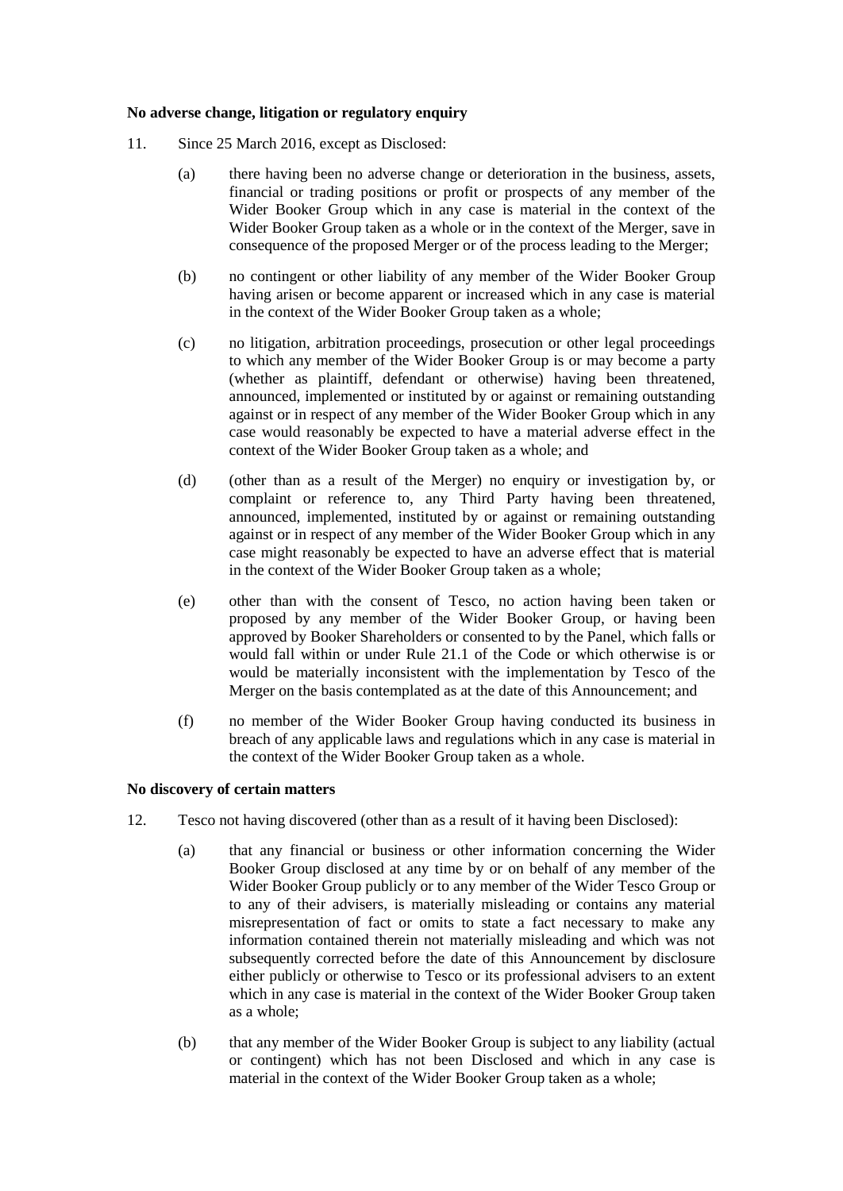**No adverse change, litigation or regulatory enquiry**

11. Since 25 March 2016, except as Disclosed:

    (a) there having been no adverse change or deterioration in the business, assets, financial or trading positions or profit or prospects of any member of the Wider Booker Group which in any case is material in the context of the Wider Booker Group taken as a whole or in the context of the Merger, save in consequence of the proposed Merger or of the process leading to the Merger;

    (b) no contingent or other liability of any member of the Wider Booker Group having arisen or become apparent or increased which in any case is material in the context of the Wider Booker Group taken as a whole;

    (c) no litigation, arbitration proceedings, prosecution or other legal proceedings to which any member of the Wider Booker Group is or may become a party (whether as plaintiff, defendant or otherwise) having been threatened, announced, implemented or instituted by or against or remaining outstanding against or in respect of any member of the Wider Booker Group which in any case would reasonably be expected to have a material adverse effect in the context of the Wider Booker Group taken as a whole; and

    (d) (other than as a result of the Merger) no enquiry or investigation by, or complaint or reference to, any Third Party having been threatened, announced, implemented, instituted by or against or remaining outstanding against or in respect of any member of the Wider Booker Group which in any case might reasonably be expected to have an adverse effect that is material in the context of the Wider Booker Group taken as a whole;

    (e) other than with the consent of Tesco, no action having been taken or proposed by any member of the Wider Booker Group, or having been approved by Booker Shareholders or consented to by the Panel, which falls or would fall within or under Rule 21.1 of the Code or which otherwise is or would be materially inconsistent with the implementation by Tesco of the Merger on the basis contemplated as at the date of this Announcement; and

    (f) no member of the Wider Booker Group having conducted its business in breach of any applicable laws and regulations which in any case is material in the context of the Wider Booker Group taken as a whole.

**No discovery of certain matters**

12. Tesco not having discovered (other than as a result of it having been Disclosed):

    (a) that any financial or business or other information concerning the Wider Booker Group disclosed at any time by or on behalf of any member of the Wider Booker Group publicly or to any member of the Wider Tesco Group or to any of their advisers, is materially misleading or contains any material misrepresentation of fact or omits to state a fact necessary to make any information contained therein not materially misleading and which was not subsequently corrected before the date of this Announcement by disclosure either publicly or otherwise to Tesco or its professional advisers to an extent which in any case is material in the context of the Wider Booker Group taken as a whole;

    (b) that any member of the Wider Booker Group is subject to any liability (actual or contingent) which has not been Disclosed and which in any case is material in the context of the Wider Booker Group taken as a whole;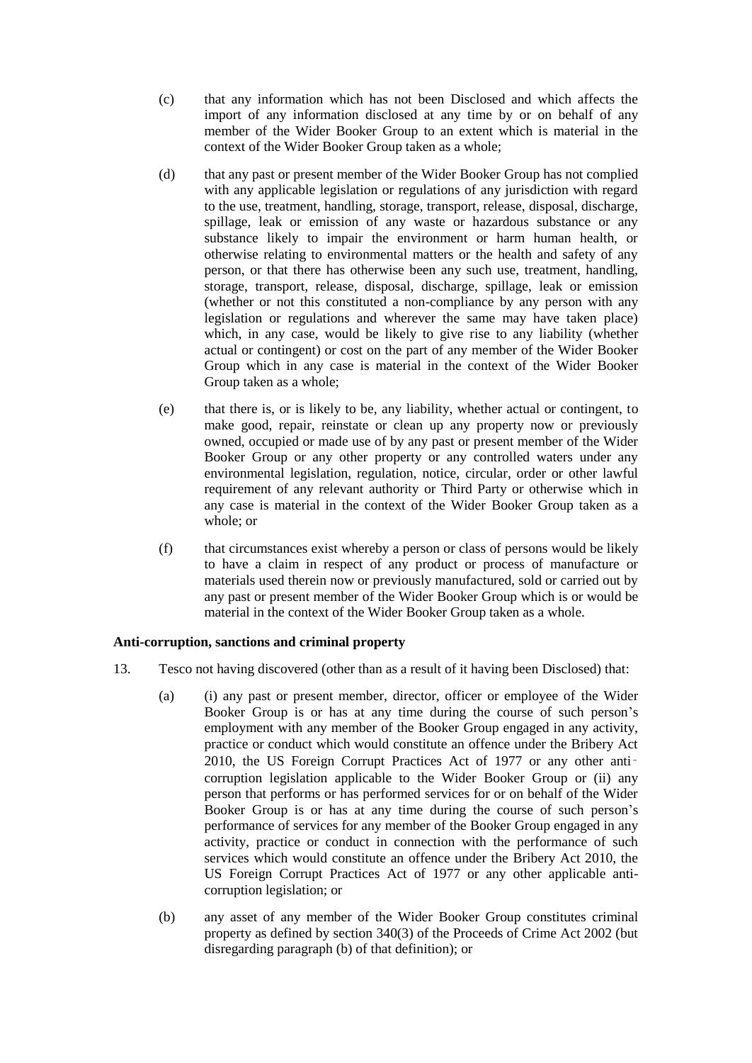(c) that any information which has not been Disclosed and which affects the import of any information disclosed at any time by or on behalf of any member of the Wider Booker Group to an extent which is material in the context of the Wider Booker Group taken as a whole;

(d) that any past or present member of the Wider Booker Group has not complied with any applicable legislation or regulations of any jurisdiction with regard to the use, treatment, handling, storage, transport, release, disposal, discharge, spillage, leak or emission of any waste or hazardous substance or any substance likely to impair the environment or harm human health, or otherwise relating to environmental matters or the health and safety of any person, or that there has otherwise been any such use, treatment, handling, storage, transport, release, disposal, discharge, spillage, leak or emission (whether or not this constituted a non-compliance by any person with any legislation or regulations and wherever the same may have taken place) which, in any case, would be likely to give rise to any liability (whether actual or contingent) or cost on the part of any member of the Wider Booker Group which in any case is material in the context of the Wider Booker Group taken as a whole;

(e) that there is, or is likely to be, any liability, whether actual or contingent, to make good, repair, reinstate or clean up any property now or previously owned, occupied or made use of by any past or present member of the Wider Booker Group or any other property or any controlled waters under any environmental legislation, regulation, notice, circular, order or other lawful requirement of any relevant authority or Third Party or otherwise which in any case is material in the context of the Wider Booker Group taken as a whole; or

(f) that circumstances exist whereby a person or class of persons would be likely to have a claim in respect of any product or process of manufacture or materials used therein now or previously manufactured, sold or carried out by any past or present member of the Wider Booker Group which is or would be material in the context of the Wider Booker Group taken as a whole.

**Anti-corruption, sanctions and criminal property**

13. Tesco not having discovered (other than as a result of it having been Disclosed) that:

(a) (i) any past or present member, director, officer or employee of the Wider Booker Group is or has at any time during the course of such person's employment with any member of the Booker Group engaged in any activity, practice or conduct which would constitute an offence under the Bribery Act 2010, the US Foreign Corrupt Practices Act of 1977 or any other anti-corruption legislation applicable to the Wider Booker Group or (ii) any person that performs or has performed services for or on behalf of the Wider Booker Group is or has at any time during the course of such person's performance of services for any member of the Booker Group engaged in any activity, practice or conduct in connection with the performance of such services which would constitute an offence under the Bribery Act 2010, the US Foreign Corrupt Practices Act of 1977 or any other applicable anti-corruption legislation; or

(b) any asset of any member of the Wider Booker Group constitutes criminal property as defined by section 340(3) of the Proceeds of Crime Act 2002 (but disregarding paragraph (b) of that definition); or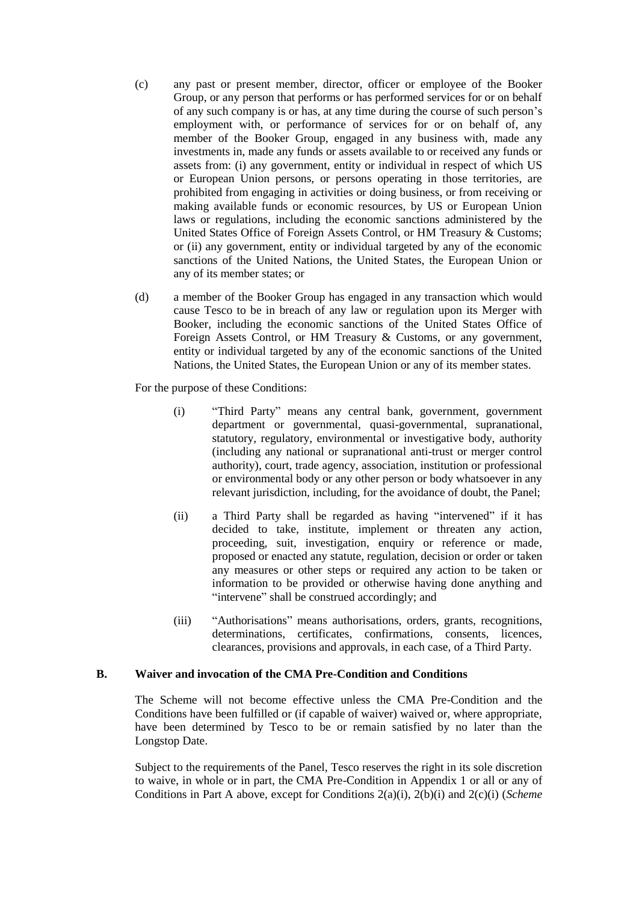(c) any past or present member, director, officer or employee of the Booker Group, or any person that performs or has performed services for or on behalf of any such company is or has, at any time during the course of such person's employment with, or performance of services for or on behalf of, any member of the Booker Group, engaged in any business with, made any investments in, made any funds or assets available to or received any funds or assets from: (i) any government, entity or individual in respect of which US or European Union persons, or persons operating in those territories, are prohibited from engaging in activities or doing business, or from receiving or making available funds or economic resources, by US or European Union laws or regulations, including the economic sanctions administered by the United States Office of Foreign Assets Control, or HM Treasury & Customs; or (ii) any government, entity or individual targeted by any of the economic sanctions of the United Nations, the United States, the European Union or any of its member states; or

(d) a member of the Booker Group has engaged in any transaction which would cause Tesco to be in breach of any law or regulation upon its Merger with Booker, including the economic sanctions of the United States Office of Foreign Assets Control, or HM Treasury & Customs, or any government, entity or individual targeted by any of the economic sanctions of the United Nations, the United States, the European Union or any of its member states.

For the purpose of these Conditions:

(i) "Third Party" means any central bank, government, government department or governmental, quasi-governmental, supranational, statutory, regulatory, environmental or investigative body, authority (including any national or supranational anti-trust or merger control authority), court, trade agency, association, institution or professional or environmental body or any other person or body whatsoever in any relevant jurisdiction, including, for the avoidance of doubt, the Panel;

(ii) a Third Party shall be regarded as having "intervened" if it has decided to take, institute, implement or threaten any action, proceeding, suit, investigation, enquiry or reference or made, proposed or enacted any statute, regulation, decision or order or taken any measures or other steps or required any action to be taken or information to be provided or otherwise having done anything and "intervene" shall be construed accordingly; and

(iii) "Authorisations" means authorisations, orders, grants, recognitions, determinations, certificates, confirmations, consents, licences, clearances, provisions and approvals, in each case, of a Third Party.

**B. Waiver and invocation of the CMA Pre-Condition and Conditions**

The Scheme will not become effective unless the CMA Pre-Condition and the Conditions have been fulfilled or (if capable of waiver) waived or, where appropriate, have been determined by Tesco to be or remain satisfied by no later than the Longstop Date.

Subject to the requirements of the Panel, Tesco reserves the right in its sole discretion to waive, in whole or in part, the CMA Pre-Condition in Appendix 1 or all or any of Conditions in Part A above, except for Conditions 2(a)(i), 2(b)(i) and 2(c)(i) (*Scheme*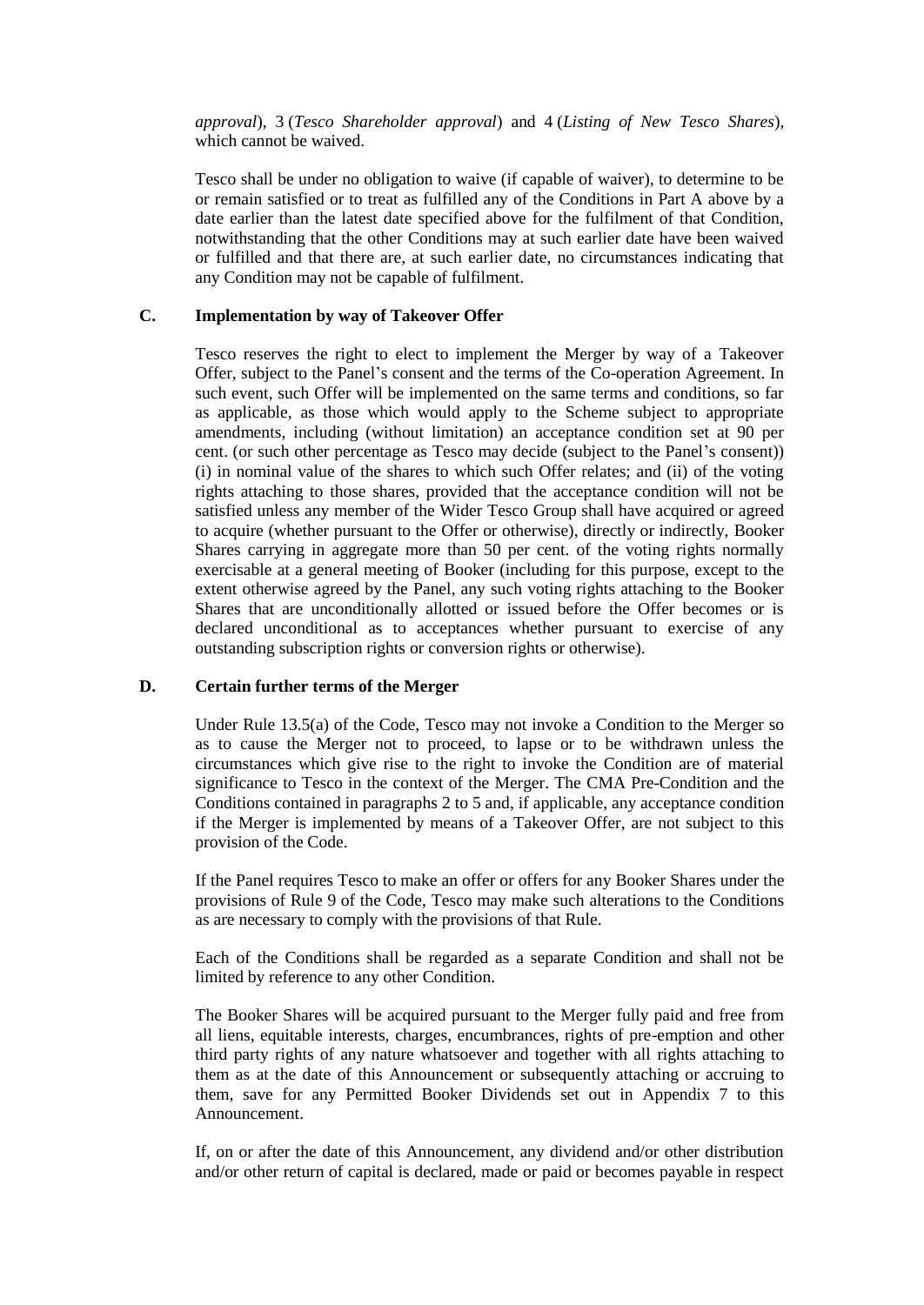*approval*), 3 (*Tesco Shareholder approval*) and 4 (*Listing of New Tesco Shares*), which cannot be waived.

Tesco shall be under no obligation to waive (if capable of waiver), to determine to be or remain satisfied or to treat as fulfilled any of the Conditions in Part A above by a date earlier than the latest date specified above for the fulfilment of that Condition, notwithstanding that the other Conditions may at such earlier date have been waived or fulfilled and that there are, at such earlier date, no circumstances indicating that any Condition may not be capable of fulfilment.

## C. Implementation by way of Takeover Offer

Tesco reserves the right to elect to implement the Merger by way of a Takeover Offer, subject to the Panel's consent and the terms of the Co-operation Agreement. In such event, such Offer will be implemented on the same terms and conditions, so far as applicable, as those which would apply to the Scheme subject to appropriate amendments, including (without limitation) an acceptance condition set at 90 per cent. (or such other percentage as Tesco may decide (subject to the Panel's consent)) (i) in nominal value of the shares to which such Offer relates; and (ii) of the voting rights attaching to those shares, provided that the acceptance condition will not be satisfied unless any member of the Wider Tesco Group shall have acquired or agreed to acquire (whether pursuant to the Offer or otherwise), directly or indirectly, Booker Shares carrying in aggregate more than 50 per cent. of the voting rights normally exercisable at a general meeting of Booker (including for this purpose, except to the extent otherwise agreed by the Panel, any such voting rights attaching to the Booker Shares that are unconditionally allotted or issued before the Offer becomes or is declared unconditional as to acceptances whether pursuant to exercise of any outstanding subscription rights or conversion rights or otherwise).

## D. Certain further terms of the Merger

Under Rule 13.5(a) of the Code, Tesco may not invoke a Condition to the Merger so as to cause the Merger not to proceed, to lapse or to be withdrawn unless the circumstances which give rise to the right to invoke the Condition are of material significance to Tesco in the context of the Merger. The CMA Pre-Condition and the Conditions contained in paragraphs 2 to 5 and, if applicable, any acceptance condition if the Merger is implemented by means of a Takeover Offer, are not subject to this provision of the Code.

If the Panel requires Tesco to make an offer or offers for any Booker Shares under the provisions of Rule 9 of the Code, Tesco may make such alterations to the Conditions as are necessary to comply with the provisions of that Rule.

Each of the Conditions shall be regarded as a separate Condition and shall not be limited by reference to any other Condition.

The Booker Shares will be acquired pursuant to the Merger fully paid and free from all liens, equitable interests, charges, encumbrances, rights of pre-emption and other third party rights of any nature whatsoever and together with all rights attaching to them as at the date of this Announcement or subsequently attaching or accruing to them, save for any Permitted Booker Dividends set out in Appendix 7 to this Announcement.

If, on or after the date of this Announcement, any dividend and/or other distribution and/or other return of capital is declared, made or paid or becomes payable in respect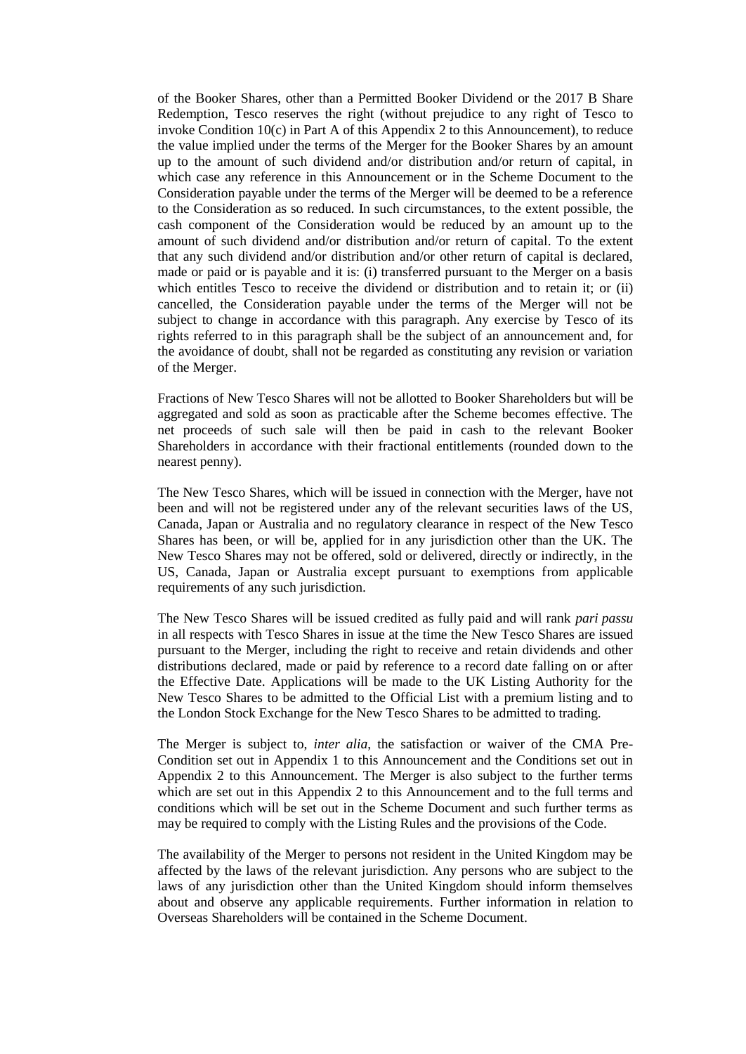of the Booker Shares, other than a Permitted Booker Dividend or the 2017 B Share Redemption, Tesco reserves the right (without prejudice to any right of Tesco to invoke Condition 10(c) in Part A of this Appendix 2 to this Announcement), to reduce the value implied under the terms of the Merger for the Booker Shares by an amount up to the amount of such dividend and/or distribution and/or return of capital, in which case any reference in this Announcement or in the Scheme Document to the Consideration payable under the terms of the Merger will be deemed to be a reference to the Consideration as so reduced. In such circumstances, to the extent possible, the cash component of the Consideration would be reduced by an amount up to the amount of such dividend and/or distribution and/or return of capital. To the extent that any such dividend and/or distribution and/or other return of capital is declared, made or paid or is payable and it is: (i) transferred pursuant to the Merger on a basis which entitles Tesco to receive the dividend or distribution and to retain it; or (ii) cancelled, the Consideration payable under the terms of the Merger will not be subject to change in accordance with this paragraph. Any exercise by Tesco of its rights referred to in this paragraph shall be the subject of an announcement and, for the avoidance of doubt, shall not be regarded as constituting any revision or variation of the Merger.

Fractions of New Tesco Shares will not be allotted to Booker Shareholders but will be aggregated and sold as soon as practicable after the Scheme becomes effective. The net proceeds of such sale will then be paid in cash to the relevant Booker Shareholders in accordance with their fractional entitlements (rounded down to the nearest penny).

The New Tesco Shares, which will be issued in connection with the Merger, have not been and will not be registered under any of the relevant securities laws of the US, Canada, Japan or Australia and no regulatory clearance in respect of the New Tesco Shares has been, or will be, applied for in any jurisdiction other than the UK. The New Tesco Shares may not be offered, sold or delivered, directly or indirectly, in the US, Canada, Japan or Australia except pursuant to exemptions from applicable requirements of any such jurisdiction.

The New Tesco Shares will be issued credited as fully paid and will rank *pari passu* in all respects with Tesco Shares in issue at the time the New Tesco Shares are issued pursuant to the Merger, including the right to receive and retain dividends and other distributions declared, made or paid by reference to a record date falling on or after the Effective Date. Applications will be made to the UK Listing Authority for the New Tesco Shares to be admitted to the Official List with a premium listing and to the London Stock Exchange for the New Tesco Shares to be admitted to trading.

The Merger is subject to, *inter alia*, the satisfaction or waiver of the CMA Pre-Condition set out in Appendix 1 to this Announcement and the Conditions set out in Appendix 2 to this Announcement. The Merger is also subject to the further terms which are set out in this Appendix 2 to this Announcement and to the full terms and conditions which will be set out in the Scheme Document and such further terms as may be required to comply with the Listing Rules and the provisions of the Code.

The availability of the Merger to persons not resident in the United Kingdom may be affected by the laws of the relevant jurisdiction. Any persons who are subject to the laws of any jurisdiction other than the United Kingdom should inform themselves about and observe any applicable requirements. Further information in relation to Overseas Shareholders will be contained in the Scheme Document.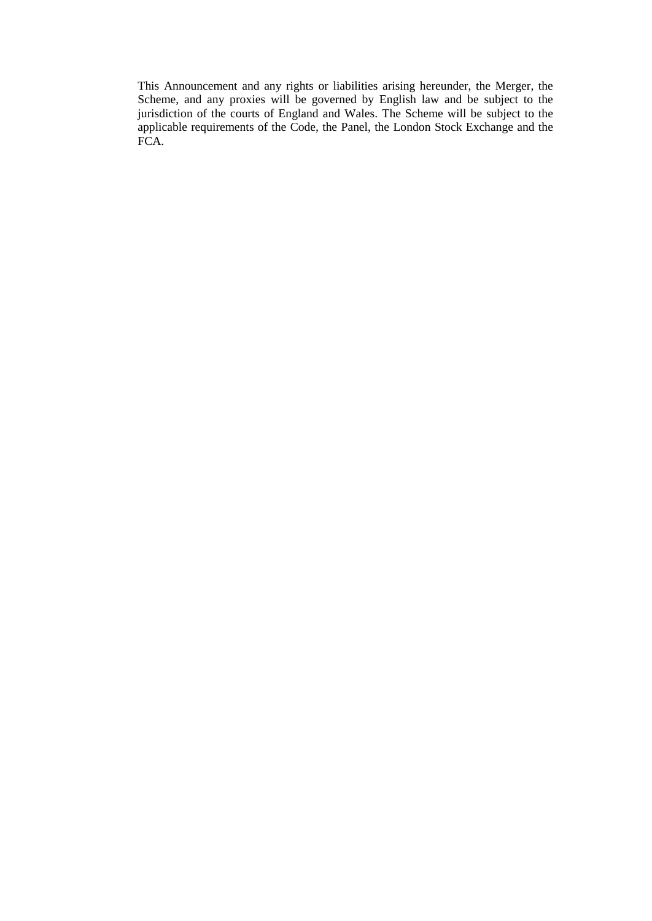This Announcement and any rights or liabilities arising hereunder, the Merger, the Scheme, and any proxies will be governed by English law and be subject to the jurisdiction of the courts of England and Wales. The Scheme will be subject to the applicable requirements of the Code, the Panel, the London Stock Exchange and the FCA.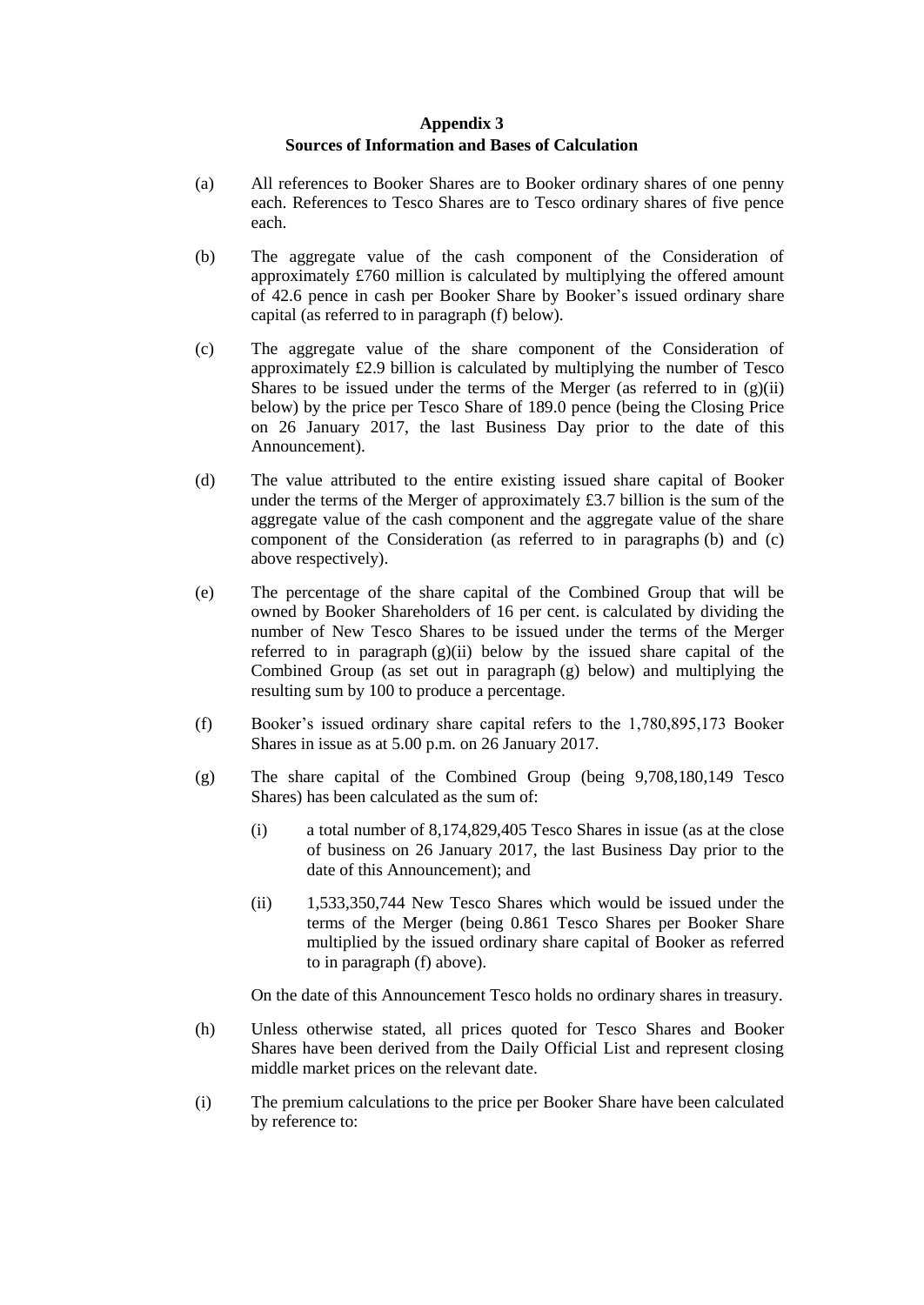## Appendix 3
## Sources of Information and Bases of Calculation

(a) All references to Booker Shares are to Booker ordinary shares of one penny each. References to Tesco Shares are to Tesco ordinary shares of five pence each.

(b) The aggregate value of the cash component of the Consideration of approximately £760 million is calculated by multiplying the offered amount of 42.6 pence in cash per Booker Share by Booker's issued ordinary share capital (as referred to in paragraph (f) below).

(c) The aggregate value of the share component of the Consideration of approximately £2.9 billion is calculated by multiplying the number of Tesco Shares to be issued under the terms of the Merger (as referred to in (g)(ii) below) by the price per Tesco Share of 189.0 pence (being the Closing Price on 26 January 2017, the last Business Day prior to the date of this Announcement).

(d) The value attributed to the entire existing issued share capital of Booker under the terms of the Merger of approximately £3.7 billion is the sum of the aggregate value of the cash component and the aggregate value of the share component of the Consideration (as referred to in paragraphs (b) and (c) above respectively).

(e) The percentage of the share capital of the Combined Group that will be owned by Booker Shareholders of 16 per cent. is calculated by dividing the number of New Tesco Shares to be issued under the terms of the Merger referred to in paragraph (g)(ii) below by the issued share capital of the Combined Group (as set out in paragraph (g) below) and multiplying the resulting sum by 100 to produce a percentage.

(f) Booker's issued ordinary share capital refers to the 1,780,895,173 Booker Shares in issue as at 5.00 p.m. on 26 January 2017.

(g) The share capital of the Combined Group (being 9,708,180,149 Tesco Shares) has been calculated as the sum of:

 (i) a total number of 8,174,829,405 Tesco Shares in issue (as at the close of business on 26 January 2017, the last Business Day prior to the date of this Announcement); and

 (ii) 1,533,350,744 New Tesco Shares which would be issued under the terms of the Merger (being 0.861 Tesco Shares per Booker Share multiplied by the issued ordinary share capital of Booker as referred to in paragraph (f) above).

 On the date of this Announcement Tesco holds no ordinary shares in treasury.

(h) Unless otherwise stated, all prices quoted for Tesco Shares and Booker Shares have been derived from the Daily Official List and represent closing middle market prices on the relevant date.

(i) The premium calculations to the price per Booker Share have been calculated by reference to: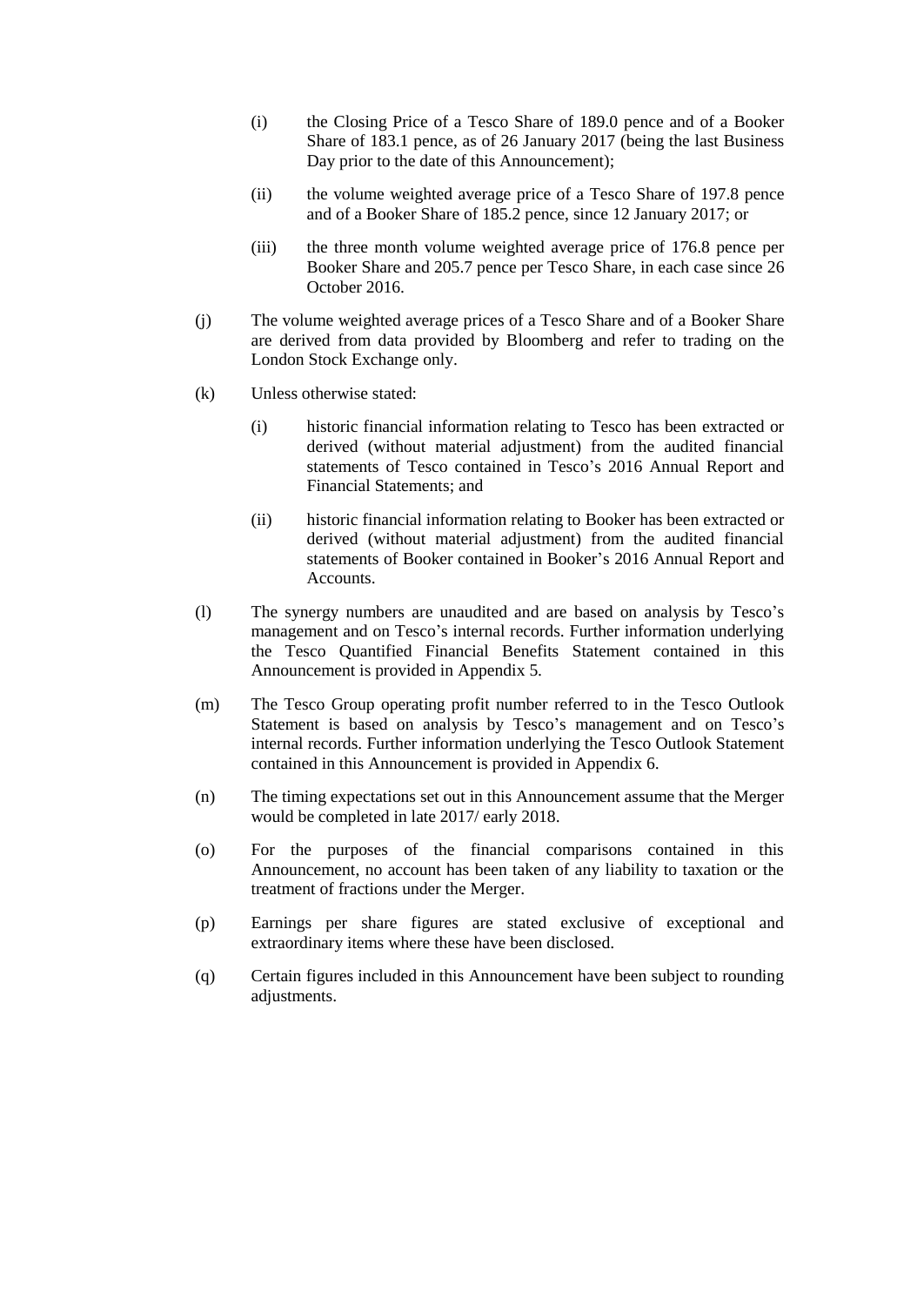(i) the Closing Price of a Tesco Share of 189.0 pence and of a Booker Share of 183.1 pence, as of 26 January 2017 (being the last Business Day prior to the date of this Announcement);

(ii) the volume weighted average price of a Tesco Share of 197.8 pence and of a Booker Share of 185.2 pence, since 12 January 2017; or

(iii) the three month volume weighted average price of 176.8 pence per Booker Share and 205.7 pence per Tesco Share, in each case since 26 October 2016.

(j) The volume weighted average prices of a Tesco Share and of a Booker Share are derived from data provided by Bloomberg and refer to trading on the London Stock Exchange only.

(k) Unless otherwise stated:

(i) historic financial information relating to Tesco has been extracted or derived (without material adjustment) from the audited financial statements of Tesco contained in Tesco's 2016 Annual Report and Financial Statements; and

(ii) historic financial information relating to Booker has been extracted or derived (without material adjustment) from the audited financial statements of Booker contained in Booker's 2016 Annual Report and Accounts.

(l) The synergy numbers are unaudited and are based on analysis by Tesco's management and on Tesco's internal records. Further information underlying the Tesco Quantified Financial Benefits Statement contained in this Announcement is provided in Appendix 5.

(m) The Tesco Group operating profit number referred to in the Tesco Outlook Statement is based on analysis by Tesco's management and on Tesco's internal records. Further information underlying the Tesco Outlook Statement contained in this Announcement is provided in Appendix 6.

(n) The timing expectations set out in this Announcement assume that the Merger would be completed in late 2017/ early 2018.

(o) For the purposes of the financial comparisons contained in this Announcement, no account has been taken of any liability to taxation or the treatment of fractions under the Merger.

(p) Earnings per share figures are stated exclusive of exceptional and extraordinary items where these have been disclosed.

(q) Certain figures included in this Announcement have been subject to rounding adjustments.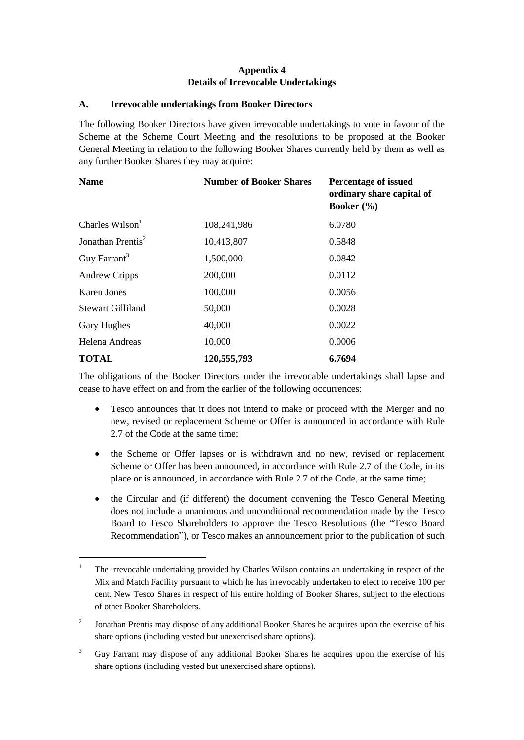## Appendix 4
## Details of Irrevocable Undertakings

### A. Irrevocable undertakings from Booker Directors

The following Booker Directors have given irrevocable undertakings to vote in favour of the Scheme at the Scheme Court Meeting and the resolutions to be proposed at the Booker General Meeting in relation to the following Booker Shares currently held by them as well as any further Booker Shares they may acquire:

| Name | Number of Booker Shares | Percentage of issued ordinary share capital of Booker (%) |
|---|---|---|
| Charles Wilson[1] | 108,241,986 | 6.0780 |
| Jonathan Prentis[2] | 10,413,807 | 0.5848 |
| Guy Farrant[3] | 1,500,000 | 0.0842 |
| Andrew Cripps | 200,000 | 0.0112 |
| Karen Jones | 100,000 | 0.0056 |
| Stewart Gilliland | 50,000 | 0.0028 |
| Gary Hughes | 40,000 | 0.0022 |
| Helena Andreas | 10,000 | 0.0006 |
| **TOTAL** | **120,555,793** | **6.7694** |

The obligations of the Booker Directors under the irrevocable undertakings shall lapse and cease to have effect on and from the earlier of the following occurrences:

- Tesco announces that it does not intend to make or proceed with the Merger and no new, revised or replacement Scheme or Offer is announced in accordance with Rule 2.7 of the Code at the same time;
- the Scheme or Offer lapses or is withdrawn and no new, revised or replacement Scheme or Offer has been announced, in accordance with Rule 2.7 of the Code, in its place or is announced, in accordance with Rule 2.7 of the Code, at the same time;
- the Circular and (if different) the document convening the Tesco General Meeting does not include a unanimous and unconditional recommendation made by the Tesco Board to Tesco Shareholders to approve the Tesco Resolutions (the "Tesco Board Recommendation"), or Tesco makes an announcement prior to the publication of such

---

[1] The irrevocable undertaking provided by Charles Wilson contains an undertaking in respect of the Mix and Match Facility pursuant to which he has irrevocably undertaken to elect to receive 100 per cent. New Tesco Shares in respect of his entire holding of Booker Shares, subject to the elections of other Booker Shareholders.

[2] Jonathan Prentis may dispose of any additional Booker Shares he acquires upon the exercise of his share options (including vested but unexercised share options).

[3] Guy Farrant may dispose of any additional Booker Shares he acquires upon the exercise of his share options (including vested but unexercised share options).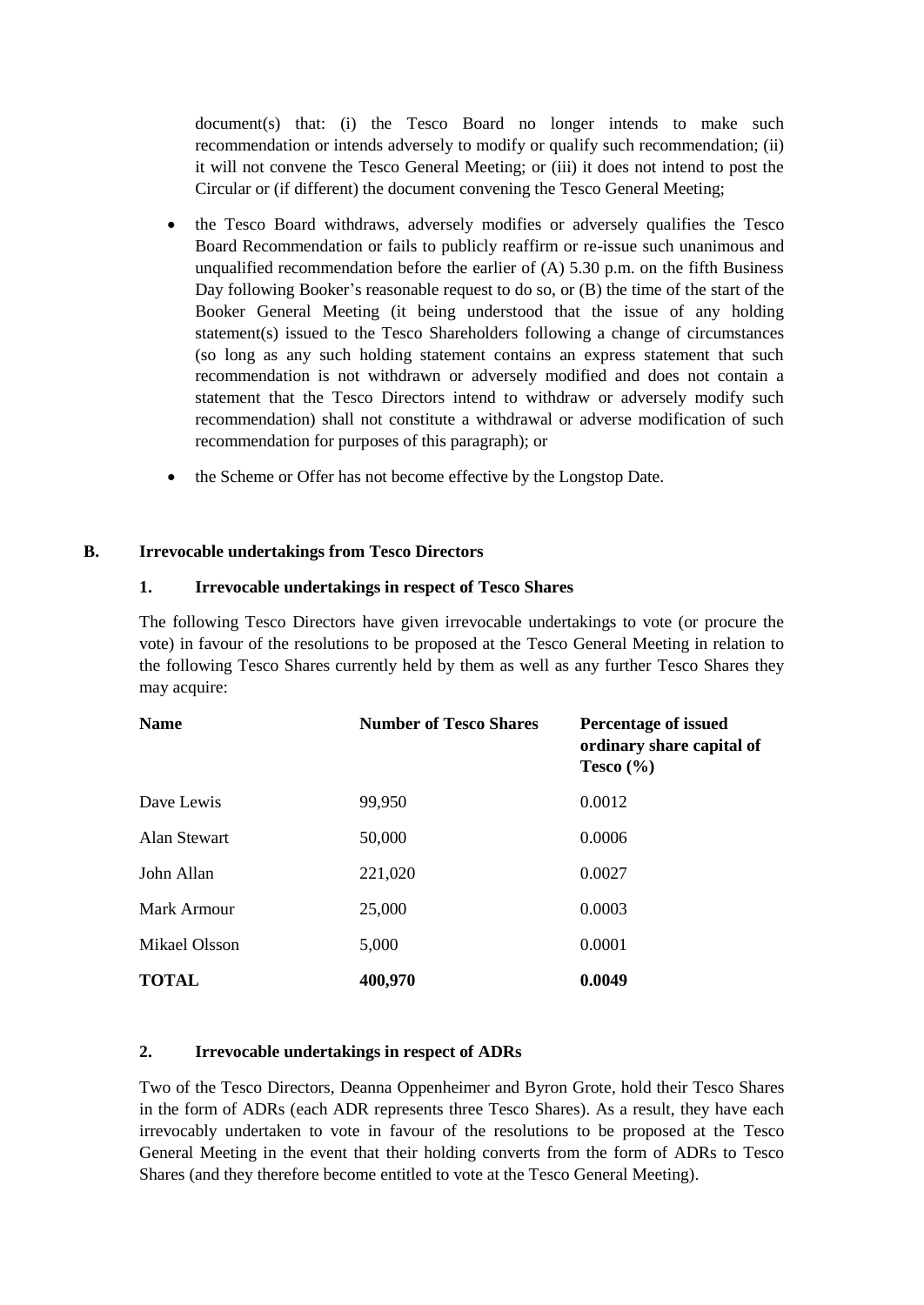document(s) that: (i) the Tesco Board no longer intends to make such recommendation or intends adversely to modify or qualify such recommendation; (ii) it will not convene the Tesco General Meeting; or (iii) it does not intend to post the Circular or (if different) the document convening the Tesco General Meeting;

- the Tesco Board withdraws, adversely modifies or adversely qualifies the Tesco Board Recommendation or fails to publicly reaffirm or re-issue such unanimous and unqualified recommendation before the earlier of (A) 5.30 p.m. on the fifth Business Day following Booker's reasonable request to do so, or (B) the time of the start of the Booker General Meeting (it being understood that the issue of any holding statement(s) issued to the Tesco Shareholders following a change of circumstances (so long as any such holding statement contains an express statement that such recommendation is not withdrawn or adversely modified and does not contain a statement that the Tesco Directors intend to withdraw or adversely modify such recommendation) shall not constitute a withdrawal or adverse modification of such recommendation for purposes of this paragraph); or
- the Scheme or Offer has not become effective by the Longstop Date.

## B. Irrevocable undertakings from Tesco Directors

### 1. Irrevocable undertakings in respect of Tesco Shares

The following Tesco Directors have given irrevocable undertakings to vote (or procure the vote) in favour of the resolutions to be proposed at the Tesco General Meeting in relation to the following Tesco Shares currently held by them as well as any further Tesco Shares they may acquire:

| Name | Number of Tesco Shares | Percentage of issued ordinary share capital of Tesco (%) |
|---|---|---|
| Dave Lewis | 99,950 | 0.0012 |
| Alan Stewart | 50,000 | 0.0006 |
| John Allan | 221,020 | 0.0027 |
| Mark Armour | 25,000 | 0.0003 |
| Mikael Olsson | 5,000 | 0.0001 |
| **TOTAL** | **400,970** | **0.0049** |

### 2. Irrevocable undertakings in respect of ADRs

Two of the Tesco Directors, Deanna Oppenheimer and Byron Grote, hold their Tesco Shares in the form of ADRs (each ADR represents three Tesco Shares). As a result, they have each irrevocably undertaken to vote in favour of the resolutions to be proposed at the Tesco General Meeting in the event that their holding converts from the form of ADRs to Tesco Shares (and they therefore become entitled to vote at the Tesco General Meeting).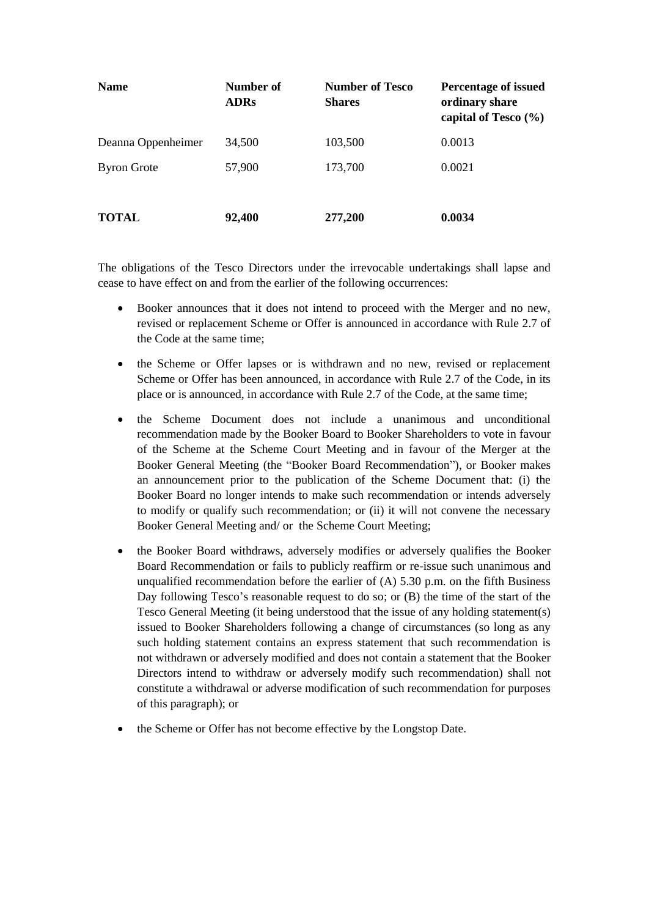| Name | Number of ADRs | Number of Tesco Shares | Percentage of issued ordinary share capital of Tesco (%) |
|---|---|---|---|
| Deanna Oppenheimer | 34,500 | 103,500 | 0.0013 |
| Byron Grote | 57,900 | 173,700 | 0.0021 |
| **TOTAL** | **92,400** | **277,200** | **0.0034** |

The obligations of the Tesco Directors under the irrevocable undertakings shall lapse and cease to have effect on and from the earlier of the following occurrences:

- Booker announces that it does not intend to proceed with the Merger and no new, revised or replacement Scheme or Offer is announced in accordance with Rule 2.7 of the Code at the same time;
- the Scheme or Offer lapses or is withdrawn and no new, revised or replacement Scheme or Offer has been announced, in accordance with Rule 2.7 of the Code, in its place or is announced, in accordance with Rule 2.7 of the Code, at the same time;
- the Scheme Document does not include a unanimous and unconditional recommendation made by the Booker Board to Booker Shareholders to vote in favour of the Scheme at the Scheme Court Meeting and in favour of the Merger at the Booker General Meeting (the "Booker Board Recommendation"), or Booker makes an announcement prior to the publication of the Scheme Document that: (i) the Booker Board no longer intends to make such recommendation or intends adversely to modify or qualify such recommendation; or (ii) it will not convene the necessary Booker General Meeting and/ or the Scheme Court Meeting;
- the Booker Board withdraws, adversely modifies or adversely qualifies the Booker Board Recommendation or fails to publicly reaffirm or re-issue such unanimous and unqualified recommendation before the earlier of (A) 5.30 p.m. on the fifth Business Day following Tesco's reasonable request to do so; or (B) the time of the start of the Tesco General Meeting (it being understood that the issue of any holding statement(s) issued to Booker Shareholders following a change of circumstances (so long as any such holding statement contains an express statement that such recommendation is not withdrawn or adversely modified and does not contain a statement that the Booker Directors intend to withdraw or adversely modify such recommendation) shall not constitute a withdrawal or adverse modification of such recommendation for purposes of this paragraph); or
- the Scheme or Offer has not become effective by the Longstop Date.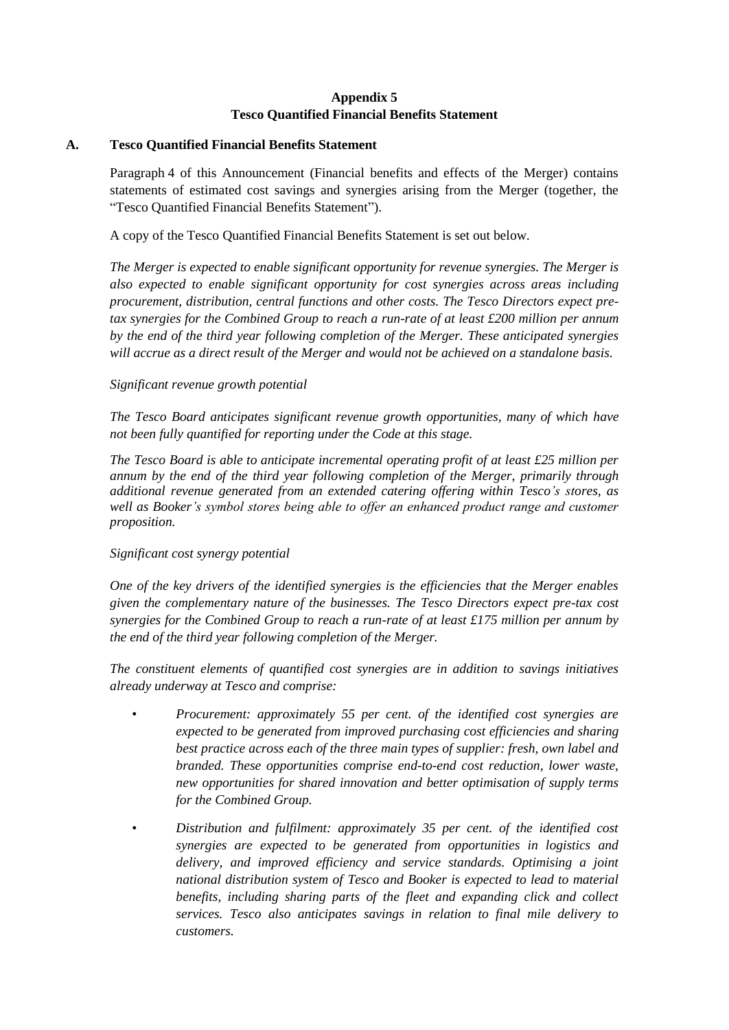**Appendix 5**
**Tesco Quantified Financial Benefits Statement**

**A. Tesco Quantified Financial Benefits Statement**

Paragraph 4 of this Announcement (Financial benefits and effects of the Merger) contains statements of estimated cost savings and synergies arising from the Merger (together, the "Tesco Quantified Financial Benefits Statement").

A copy of the Tesco Quantified Financial Benefits Statement is set out below.

*The Merger is expected to enable significant opportunity for revenue synergies. The Merger is also expected to enable significant opportunity for cost synergies across areas including procurement, distribution, central functions and other costs. The Tesco Directors expect pre-tax synergies for the Combined Group to reach a run-rate of at least £200 million per annum by the end of the third year following completion of the Merger. These anticipated synergies will accrue as a direct result of the Merger and would not be achieved on a standalone basis.*

*Significant revenue growth potential*

*The Tesco Board anticipates significant revenue growth opportunities, many of which have not been fully quantified for reporting under the Code at this stage.*

*The Tesco Board is able to anticipate incremental operating profit of at least £25 million per annum by the end of the third year following completion of the Merger, primarily through additional revenue generated from an extended catering offering within Tesco's stores, as well as Booker's symbol stores being able to offer an enhanced product range and customer proposition.*

*Significant cost synergy potential*

*One of the key drivers of the identified synergies is the efficiencies that the Merger enables given the complementary nature of the businesses. The Tesco Directors expect pre-tax cost synergies for the Combined Group to reach a run-rate of at least £175 million per annum by the end of the third year following completion of the Merger.*

*The constituent elements of quantified cost synergies are in addition to savings initiatives already underway at Tesco and comprise:*

- *Procurement: approximately 55 per cent. of the identified cost synergies are expected to be generated from improved purchasing cost efficiencies and sharing best practice across each of the three main types of supplier: fresh, own label and branded. These opportunities comprise end-to-end cost reduction, lower waste, new opportunities for shared innovation and better optimisation of supply terms for the Combined Group.*
- *Distribution and fulfilment: approximately 35 per cent. of the identified cost synergies are expected to be generated from opportunities in logistics and delivery, and improved efficiency and service standards. Optimising a joint national distribution system of Tesco and Booker is expected to lead to material benefits, including sharing parts of the fleet and expanding click and collect services. Tesco also anticipates savings in relation to final mile delivery to customers.*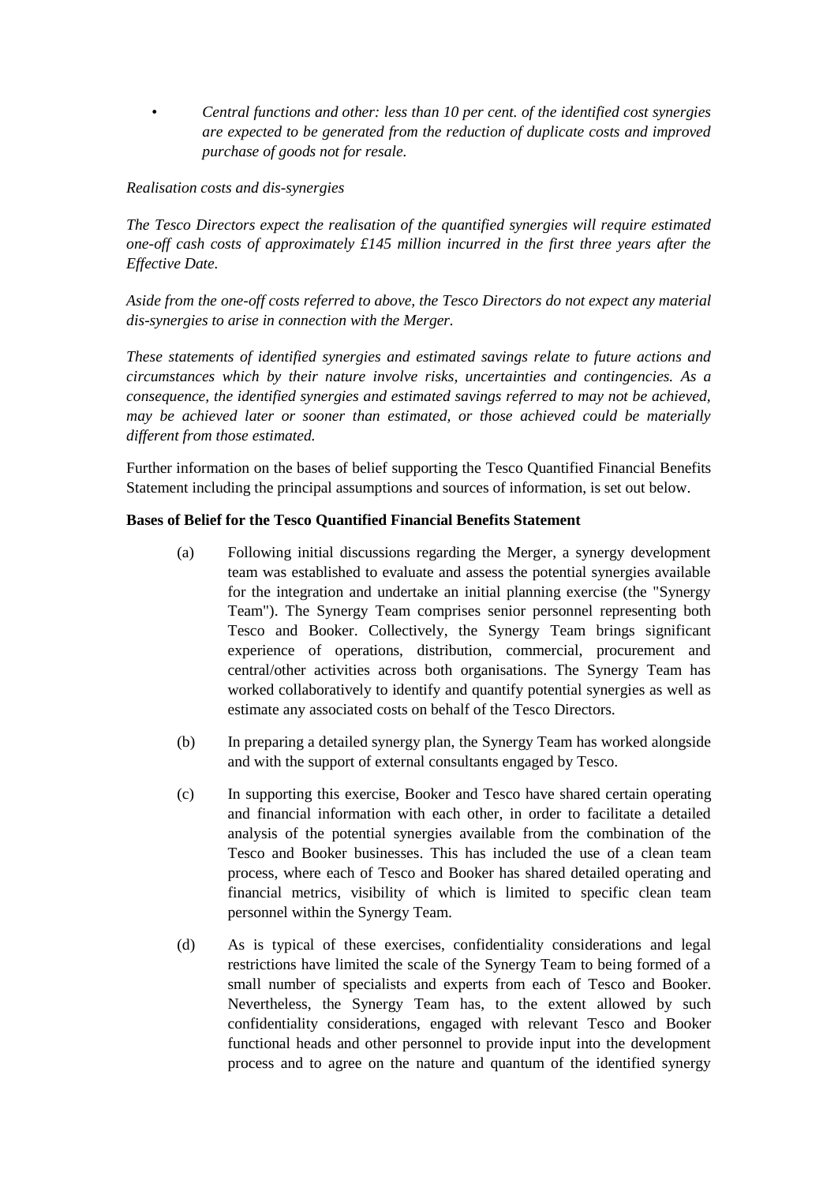- *Central functions and other: less than 10 per cent. of the identified cost synergies are expected to be generated from the reduction of duplicate costs and improved purchase of goods not for resale.*

*Realisation costs and dis-synergies*

*The Tesco Directors expect the realisation of the quantified synergies will require estimated one-off cash costs of approximately £145 million incurred in the first three years after the Effective Date.*

*Aside from the one-off costs referred to above, the Tesco Directors do not expect any material dis-synergies to arise in connection with the Merger.*

*These statements of identified synergies and estimated savings relate to future actions and circumstances which by their nature involve risks, uncertainties and contingencies. As a consequence, the identified synergies and estimated savings referred to may not be achieved, may be achieved later or sooner than estimated, or those achieved could be materially different from those estimated.*

Further information on the bases of belief supporting the Tesco Quantified Financial Benefits Statement including the principal assumptions and sources of information, is set out below.

**Bases of Belief for the Tesco Quantified Financial Benefits Statement**

(a) Following initial discussions regarding the Merger, a synergy development team was established to evaluate and assess the potential synergies available for the integration and undertake an initial planning exercise (the "Synergy Team"). The Synergy Team comprises senior personnel representing both Tesco and Booker. Collectively, the Synergy Team brings significant experience of operations, distribution, commercial, procurement and central/other activities across both organisations. The Synergy Team has worked collaboratively to identify and quantify potential synergies as well as estimate any associated costs on behalf of the Tesco Directors.

(b) In preparing a detailed synergy plan, the Synergy Team has worked alongside and with the support of external consultants engaged by Tesco.

(c) In supporting this exercise, Booker and Tesco have shared certain operating and financial information with each other, in order to facilitate a detailed analysis of the potential synergies available from the combination of the Tesco and Booker businesses. This has included the use of a clean team process, where each of Tesco and Booker has shared detailed operating and financial metrics, visibility of which is limited to specific clean team personnel within the Synergy Team.

(d) As is typical of these exercises, confidentiality considerations and legal restrictions have limited the scale of the Synergy Team to being formed of a small number of specialists and experts from each of Tesco and Booker. Nevertheless, the Synergy Team has, to the extent allowed by such confidentiality considerations, engaged with relevant Tesco and Booker functional heads and other personnel to provide input into the development process and to agree on the nature and quantum of the identified synergy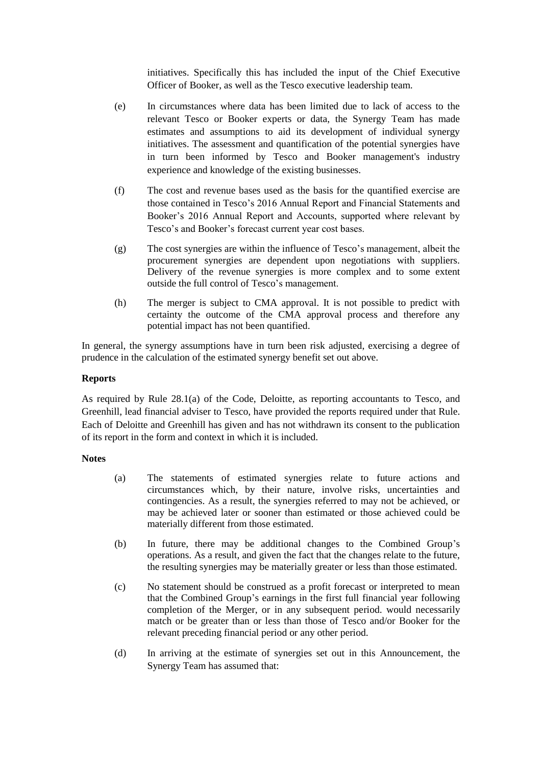initiatives. Specifically this has included the input of the Chief Executive Officer of Booker, as well as the Tesco executive leadership team.

(e) In circumstances where data has been limited due to lack of access to the relevant Tesco or Booker experts or data, the Synergy Team has made estimates and assumptions to aid its development of individual synergy initiatives. The assessment and quantification of the potential synergies have in turn been informed by Tesco and Booker management's industry experience and knowledge of the existing businesses.

(f) The cost and revenue bases used as the basis for the quantified exercise are those contained in Tesco's 2016 Annual Report and Financial Statements and Booker's 2016 Annual Report and Accounts, supported where relevant by Tesco's and Booker's forecast current year cost bases.

(g) The cost synergies are within the influence of Tesco's management, albeit the procurement synergies are dependent upon negotiations with suppliers. Delivery of the revenue synergies is more complex and to some extent outside the full control of Tesco's management.

(h) The merger is subject to CMA approval. It is not possible to predict with certainty the outcome of the CMA approval process and therefore any potential impact has not been quantified.

In general, the synergy assumptions have in turn been risk adjusted, exercising a degree of prudence in the calculation of the estimated synergy benefit set out above.

**Reports**

As required by Rule 28.1(a) of the Code, Deloitte, as reporting accountants to Tesco, and Greenhill, lead financial adviser to Tesco, have provided the reports required under that Rule. Each of Deloitte and Greenhill has given and has not withdrawn its consent to the publication of its report in the form and context in which it is included.

**Notes**

(a) The statements of estimated synergies relate to future actions and circumstances which, by their nature, involve risks, uncertainties and contingencies. As a result, the synergies referred to may not be achieved, or may be achieved later or sooner than estimated or those achieved could be materially different from those estimated.

(b) In future, there may be additional changes to the Combined Group's operations. As a result, and given the fact that the changes relate to the future, the resulting synergies may be materially greater or less than those estimated.

(c) No statement should be construed as a profit forecast or interpreted to mean that the Combined Group's earnings in the first full financial year following completion of the Merger, or in any subsequent period. would necessarily match or be greater than or less than those of Tesco and/or Booker for the relevant preceding financial period or any other period.

(d) In arriving at the estimate of synergies set out in this Announcement, the Synergy Team has assumed that: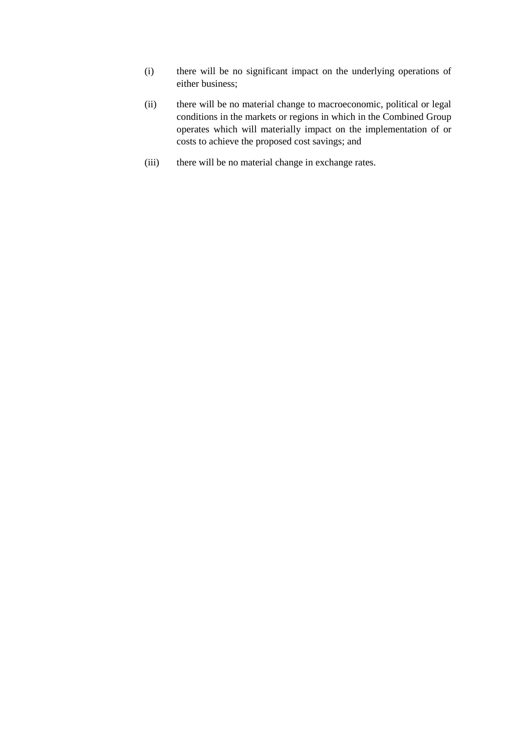(i) there will be no significant impact on the underlying operations of either business;

(ii) there will be no material change to macroeconomic, political or legal conditions in the markets or regions in which in the Combined Group operates which will materially impact on the implementation of or costs to achieve the proposed cost savings; and

(iii) there will be no material change in exchange rates.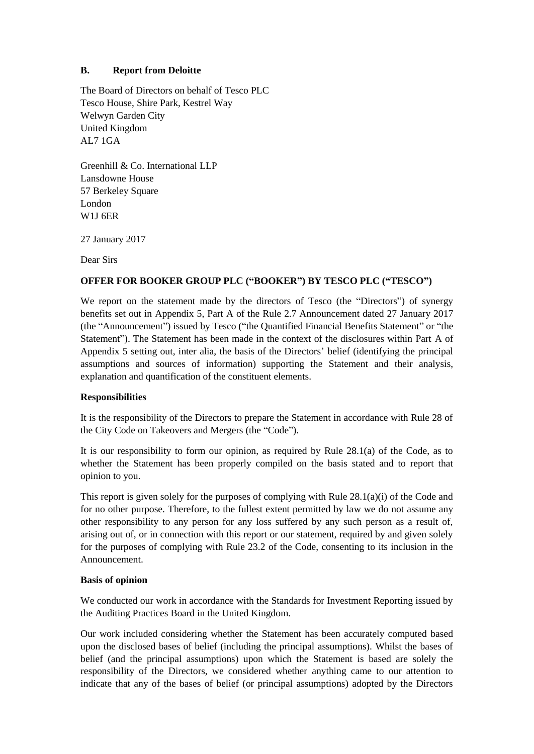## B. Report from Deloitte

The Board of Directors on behalf of Tesco PLC
Tesco House, Shire Park, Kestrel Way
Welwyn Garden City
United Kingdom
AL7 1GA

Greenhill & Co. International LLP
Lansdowne House
57 Berkeley Square
London
W1J 6ER

27 January 2017

Dear Sirs

**OFFER FOR BOOKER GROUP PLC ("BOOKER") BY TESCO PLC ("TESCO")**

We report on the statement made by the directors of Tesco (the "Directors") of synergy benefits set out in Appendix 5, Part A of the Rule 2.7 Announcement dated 27 January 2017 (the "Announcement") issued by Tesco ("the Quantified Financial Benefits Statement" or "the Statement"). The Statement has been made in the context of the disclosures within Part A of Appendix 5 setting out, inter alia, the basis of the Directors' belief (identifying the principal assumptions and sources of information) supporting the Statement and their analysis, explanation and quantification of the constituent elements.

**Responsibilities**

It is the responsibility of the Directors to prepare the Statement in accordance with Rule 28 of the City Code on Takeovers and Mergers (the "Code").

It is our responsibility to form our opinion, as required by Rule 28.1(a) of the Code, as to whether the Statement has been properly compiled on the basis stated and to report that opinion to you.

This report is given solely for the purposes of complying with Rule 28.1(a)(i) of the Code and for no other purpose. Therefore, to the fullest extent permitted by law we do not assume any other responsibility to any person for any loss suffered by any such person as a result of, arising out of, or in connection with this report or our statement, required by and given solely for the purposes of complying with Rule 23.2 of the Code, consenting to its inclusion in the Announcement.

**Basis of opinion**

We conducted our work in accordance with the Standards for Investment Reporting issued by the Auditing Practices Board in the United Kingdom.

Our work included considering whether the Statement has been accurately computed based upon the disclosed bases of belief (including the principal assumptions). Whilst the bases of belief (and the principal assumptions) upon which the Statement is based are solely the responsibility of the Directors, we considered whether anything came to our attention to indicate that any of the bases of belief (or principal assumptions) adopted by the Directors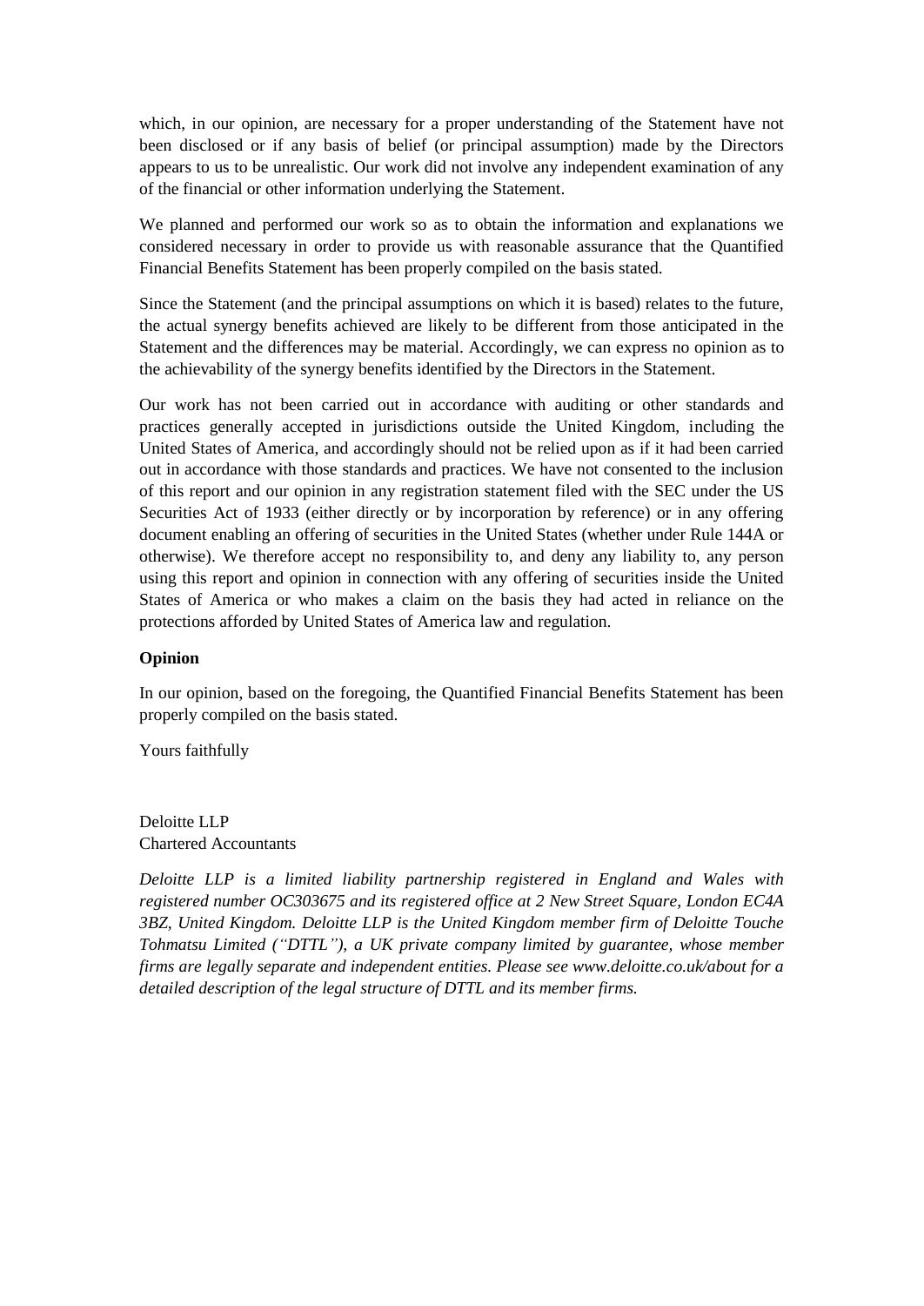which, in our opinion, are necessary for a proper understanding of the Statement have not been disclosed or if any basis of belief (or principal assumption) made by the Directors appears to us to be unrealistic. Our work did not involve any independent examination of any of the financial or other information underlying the Statement.

We planned and performed our work so as to obtain the information and explanations we considered necessary in order to provide us with reasonable assurance that the Quantified Financial Benefits Statement has been properly compiled on the basis stated.

Since the Statement (and the principal assumptions on which it is based) relates to the future, the actual synergy benefits achieved are likely to be different from those anticipated in the Statement and the differences may be material. Accordingly, we can express no opinion as to the achievability of the synergy benefits identified by the Directors in the Statement.

Our work has not been carried out in accordance with auditing or other standards and practices generally accepted in jurisdictions outside the United Kingdom, including the United States of America, and accordingly should not be relied upon as if it had been carried out in accordance with those standards and practices. We have not consented to the inclusion of this report and our opinion in any registration statement filed with the SEC under the US Securities Act of 1933 (either directly or by incorporation by reference) or in any offering document enabling an offering of securities in the United States (whether under Rule 144A or otherwise). We therefore accept no responsibility to, and deny any liability to, any person using this report and opinion in connection with any offering of securities inside the United States of America or who makes a claim on the basis they had acted in reliance on the protections afforded by United States of America law and regulation.

**Opinion**

In our opinion, based on the foregoing, the Quantified Financial Benefits Statement has been properly compiled on the basis stated.

Yours faithfully

Deloitte LLP
Chartered Accountants

*Deloitte LLP is a limited liability partnership registered in England and Wales with registered number OC303675 and its registered office at 2 New Street Square, London EC4A 3BZ, United Kingdom. Deloitte LLP is the United Kingdom member firm of Deloitte Touche Tohmatsu Limited ("DTTL"), a UK private company limited by guarantee, whose member firms are legally separate and independent entities. Please see www.deloitte.co.uk/about for a detailed description of the legal structure of DTTL and its member firms.*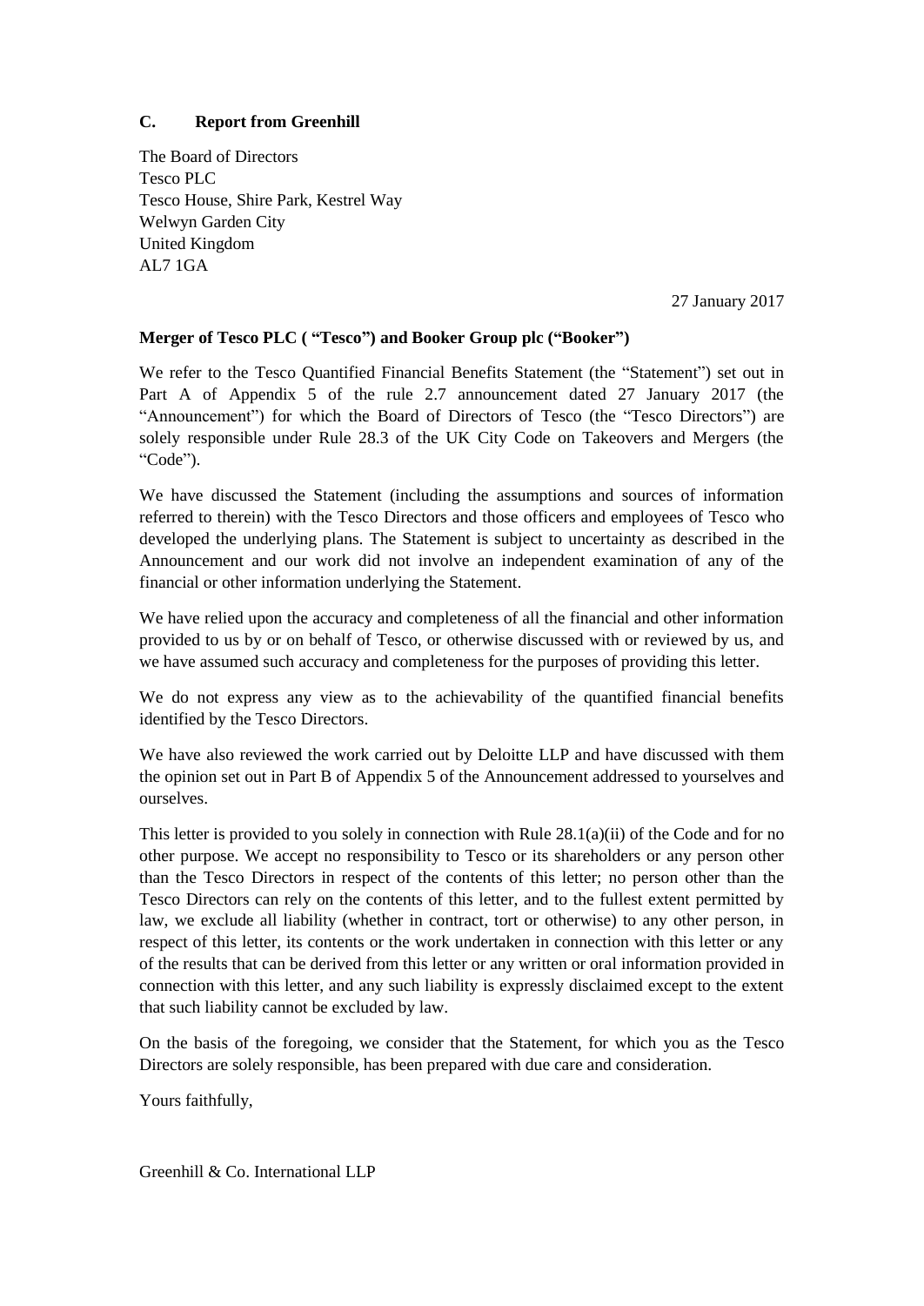## C. Report from Greenhill

The Board of Directors
Tesco PLC
Tesco House, Shire Park, Kestrel Way
Welwyn Garden City
United Kingdom
AL7 1GA

27 January 2017

**Merger of Tesco PLC ( "Tesco") and Booker Group plc ("Booker")**

We refer to the Tesco Quantified Financial Benefits Statement (the "Statement") set out in Part A of Appendix 5 of the rule 2.7 announcement dated 27 January 2017 (the "Announcement") for which the Board of Directors of Tesco (the "Tesco Directors") are solely responsible under Rule 28.3 of the UK City Code on Takeovers and Mergers (the "Code").

We have discussed the Statement (including the assumptions and sources of information referred to therein) with the Tesco Directors and those officers and employees of Tesco who developed the underlying plans. The Statement is subject to uncertainty as described in the Announcement and our work did not involve an independent examination of any of the financial or other information underlying the Statement.

We have relied upon the accuracy and completeness of all the financial and other information provided to us by or on behalf of Tesco, or otherwise discussed with or reviewed by us, and we have assumed such accuracy and completeness for the purposes of providing this letter.

We do not express any view as to the achievability of the quantified financial benefits identified by the Tesco Directors.

We have also reviewed the work carried out by Deloitte LLP and have discussed with them the opinion set out in Part B of Appendix 5 of the Announcement addressed to yourselves and ourselves.

This letter is provided to you solely in connection with Rule 28.1(a)(ii) of the Code and for no other purpose. We accept no responsibility to Tesco or its shareholders or any person other than the Tesco Directors in respect of the contents of this letter; no person other than the Tesco Directors can rely on the contents of this letter, and to the fullest extent permitted by law, we exclude all liability (whether in contract, tort or otherwise) to any other person, in respect of this letter, its contents or the work undertaken in connection with this letter or any of the results that can be derived from this letter or any written or oral information provided in connection with this letter, and any such liability is expressly disclaimed except to the extent that such liability cannot be excluded by law.

On the basis of the foregoing, we consider that the Statement, for which you as the Tesco Directors are solely responsible, has been prepared with due care and consideration.

Yours faithfully,

Greenhill & Co. International LLP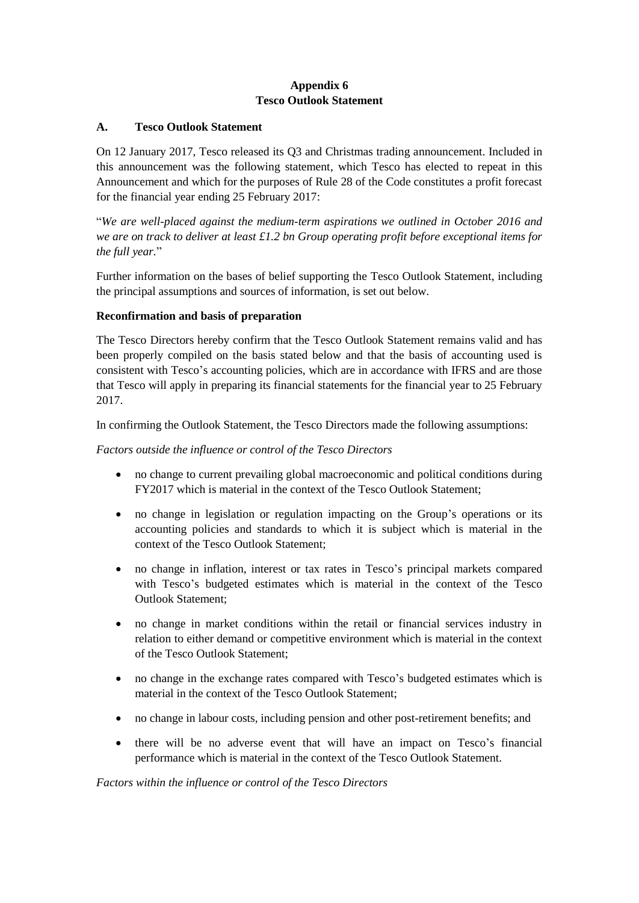# Appendix 6
# Tesco Outlook Statement

## A. Tesco Outlook Statement

On 12 January 2017, Tesco released its Q3 and Christmas trading announcement. Included in this announcement was the following statement, which Tesco has elected to repeat in this Announcement and which for the purposes of Rule 28 of the Code constitutes a profit forecast for the financial year ending 25 February 2017:

"*We are well-placed against the medium-term aspirations we outlined in October 2016 and we are on track to deliver at least £1.2 bn Group operating profit before exceptional items for the full year.*"

Further information on the bases of belief supporting the Tesco Outlook Statement, including the principal assumptions and sources of information, is set out below.

**Reconfirmation and basis of preparation**

The Tesco Directors hereby confirm that the Tesco Outlook Statement remains valid and has been properly compiled on the basis stated below and that the basis of accounting used is consistent with Tesco's accounting policies, which are in accordance with IFRS and are those that Tesco will apply in preparing its financial statements for the financial year to 25 February 2017.

In confirming the Outlook Statement, the Tesco Directors made the following assumptions:

*Factors outside the influence or control of the Tesco Directors*

- no change to current prevailing global macroeconomic and political conditions during FY2017 which is material in the context of the Tesco Outlook Statement;
- no change in legislation or regulation impacting on the Group's operations or its accounting policies and standards to which it is subject which is material in the context of the Tesco Outlook Statement;
- no change in inflation, interest or tax rates in Tesco's principal markets compared with Tesco's budgeted estimates which is material in the context of the Tesco Outlook Statement;
- no change in market conditions within the retail or financial services industry in relation to either demand or competitive environment which is material in the context of the Tesco Outlook Statement;
- no change in the exchange rates compared with Tesco's budgeted estimates which is material in the context of the Tesco Outlook Statement;
- no change in labour costs, including pension and other post-retirement benefits; and
- there will be no adverse event that will have an impact on Tesco's financial performance which is material in the context of the Tesco Outlook Statement.

*Factors within the influence or control of the Tesco Directors*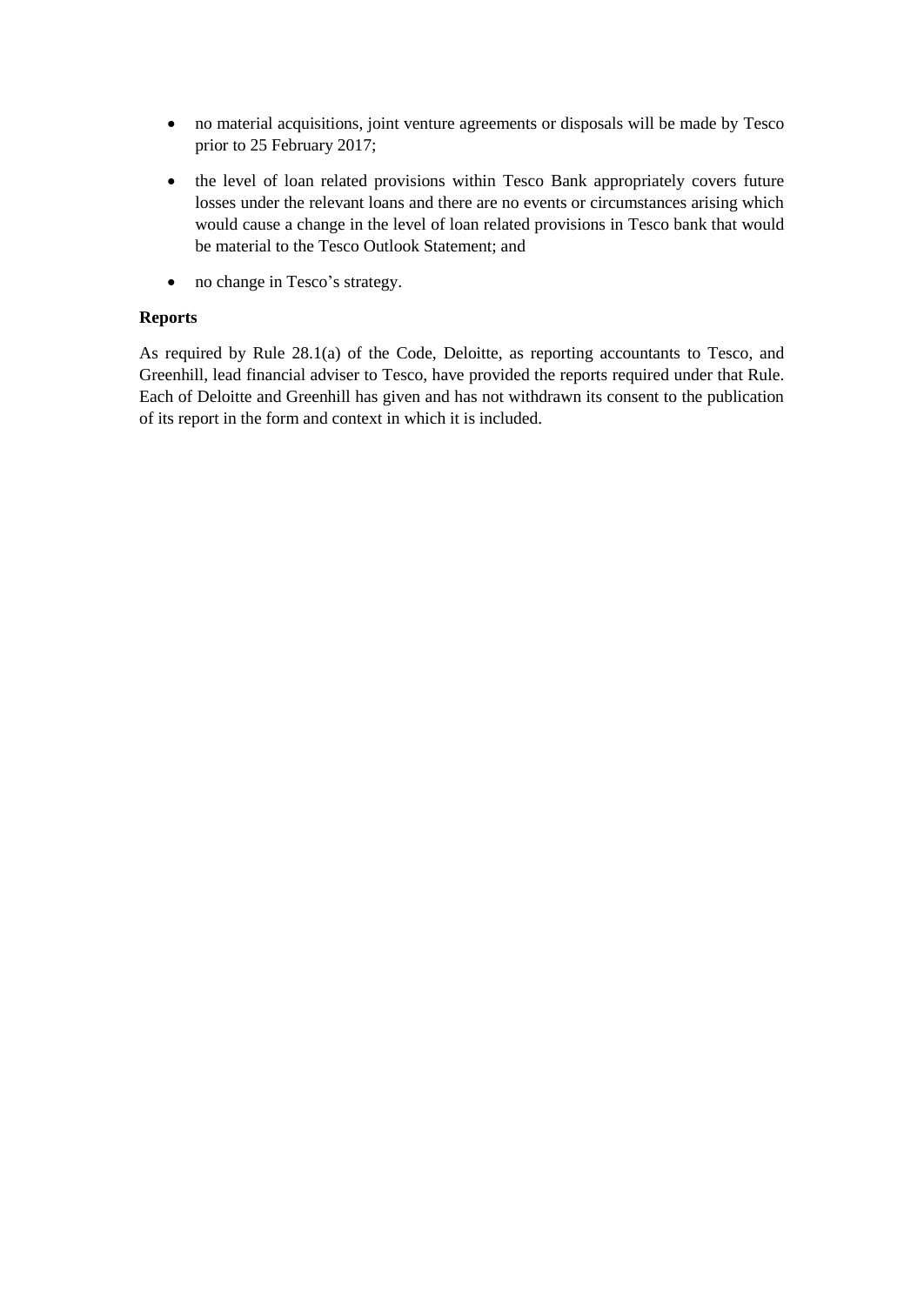- no material acquisitions, joint venture agreements or disposals will be made by Tesco prior to 25 February 2017;
- the level of loan related provisions within Tesco Bank appropriately covers future losses under the relevant loans and there are no events or circumstances arising which would cause a change in the level of loan related provisions in Tesco bank that would be material to the Tesco Outlook Statement; and
- no change in Tesco's strategy.

**Reports**

As required by Rule 28.1(a) of the Code, Deloitte, as reporting accountants to Tesco, and Greenhill, lead financial adviser to Tesco, have provided the reports required under that Rule. Each of Deloitte and Greenhill has given and has not withdrawn its consent to the publication of its report in the form and context in which it is included.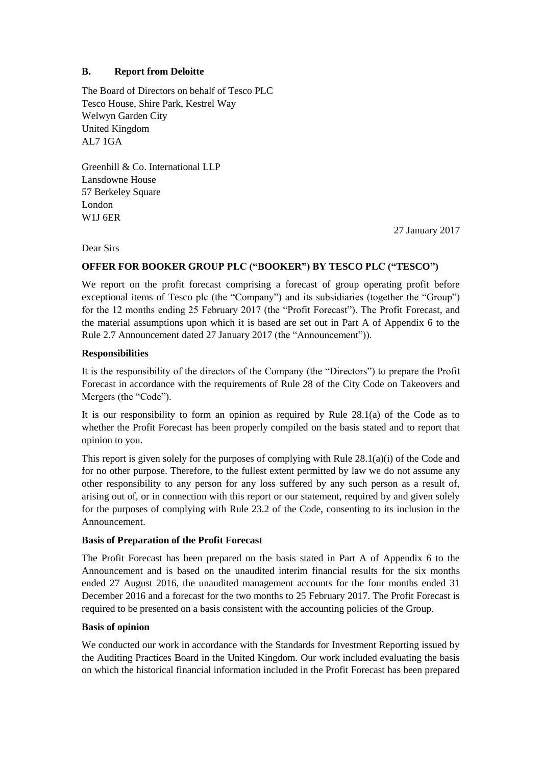## B. Report from Deloitte

The Board of Directors on behalf of Tesco PLC
Tesco House, Shire Park, Kestrel Way
Welwyn Garden City
United Kingdom
AL7 1GA

Greenhill & Co. International LLP
Lansdowne House
57 Berkeley Square
London
W1J 6ER

27 January 2017

Dear Sirs

**OFFER FOR BOOKER GROUP PLC ("BOOKER") BY TESCO PLC ("TESCO")**

We report on the profit forecast comprising a forecast of group operating profit before exceptional items of Tesco plc (the "Company") and its subsidiaries (together the "Group") for the 12 months ending 25 February 2017 (the "Profit Forecast"). The Profit Forecast, and the material assumptions upon which it is based are set out in Part A of Appendix 6 to the Rule 2.7 Announcement dated 27 January 2017 (the "Announcement")).

**Responsibilities**

It is the responsibility of the directors of the Company (the "Directors") to prepare the Profit Forecast in accordance with the requirements of Rule 28 of the City Code on Takeovers and Mergers (the "Code").

It is our responsibility to form an opinion as required by Rule 28.1(a) of the Code as to whether the Profit Forecast has been properly compiled on the basis stated and to report that opinion to you.

This report is given solely for the purposes of complying with Rule 28.1(a)(i) of the Code and for no other purpose. Therefore, to the fullest extent permitted by law we do not assume any other responsibility to any person for any loss suffered by any such person as a result of, arising out of, or in connection with this report or our statement, required by and given solely for the purposes of complying with Rule 23.2 of the Code, consenting to its inclusion in the Announcement.

**Basis of Preparation of the Profit Forecast**

The Profit Forecast has been prepared on the basis stated in Part A of Appendix 6 to the Announcement and is based on the unaudited interim financial results for the six months ended 27 August 2016, the unaudited management accounts for the four months ended 31 December 2016 and a forecast for the two months to 25 February 2017. The Profit Forecast is required to be presented on a basis consistent with the accounting policies of the Group.

**Basis of opinion**

We conducted our work in accordance with the Standards for Investment Reporting issued by the Auditing Practices Board in the United Kingdom. Our work included evaluating the basis on which the historical financial information included in the Profit Forecast has been prepared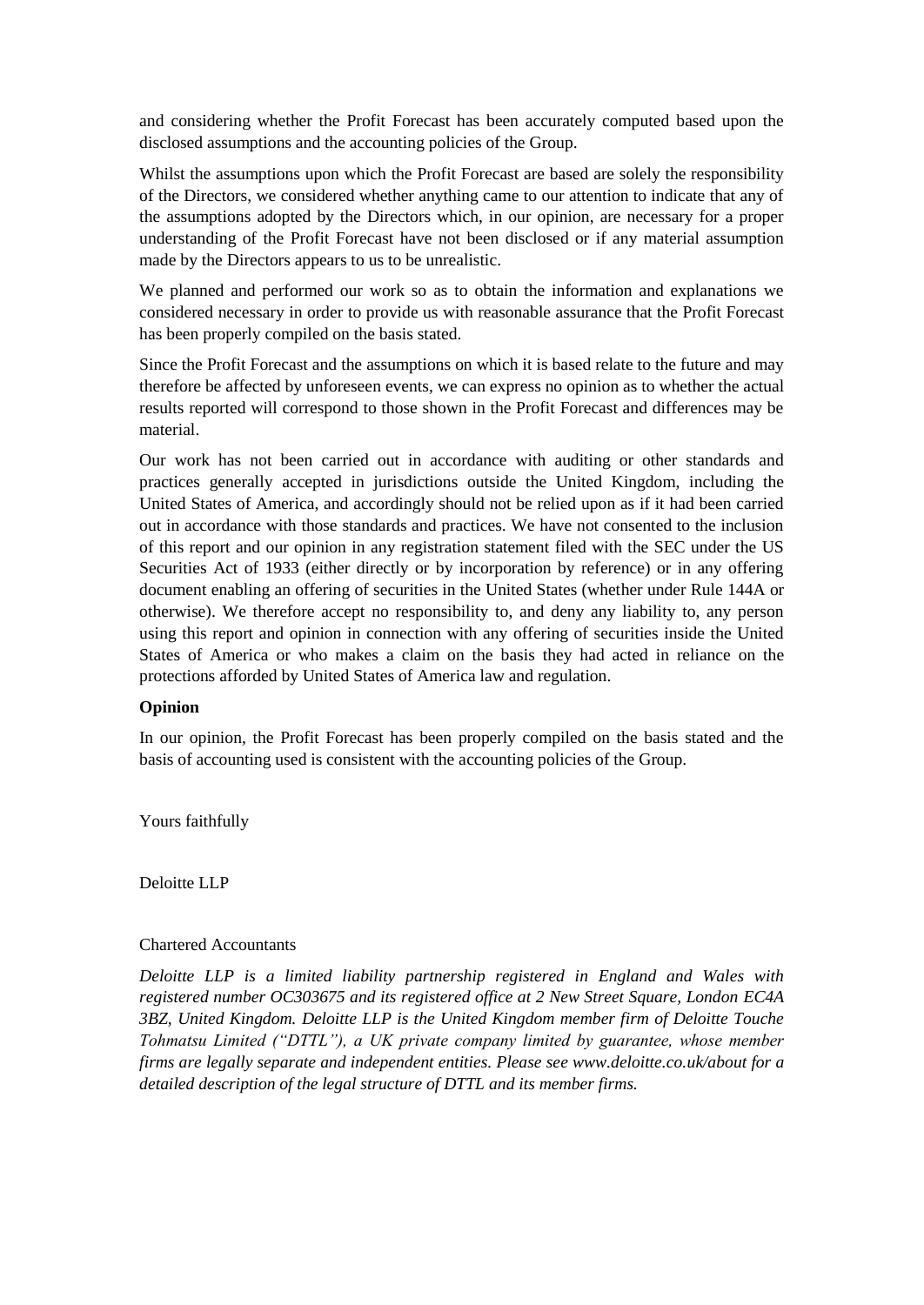and considering whether the Profit Forecast has been accurately computed based upon the disclosed assumptions and the accounting policies of the Group.

Whilst the assumptions upon which the Profit Forecast are based are solely the responsibility of the Directors, we considered whether anything came to our attention to indicate that any of the assumptions adopted by the Directors which, in our opinion, are necessary for a proper understanding of the Profit Forecast have not been disclosed or if any material assumption made by the Directors appears to us to be unrealistic.

We planned and performed our work so as to obtain the information and explanations we considered necessary in order to provide us with reasonable assurance that the Profit Forecast has been properly compiled on the basis stated.

Since the Profit Forecast and the assumptions on which it is based relate to the future and may therefore be affected by unforeseen events, we can express no opinion as to whether the actual results reported will correspond to those shown in the Profit Forecast and differences may be material.

Our work has not been carried out in accordance with auditing or other standards and practices generally accepted in jurisdictions outside the United Kingdom, including the United States of America, and accordingly should not be relied upon as if it had been carried out in accordance with those standards and practices. We have not consented to the inclusion of this report and our opinion in any registration statement filed with the SEC under the US Securities Act of 1933 (either directly or by incorporation by reference) or in any offering document enabling an offering of securities in the United States (whether under Rule 144A or otherwise). We therefore accept no responsibility to, and deny any liability to, any person using this report and opinion in connection with any offering of securities inside the United States of America or who makes a claim on the basis they had acted in reliance on the protections afforded by United States of America law and regulation.

**Opinion**

In our opinion, the Profit Forecast has been properly compiled on the basis stated and the basis of accounting used is consistent with the accounting policies of the Group.

Yours faithfully

Deloitte LLP

Chartered Accountants

*Deloitte LLP is a limited liability partnership registered in England and Wales with registered number OC303675 and its registered office at 2 New Street Square, London EC4A 3BZ, United Kingdom. Deloitte LLP is the United Kingdom member firm of Deloitte Touche Tohmatsu Limited ("DTTL"), a UK private company limited by guarantee, whose member firms are legally separate and independent entities. Please see www.deloitte.co.uk/about for a detailed description of the legal structure of DTTL and its member firms.*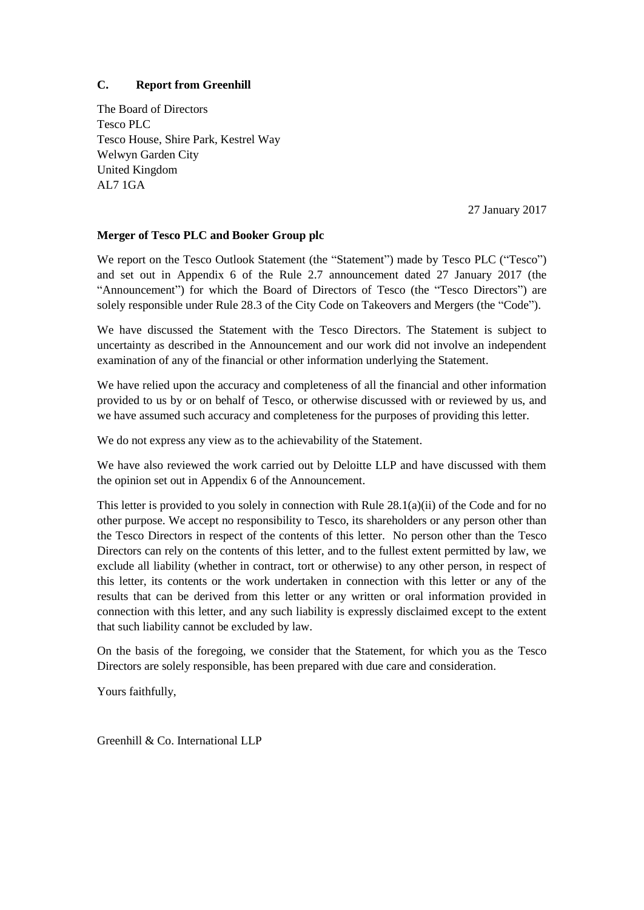## C. Report from Greenhill

The Board of Directors
Tesco PLC
Tesco House, Shire Park, Kestrel Way
Welwyn Garden City
United Kingdom
AL7 1GA

27 January 2017

**Merger of Tesco PLC and Booker Group plc**

We report on the Tesco Outlook Statement (the "Statement") made by Tesco PLC ("Tesco") and set out in Appendix 6 of the Rule 2.7 announcement dated 27 January 2017 (the "Announcement") for which the Board of Directors of Tesco (the "Tesco Directors") are solely responsible under Rule 28.3 of the City Code on Takeovers and Mergers (the "Code").

We have discussed the Statement with the Tesco Directors. The Statement is subject to uncertainty as described in the Announcement and our work did not involve an independent examination of any of the financial or other information underlying the Statement.

We have relied upon the accuracy and completeness of all the financial and other information provided to us by or on behalf of Tesco, or otherwise discussed with or reviewed by us, and we have assumed such accuracy and completeness for the purposes of providing this letter.

We do not express any view as to the achievability of the Statement.

We have also reviewed the work carried out by Deloitte LLP and have discussed with them the opinion set out in Appendix 6 of the Announcement.

This letter is provided to you solely in connection with Rule 28.1(a)(ii) of the Code and for no other purpose. We accept no responsibility to Tesco, its shareholders or any person other than the Tesco Directors in respect of the contents of this letter. No person other than the Tesco Directors can rely on the contents of this letter, and to the fullest extent permitted by law, we exclude all liability (whether in contract, tort or otherwise) to any other person, in respect of this letter, its contents or the work undertaken in connection with this letter or any of the results that can be derived from this letter or any written or oral information provided in connection with this letter, and any such liability is expressly disclaimed except to the extent that such liability cannot be excluded by law.

On the basis of the foregoing, we consider that the Statement, for which you as the Tesco Directors are solely responsible, has been prepared with due care and consideration.

Yours faithfully,

Greenhill & Co. International LLP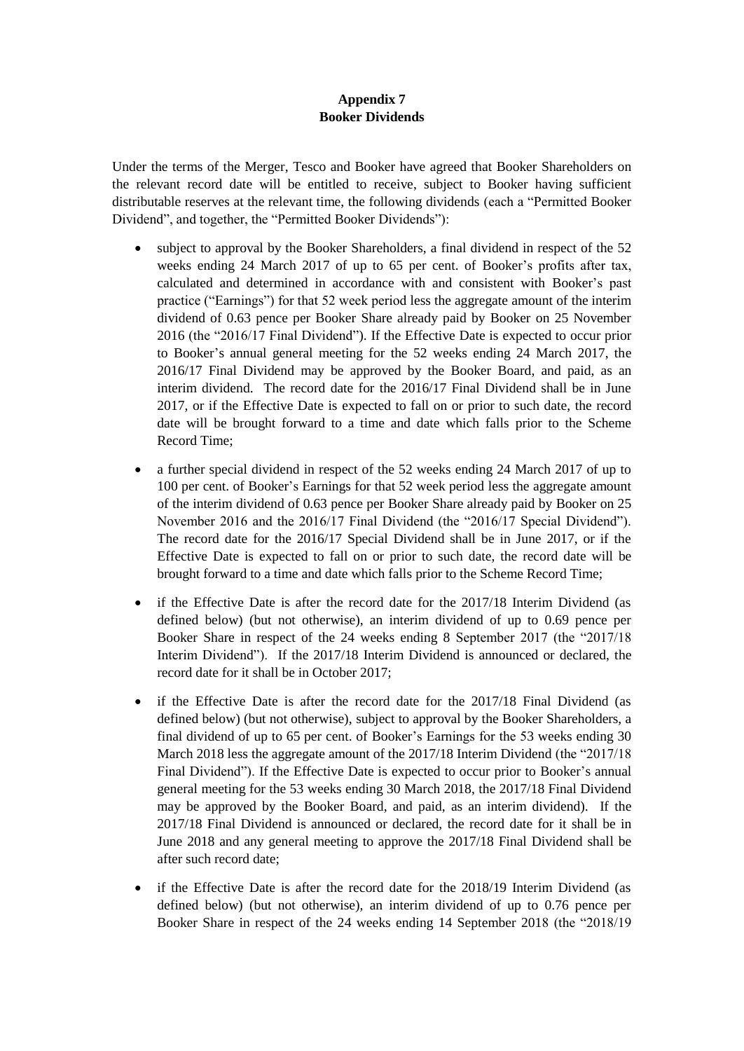# Appendix 7
## Booker Dividends

Under the terms of the Merger, Tesco and Booker have agreed that Booker Shareholders on the relevant record date will be entitled to receive, subject to Booker having sufficient distributable reserves at the relevant time, the following dividends (each a "Permitted Booker Dividend", and together, the "Permitted Booker Dividends"):

- subject to approval by the Booker Shareholders, a final dividend in respect of the 52 weeks ending 24 March 2017 of up to 65 per cent. of Booker's profits after tax, calculated and determined in accordance with and consistent with Booker's past practice ("Earnings") for that 52 week period less the aggregate amount of the interim dividend of 0.63 pence per Booker Share already paid by Booker on 25 November 2016 (the "2016/17 Final Dividend"). If the Effective Date is expected to occur prior to Booker's annual general meeting for the 52 weeks ending 24 March 2017, the 2016/17 Final Dividend may be approved by the Booker Board, and paid, as an interim dividend. The record date for the 2016/17 Final Dividend shall be in June 2017, or if the Effective Date is expected to fall on or prior to such date, the record date will be brought forward to a time and date which falls prior to the Scheme Record Time;

- a further special dividend in respect of the 52 weeks ending 24 March 2017 of up to 100 per cent. of Booker's Earnings for that 52 week period less the aggregate amount of the interim dividend of 0.63 pence per Booker Share already paid by Booker on 25 November 2016 and the 2016/17 Final Dividend (the "2016/17 Special Dividend"). The record date for the 2016/17 Special Dividend shall be in June 2017, or if the Effective Date is expected to fall on or prior to such date, the record date will be brought forward to a time and date which falls prior to the Scheme Record Time;

- if the Effective Date is after the record date for the 2017/18 Interim Dividend (as defined below) (but not otherwise), an interim dividend of up to 0.69 pence per Booker Share in respect of the 24 weeks ending 8 September 2017 (the "2017/18 Interim Dividend"). If the 2017/18 Interim Dividend is announced or declared, the record date for it shall be in October 2017;

- if the Effective Date is after the record date for the 2017/18 Final Dividend (as defined below) (but not otherwise), subject to approval by the Booker Shareholders, a final dividend of up to 65 per cent. of Booker's Earnings for the 53 weeks ending 30 March 2018 less the aggregate amount of the 2017/18 Interim Dividend (the "2017/18 Final Dividend"). If the Effective Date is expected to occur prior to Booker's annual general meeting for the 53 weeks ending 30 March 2018, the 2017/18 Final Dividend may be approved by the Booker Board, and paid, as an interim dividend). If the 2017/18 Final Dividend is announced or declared, the record date for it shall be in June 2018 and any general meeting to approve the 2017/18 Final Dividend shall be after such record date;

- if the Effective Date is after the record date for the 2018/19 Interim Dividend (as defined below) (but not otherwise), an interim dividend of up to 0.76 pence per Booker Share in respect of the 24 weeks ending 14 September 2018 (the "2018/19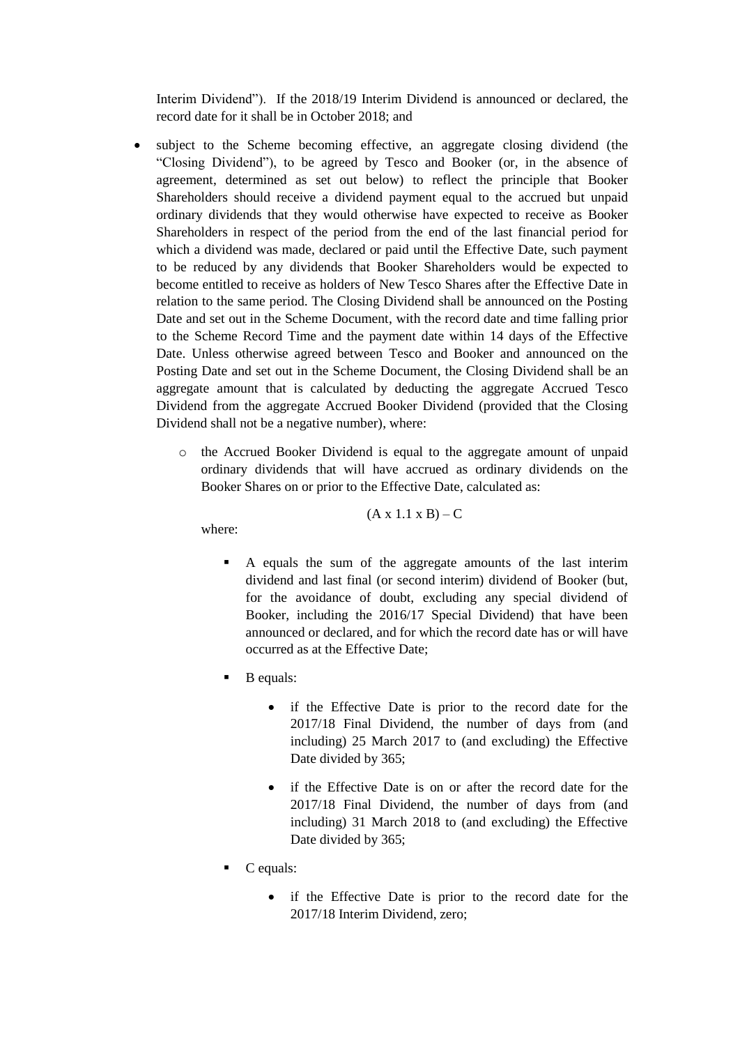Interim Dividend"). If the 2018/19 Interim Dividend is announced or declared, the record date for it shall be in October 2018; and

- subject to the Scheme becoming effective, an aggregate closing dividend (the "Closing Dividend"), to be agreed by Tesco and Booker (or, in the absence of agreement, determined as set out below) to reflect the principle that Booker Shareholders should receive a dividend payment equal to the accrued but unpaid ordinary dividends that they would otherwise have expected to receive as Booker Shareholders in respect of the period from the end of the last financial period for which a dividend was made, declared or paid until the Effective Date, such payment to be reduced by any dividends that Booker Shareholders would be expected to become entitled to receive as holders of New Tesco Shares after the Effective Date in relation to the same period. The Closing Dividend shall be announced on the Posting Date and set out in the Scheme Document, with the record date and time falling prior to the Scheme Record Time and the payment date within 14 days of the Effective Date. Unless otherwise agreed between Tesco and Booker and announced on the Posting Date and set out in the Scheme Document, the Closing Dividend shall be an aggregate amount that is calculated by deducting the aggregate Accrued Tesco Dividend from the aggregate Accrued Booker Dividend (provided that the Closing Dividend shall not be a negative number), where:
    - the Accrued Booker Dividend is equal to the aggregate amount of unpaid ordinary dividends that will have accrued as ordinary dividends on the Booker Shares on or prior to the Effective Date, calculated as:

$$(A \times 1.1 \times B) - C$$

    where:

        - A equals the sum of the aggregate amounts of the last interim dividend and last final (or second interim) dividend of Booker (but, for the avoidance of doubt, excluding any special dividend of Booker, including the 2016/17 Special Dividend) that have been announced or declared, and for which the record date has or will have occurred as at the Effective Date;
        - B equals:
            - if the Effective Date is prior to the record date for the 2017/18 Final Dividend, the number of days from (and including) 25 March 2017 to (and excluding) the Effective Date divided by 365;
            - if the Effective Date is on or after the record date for the 2017/18 Final Dividend, the number of days from (and including) 31 March 2018 to (and excluding) the Effective Date divided by 365;
        - C equals:
            - if the Effective Date is prior to the record date for the 2017/18 Interim Dividend, zero;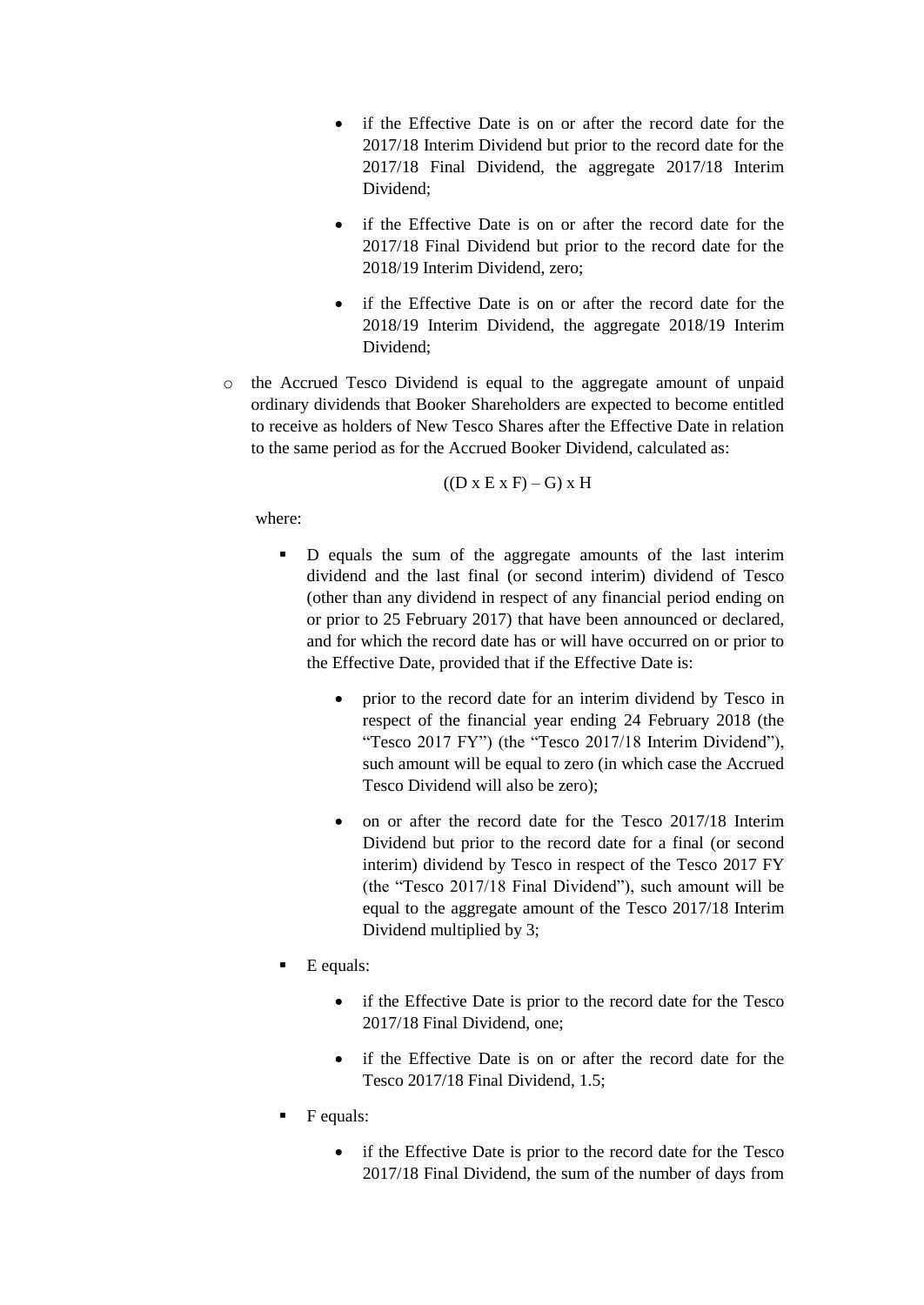- if the Effective Date is on or after the record date for the 2017/18 Interim Dividend but prior to the record date for the 2017/18 Final Dividend, the aggregate 2017/18 Interim Dividend;
    - if the Effective Date is on or after the record date for the 2017/18 Final Dividend but prior to the record date for the 2018/19 Interim Dividend, zero;
    - if the Effective Date is on or after the record date for the 2018/19 Interim Dividend, the aggregate 2018/19 Interim Dividend;

- the Accrued Tesco Dividend is equal to the aggregate amount of unpaid ordinary dividends that Booker Shareholders are expected to become entitled to receive as holders of New Tesco Shares after the Effective Date in relation to the same period as for the Accrued Booker Dividend, calculated as:

  $$((D \times E \times F) - G) \times H$$

  where:

  - D equals the sum of the aggregate amounts of the last interim dividend and the last final (or second interim) dividend of Tesco (other than any dividend in respect of any financial period ending on or prior to 25 February 2017) that have been announced or declared, and for which the record date has or will have occurred on or prior to the Effective Date, provided that if the Effective Date is:
    - prior to the record date for an interim dividend by Tesco in respect of the financial year ending 24 February 2018 (the "Tesco 2017 FY") (the "Tesco 2017/18 Interim Dividend"), such amount will be equal to zero (in which case the Accrued Tesco Dividend will also be zero);
    - on or after the record date for the Tesco 2017/18 Interim Dividend but prior to the record date for a final (or second interim) dividend by Tesco in respect of the Tesco 2017 FY (the "Tesco 2017/18 Final Dividend"), such amount will be equal to the aggregate amount of the Tesco 2017/18 Interim Dividend multiplied by 3;
  - E equals:
    - if the Effective Date is prior to the record date for the Tesco 2017/18 Final Dividend, one;
    - if the Effective Date is on or after the record date for the Tesco 2017/18 Final Dividend, 1.5;
  - F equals:
    - if the Effective Date is prior to the record date for the Tesco 2017/18 Final Dividend, the sum of the number of days from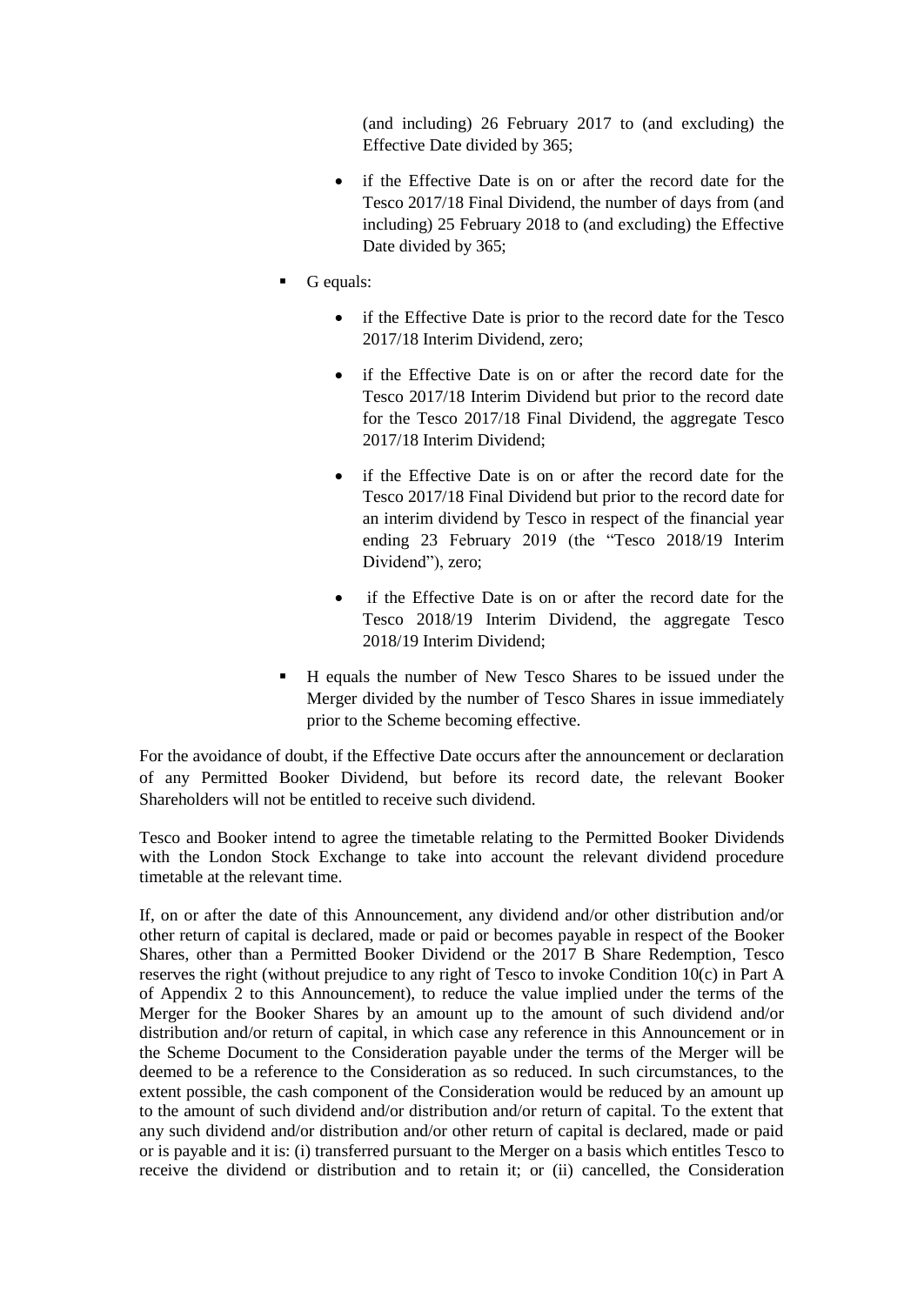(and including) 26 February 2017 to (and excluding) the Effective Date divided by 365;

  - if the Effective Date is on or after the record date for the Tesco 2017/18 Final Dividend, the number of days from (and including) 25 February 2018 to (and excluding) the Effective Date divided by 365;

- G equals:

  - if the Effective Date is prior to the record date for the Tesco 2017/18 Interim Dividend, zero;
  - if the Effective Date is on or after the record date for the Tesco 2017/18 Interim Dividend but prior to the record date for the Tesco 2017/18 Final Dividend, the aggregate Tesco 2017/18 Interim Dividend;
  - if the Effective Date is on or after the record date for the Tesco 2017/18 Final Dividend but prior to the record date for an interim dividend by Tesco in respect of the financial year ending 23 February 2019 (the "Tesco 2018/19 Interim Dividend"), zero;
  - if the Effective Date is on or after the record date for the Tesco 2018/19 Interim Dividend, the aggregate Tesco 2018/19 Interim Dividend;

- H equals the number of New Tesco Shares to be issued under the Merger divided by the number of Tesco Shares in issue immediately prior to the Scheme becoming effective.

For the avoidance of doubt, if the Effective Date occurs after the announcement or declaration of any Permitted Booker Dividend, but before its record date, the relevant Booker Shareholders will not be entitled to receive such dividend.

Tesco and Booker intend to agree the timetable relating to the Permitted Booker Dividends with the London Stock Exchange to take into account the relevant dividend procedure timetable at the relevant time.

If, on or after the date of this Announcement, any dividend and/or other distribution and/or other return of capital is declared, made or paid or becomes payable in respect of the Booker Shares, other than a Permitted Booker Dividend or the 2017 B Share Redemption, Tesco reserves the right (without prejudice to any right of Tesco to invoke Condition 10(c) in Part A of Appendix 2 to this Announcement), to reduce the value implied under the terms of the Merger for the Booker Shares by an amount up to the amount of such dividend and/or distribution and/or return of capital, in which case any reference in this Announcement or in the Scheme Document to the Consideration payable under the terms of the Merger will be deemed to be a reference to the Consideration as so reduced. In such circumstances, to the extent possible, the cash component of the Consideration would be reduced by an amount up to the amount of such dividend and/or distribution and/or return of capital. To the extent that any such dividend and/or distribution and/or other return of capital is declared, made or paid or is payable and it is: (i) transferred pursuant to the Merger on a basis which entitles Tesco to receive the dividend or distribution and to retain it; or (ii) cancelled, the Consideration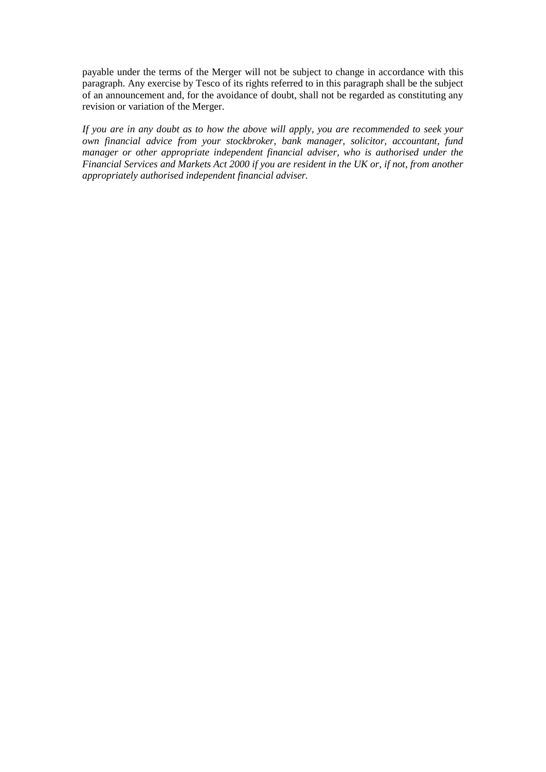payable under the terms of the Merger will not be subject to change in accordance with this paragraph. Any exercise by Tesco of its rights referred to in this paragraph shall be the subject of an announcement and, for the avoidance of doubt, shall not be regarded as constituting any revision or variation of the Merger.

*If you are in any doubt as to how the above will apply, you are recommended to seek your own financial advice from your stockbroker, bank manager, solicitor, accountant, fund manager or other appropriate independent financial adviser, who is authorised under the Financial Services and Markets Act 2000 if you are resident in the UK or, if not, from another appropriately authorised independent financial adviser.*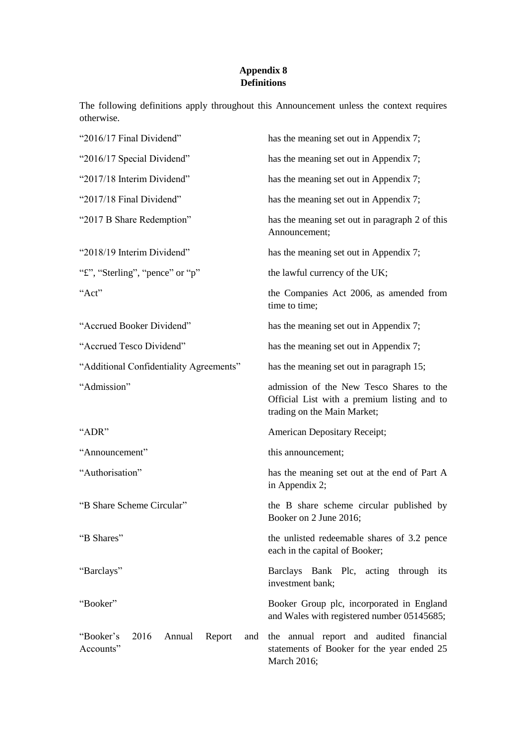## Appendix 8
## Definitions

The following definitions apply throughout this Announcement unless the context requires otherwise.

| | |
|---|---|
| "2016/17 Final Dividend" | has the meaning set out in Appendix 7; |
| "2016/17 Special Dividend" | has the meaning set out in Appendix 7; |
| "2017/18 Interim Dividend" | has the meaning set out in Appendix 7; |
| "2017/18 Final Dividend" | has the meaning set out in Appendix 7; |
| "2017 B Share Redemption" | has the meaning set out in paragraph 2 of this Announcement; |
| "2018/19 Interim Dividend" | has the meaning set out in Appendix 7; |
| "£", "Sterling", "pence" or "p" | the lawful currency of the UK; |
| "Act" | the Companies Act 2006, as amended from time to time; |
| "Accrued Booker Dividend" | has the meaning set out in Appendix 7; |
| "Accrued Tesco Dividend" | has the meaning set out in Appendix 7; |
| "Additional Confidentiality Agreements" | has the meaning set out in paragraph 15; |
| "Admission" | admission of the New Tesco Shares to the Official List with a premium listing and to trading on the Main Market; |
| "ADR" | American Depositary Receipt; |
| "Announcement" | this announcement; |
| "Authorisation" | has the meaning set out at the end of Part A in Appendix 2; |
| "B Share Scheme Circular" | the B share scheme circular published by Booker on 2 June 2016; |
| "B Shares" | the unlisted redeemable shares of 3.2 pence each in the capital of Booker; |
| "Barclays" | Barclays Bank Plc, acting through its investment bank; |
| "Booker" | Booker Group plc, incorporated in England and Wales with registered number 05145685; |
| "Booker's 2016 Annual Report and Accounts" | the annual report and audited financial statements of Booker for the year ended 25 March 2016; |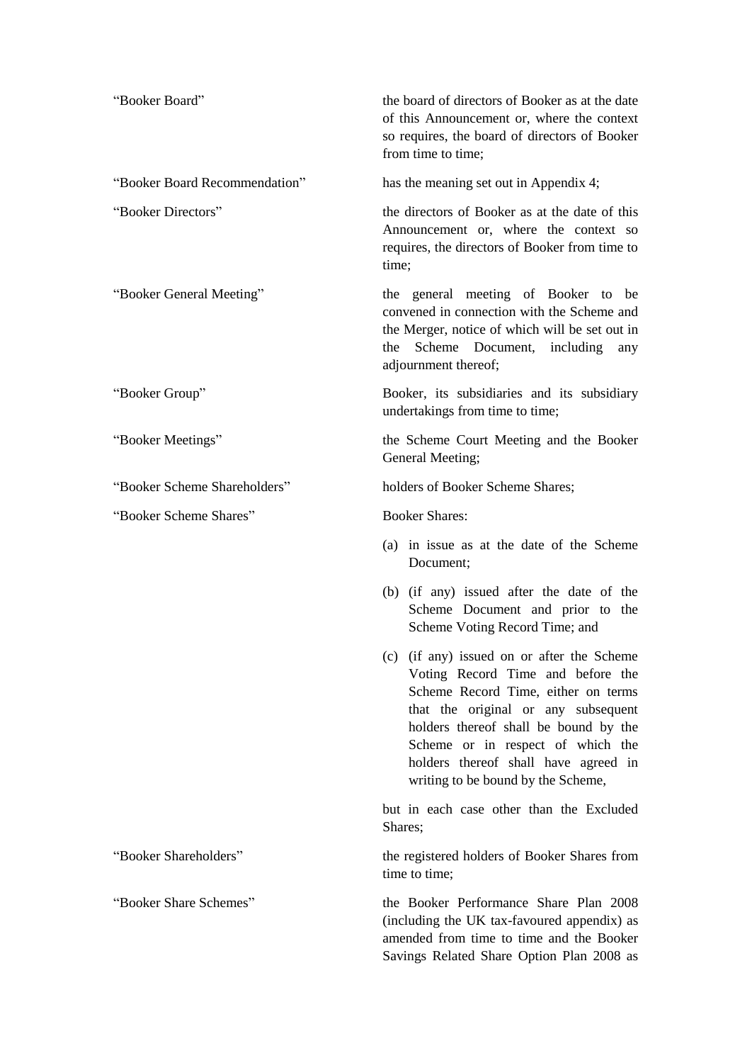| | |
|---|---|
| "Booker Board" | the board of directors of Booker as at the date of this Announcement or, where the context so requires, the board of directors of Booker from time to time; |
| "Booker Board Recommendation" | has the meaning set out in Appendix 4; |
| "Booker Directors" | the directors of Booker as at the date of this Announcement or, where the context so requires, the directors of Booker from time to time; |
| "Booker General Meeting" | the general meeting of Booker to be convened in connection with the Scheme and the Merger, notice of which will be set out in the Scheme Document, including any adjournment thereof; |
| "Booker Group" | Booker, its subsidiaries and its subsidiary undertakings from time to time; |
| "Booker Meetings" | the Scheme Court Meeting and the Booker General Meeting; |
| "Booker Scheme Shareholders" | holders of Booker Scheme Shares; |
| "Booker Scheme Shares" | Booker Shares:<br>(a) in issue as at the date of the Scheme Document;<br>(b) (if any) issued after the date of the Scheme Document and prior to the Scheme Voting Record Time; and<br>(c) (if any) issued on or after the Scheme Voting Record Time and before the Scheme Record Time, either on terms that the original or any subsequent holders thereof shall be bound by the Scheme or in respect of which the holders thereof shall have agreed in writing to be bound by the Scheme,<br>but in each case other than the Excluded Shares; |
| "Booker Shareholders" | the registered holders of Booker Shares from time to time; |
| "Booker Share Schemes" | the Booker Performance Share Plan 2008 (including the UK tax-favoured appendix) as amended from time to time and the Booker Savings Related Share Option Plan 2008 as |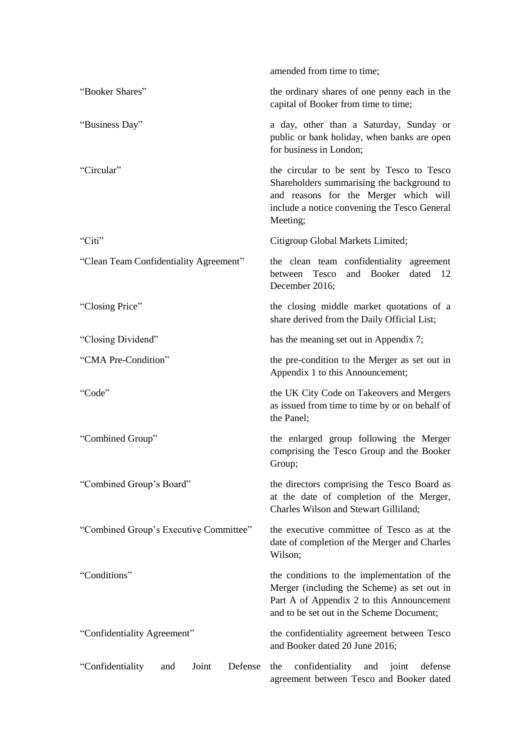| | |
|---|---|
| | amended from time to time; |
| "Booker Shares" | the ordinary shares of one penny each in the capital of Booker from time to time; |
| "Business Day" | a day, other than a Saturday, Sunday or public or bank holiday, when banks are open for business in London; |
| "Circular" | the circular to be sent by Tesco to Tesco Shareholders summarising the background to and reasons for the Merger which will include a notice convening the Tesco General Meeting; |
| "Citi" | Citigroup Global Markets Limited; |
| "Clean Team Confidentiality Agreement" | the clean team confidentiality agreement between Tesco and Booker dated 12 December 2016; |
| "Closing Price" | the closing middle market quotations of a share derived from the Daily Official List; |
| "Closing Dividend" | has the meaning set out in Appendix 7; |
| "CMA Pre-Condition" | the pre-condition to the Merger as set out in Appendix 1 to this Announcement; |
| "Code" | the UK City Code on Takeovers and Mergers as issued from time to time by or on behalf of the Panel; |
| "Combined Group" | the enlarged group following the Merger comprising the Tesco Group and the Booker Group; |
| "Combined Group's Board" | the directors comprising the Tesco Board as at the date of completion of the Merger, Charles Wilson and Stewart Gilliland; |
| "Combined Group's Executive Committee" | the executive committee of Tesco as at the date of completion of the Merger and Charles Wilson; |
| "Conditions" | the conditions to the implementation of the Merger (including the Scheme) as set out in Part A of Appendix 2 to this Announcement and to be set out in the Scheme Document; |
| "Confidentiality Agreement" | the confidentiality agreement between Tesco and Booker dated 20 June 2016; |
| "Confidentiality and Joint Defense | the confidentiality and joint defense agreement between Tesco and Booker dated |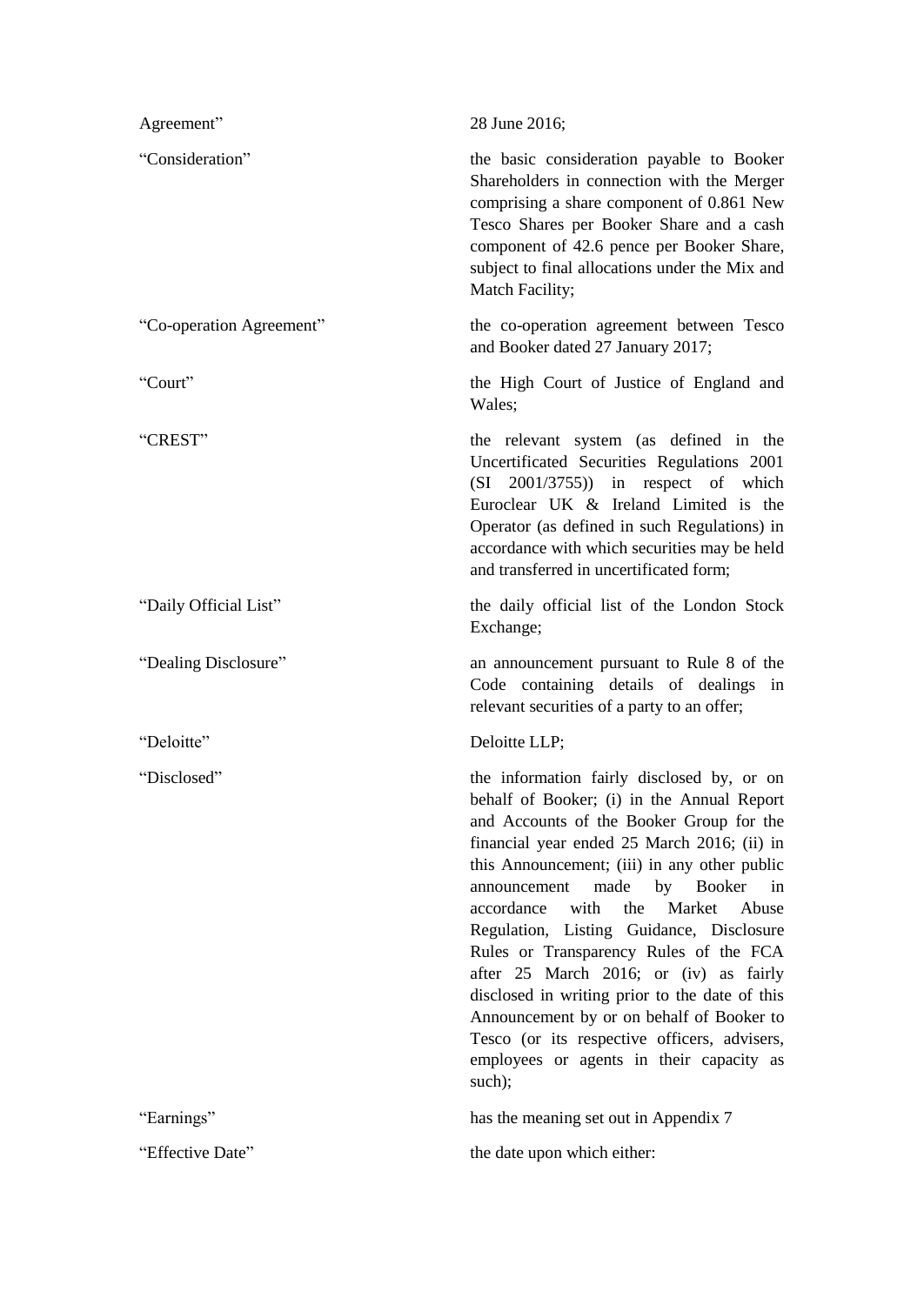| | |
|---|---|
| Agreement” | 28 June 2016; |
| “Consideration” | the basic consideration payable to Booker Shareholders in connection with the Merger comprising a share component of 0.861 New Tesco Shares per Booker Share and a cash component of 42.6 pence per Booker Share, subject to final allocations under the Mix and Match Facility; |
| “Co-operation Agreement” | the co-operation agreement between Tesco and Booker dated 27 January 2017; |
| “Court” | the High Court of Justice of England and Wales; |
| “CREST” | the relevant system (as defined in the Uncertificated Securities Regulations 2001 (SI 2001/3755)) in respect of which Euroclear UK & Ireland Limited is the Operator (as defined in such Regulations) in accordance with which securities may be held and transferred in uncertificated form; |
| “Daily Official List” | the daily official list of the London Stock Exchange; |
| “Dealing Disclosure” | an announcement pursuant to Rule 8 of the Code containing details of dealings in relevant securities of a party to an offer; |
| “Deloitte” | Deloitte LLP; |
| “Disclosed” | the information fairly disclosed by, or on behalf of Booker; (i) in the Annual Report and Accounts of the Booker Group for the financial year ended 25 March 2016; (ii) in this Announcement; (iii) in any other public announcement made by Booker in accordance with the Market Abuse Regulation, Listing Guidance, Disclosure Rules or Transparency Rules of the FCA after 25 March 2016; or (iv) as fairly disclosed in writing prior to the date of this Announcement by or on behalf of Booker to Tesco (or its respective officers, advisers, employees or agents in their capacity as such); |
| “Earnings” | has the meaning set out in Appendix 7 |
| “Effective Date” | the date upon which either: |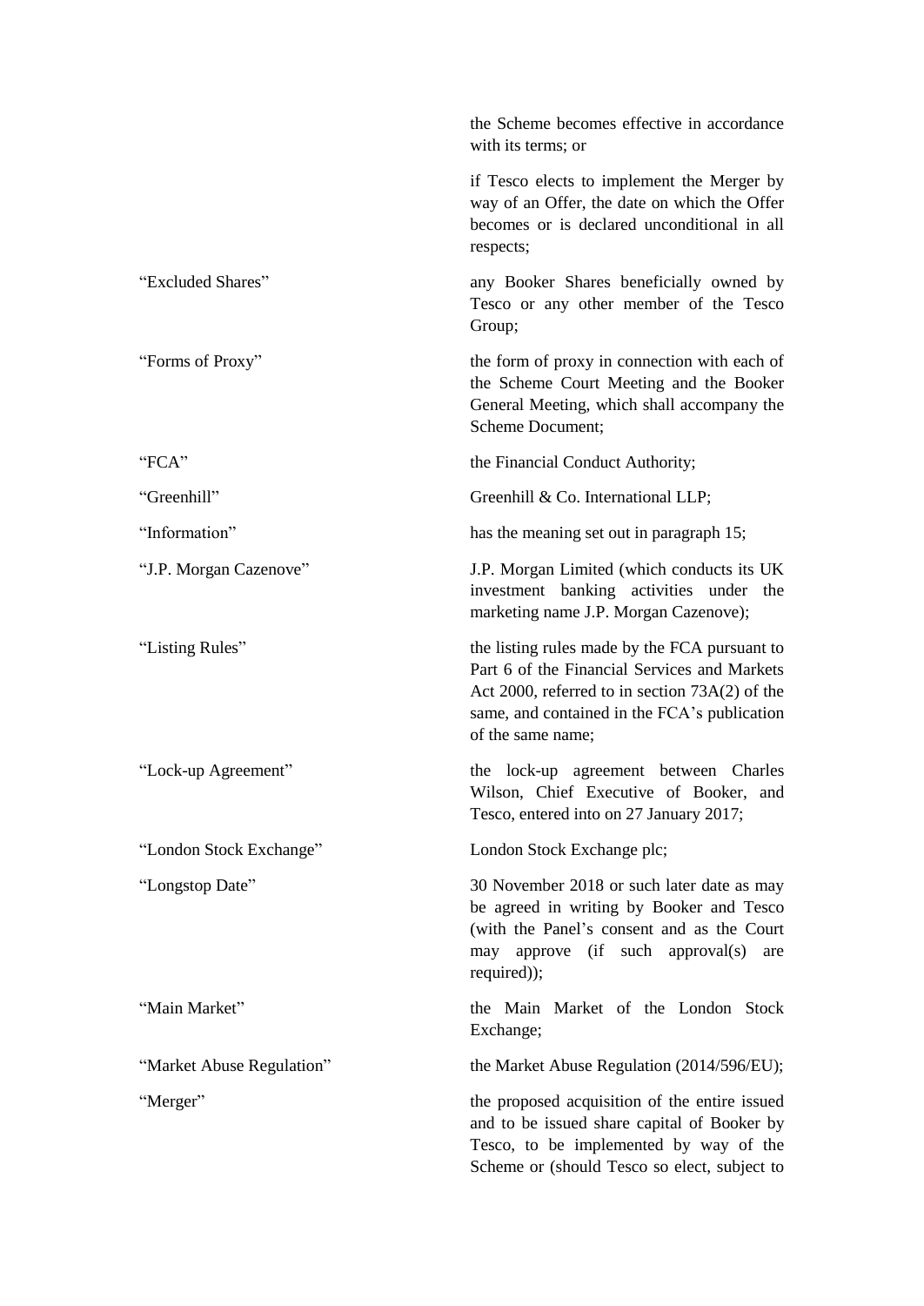| | |
|---|---|
| | the Scheme becomes effective in accordance with its terms; or |
| | if Tesco elects to implement the Merger by way of an Offer, the date on which the Offer becomes or is declared unconditional in all respects; |
| "Excluded Shares" | any Booker Shares beneficially owned by Tesco or any other member of the Tesco Group; |
| "Forms of Proxy" | the form of proxy in connection with each of the Scheme Court Meeting and the Booker General Meeting, which shall accompany the Scheme Document; |
| "FCA" | the Financial Conduct Authority; |
| "Greenhill" | Greenhill & Co. International LLP; |
| "Information" | has the meaning set out in paragraph 15; |
| "J.P. Morgan Cazenove" | J.P. Morgan Limited (which conducts its UK investment banking activities under the marketing name J.P. Morgan Cazenove); |
| "Listing Rules" | the listing rules made by the FCA pursuant to Part 6 of the Financial Services and Markets Act 2000, referred to in section 73A(2) of the same, and contained in the FCA's publication of the same name; |
| "Lock-up Agreement" | the lock-up agreement between Charles Wilson, Chief Executive of Booker, and Tesco, entered into on 27 January 2017; |
| "London Stock Exchange" | London Stock Exchange plc; |
| "Longstop Date" | 30 November 2018 or such later date as may be agreed in writing by Booker and Tesco (with the Panel's consent and as the Court may approve (if such approval(s) are required)); |
| "Main Market" | the Main Market of the London Stock Exchange; |
| "Market Abuse Regulation" | the Market Abuse Regulation (2014/596/EU); |
| "Merger" | the proposed acquisition of the entire issued and to be issued share capital of Booker by Tesco, to be implemented by way of the Scheme or (should Tesco so elect, subject to |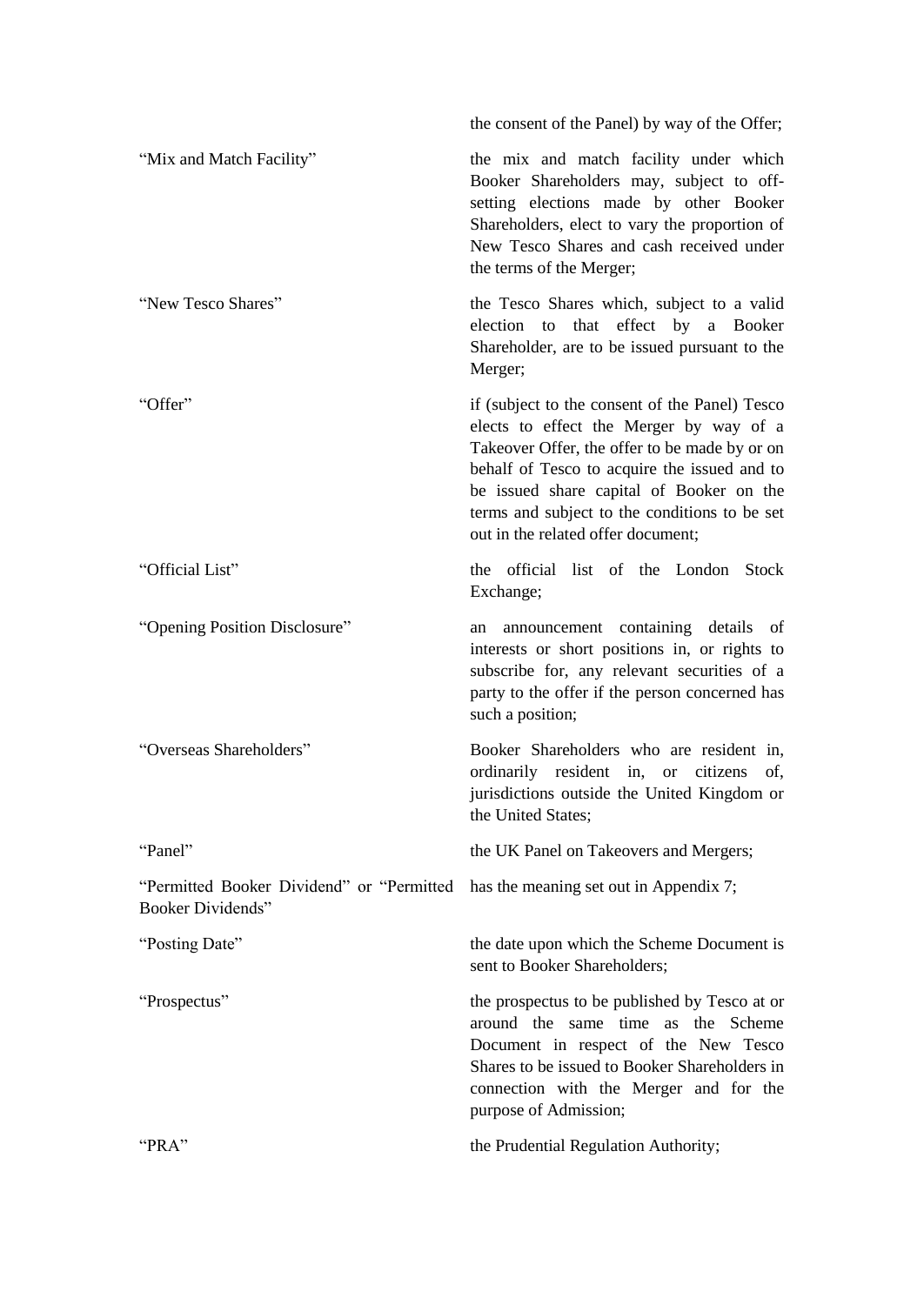| | |
|---|---|
| | the consent of the Panel) by way of the Offer; |
| “Mix and Match Facility” | the mix and match facility under which Booker Shareholders may, subject to off-setting elections made by other Booker Shareholders, elect to vary the proportion of New Tesco Shares and cash received under the terms of the Merger; |
| “New Tesco Shares” | the Tesco Shares which, subject to a valid election to that effect by a Booker Shareholder, are to be issued pursuant to the Merger; |
| “Offer” | if (subject to the consent of the Panel) Tesco elects to effect the Merger by way of a Takeover Offer, the offer to be made by or on behalf of Tesco to acquire the issued and to be issued share capital of Booker on the terms and subject to the conditions to be set out in the related offer document; |
| “Official List” | the official list of the London Stock Exchange; |
| “Opening Position Disclosure” | an announcement containing details of interests or short positions in, or rights to subscribe for, any relevant securities of a party to the offer if the person concerned has such a position; |
| “Overseas Shareholders” | Booker Shareholders who are resident in, ordinarily resident in, or citizens of, jurisdictions outside the United Kingdom or the United States; |
| “Panel” | the UK Panel on Takeovers and Mergers; |
| “Permitted Booker Dividend” or “Permitted Booker Dividends” | has the meaning set out in Appendix 7; |
| “Posting Date” | the date upon which the Scheme Document is sent to Booker Shareholders; |
| “Prospectus” | the prospectus to be published by Tesco at or around the same time as the Scheme Document in respect of the New Tesco Shares to be issued to Booker Shareholders in connection with the Merger and for the purpose of Admission; |
| “PRA” | the Prudential Regulation Authority; |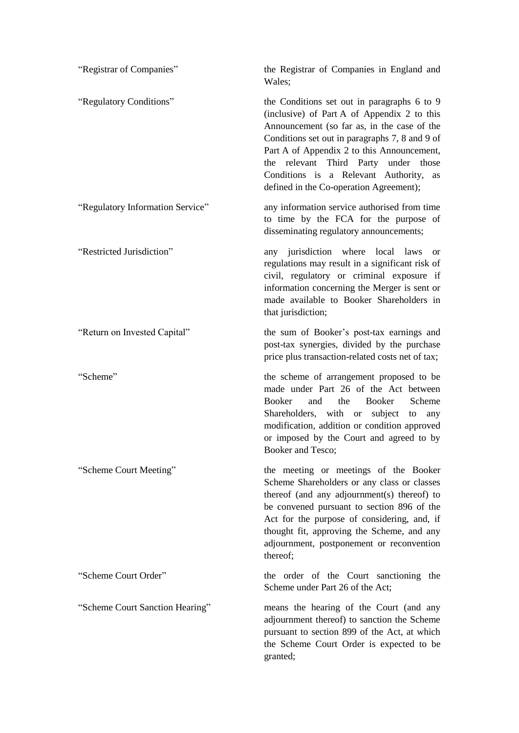| | |
|---|---|
| "Registrar of Companies" | the Registrar of Companies in England and Wales; |
| "Regulatory Conditions" | the Conditions set out in paragraphs 6 to 9 (inclusive) of Part A of Appendix 2 to this Announcement (so far as, in the case of the Conditions set out in paragraphs 7, 8 and 9 of Part A of Appendix 2 to this Announcement, the relevant Third Party under those Conditions is a Relevant Authority, as defined in the Co-operation Agreement); |
| "Regulatory Information Service" | any information service authorised from time to time by the FCA for the purpose of disseminating regulatory announcements; |
| "Restricted Jurisdiction" | any jurisdiction where local laws or regulations may result in a significant risk of civil, regulatory or criminal exposure if information concerning the Merger is sent or made available to Booker Shareholders in that jurisdiction; |
| "Return on Invested Capital" | the sum of Booker's post-tax earnings and post-tax synergies, divided by the purchase price plus transaction-related costs net of tax; |
| "Scheme" | the scheme of arrangement proposed to be made under Part 26 of the Act between Booker and the Booker Scheme Shareholders, with or subject to any modification, addition or condition approved or imposed by the Court and agreed to by Booker and Tesco; |
| "Scheme Court Meeting" | the meeting or meetings of the Booker Scheme Shareholders or any class or classes thereof (and any adjournment(s) thereof) to be convened pursuant to section 896 of the Act for the purpose of considering, and, if thought fit, approving the Scheme, and any adjournment, postponement or reconvention thereof; |
| "Scheme Court Order" | the order of the Court sanctioning the Scheme under Part 26 of the Act; |
| "Scheme Court Sanction Hearing" | means the hearing of the Court (and any adjournment thereof) to sanction the Scheme pursuant to section 899 of the Act, at which the Scheme Court Order is expected to be granted; |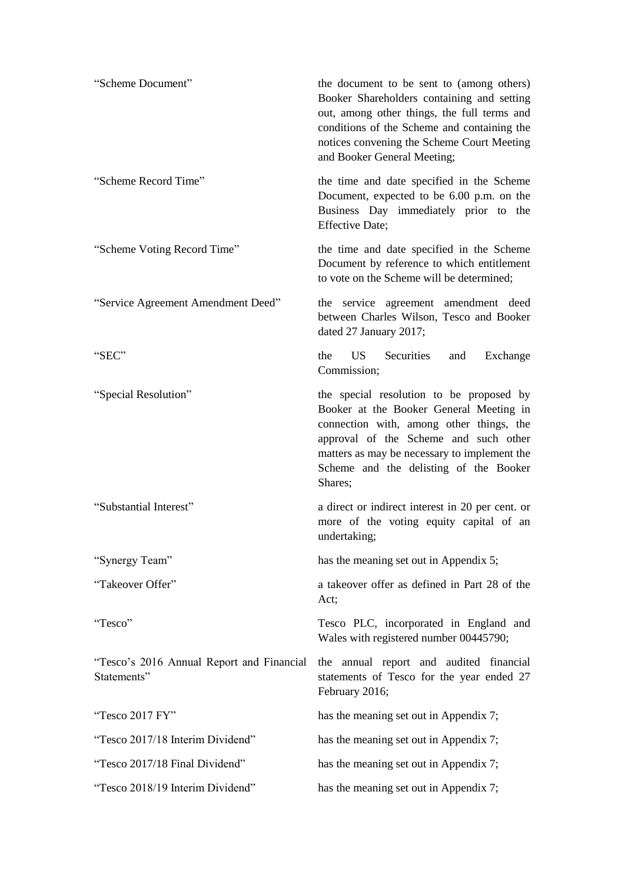| | |
|---|---|
| "Scheme Document" | the document to be sent to (among others) Booker Shareholders containing and setting out, among other things, the full terms and conditions of the Scheme and containing the notices convening the Scheme Court Meeting and Booker General Meeting; |
| "Scheme Record Time" | the time and date specified in the Scheme Document, expected to be 6.00 p.m. on the Business Day immediately prior to the Effective Date; |
| "Scheme Voting Record Time" | the time and date specified in the Scheme Document by reference to which entitlement to vote on the Scheme will be determined; |
| "Service Agreement Amendment Deed" | the service agreement amendment deed between Charles Wilson, Tesco and Booker dated 27 January 2017; |
| "SEC" | the US Securities and Exchange Commission; |
| "Special Resolution" | the special resolution to be proposed by Booker at the Booker General Meeting in connection with, among other things, the approval of the Scheme and such other matters as may be necessary to implement the Scheme and the delisting of the Booker Shares; |
| "Substantial Interest" | a direct or indirect interest in 20 per cent. or more of the voting equity capital of an undertaking; |
| "Synergy Team" | has the meaning set out in Appendix 5; |
| "Takeover Offer" | a takeover offer as defined in Part 28 of the Act; |
| "Tesco" | Tesco PLC, incorporated in England and Wales with registered number 00445790; |
| "Tesco's 2016 Annual Report and Financial Statements" | the annual report and audited financial statements of Tesco for the year ended 27 February 2016; |
| "Tesco 2017 FY" | has the meaning set out in Appendix 7; |
| "Tesco 2017/18 Interim Dividend" | has the meaning set out in Appendix 7; |
| "Tesco 2017/18 Final Dividend" | has the meaning set out in Appendix 7; |
| "Tesco 2018/19 Interim Dividend" | has the meaning set out in Appendix 7; |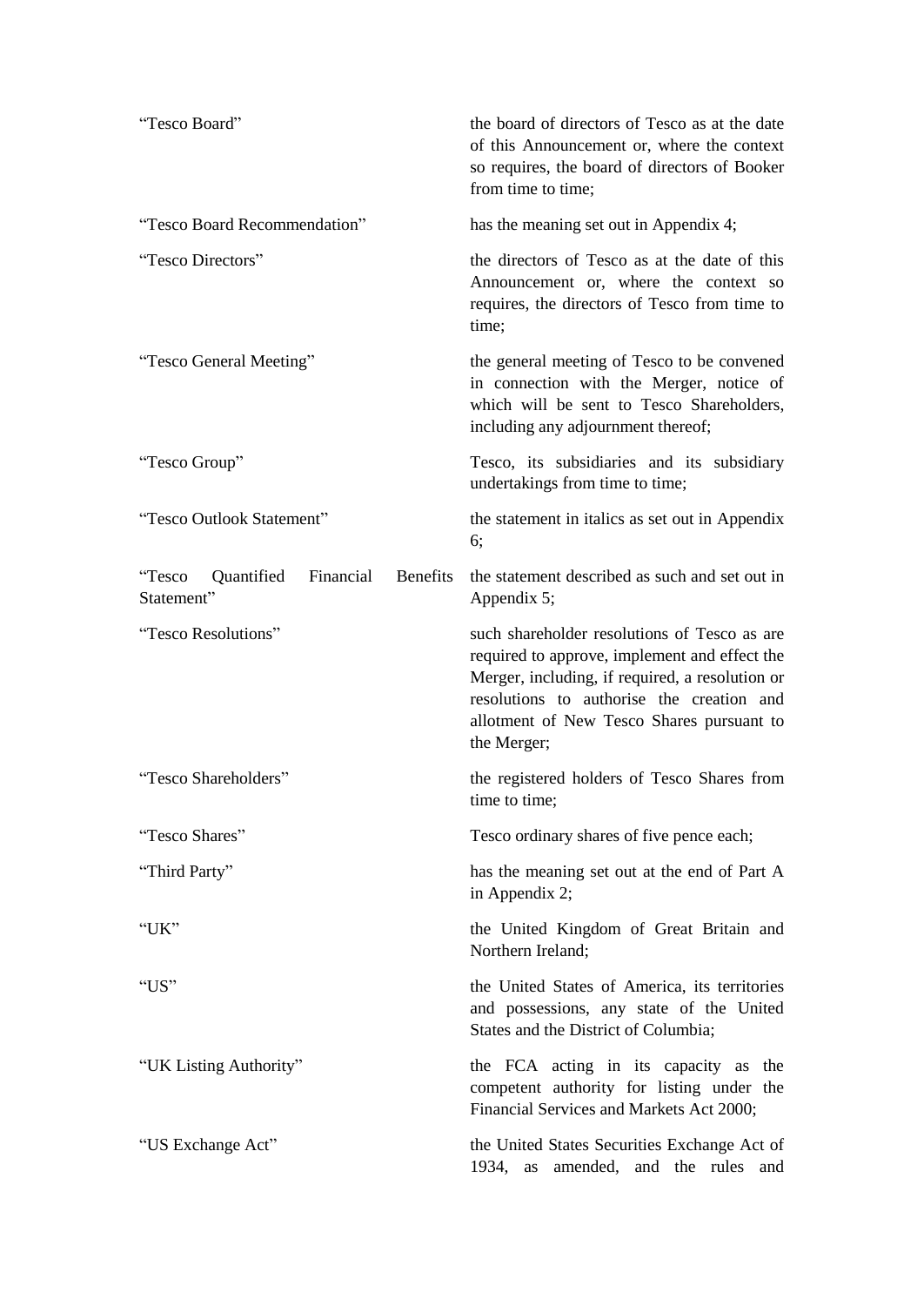| | |
|---|---|
| "Tesco Board" | the board of directors of Tesco as at the date of this Announcement or, where the context so requires, the board of directors of Booker from time to time; |
| "Tesco Board Recommendation" | has the meaning set out in Appendix 4; |
| "Tesco Directors" | the directors of Tesco as at the date of this Announcement or, where the context so requires, the directors of Tesco from time to time; |
| "Tesco General Meeting" | the general meeting of Tesco to be convened in connection with the Merger, notice of which will be sent to Tesco Shareholders, including any adjournment thereof; |
| "Tesco Group" | Tesco, its subsidiaries and its subsidiary undertakings from time to time; |
| "Tesco Outlook Statement" | the statement in italics as set out in Appendix 6; |
| "Tesco Quantified Financial Benefits Statement" | the statement described as such and set out in Appendix 5; |
| "Tesco Resolutions" | such shareholder resolutions of Tesco as are required to approve, implement and effect the Merger, including, if required, a resolution or resolutions to authorise the creation and allotment of New Tesco Shares pursuant to the Merger; |
| "Tesco Shareholders" | the registered holders of Tesco Shares from time to time; |
| "Tesco Shares" | Tesco ordinary shares of five pence each; |
| "Third Party" | has the meaning set out at the end of Part A in Appendix 2; |
| "UK" | the United Kingdom of Great Britain and Northern Ireland; |
| "US" | the United States of America, its territories and possessions, any state of the United States and the District of Columbia; |
| "UK Listing Authority" | the FCA acting in its capacity as the competent authority for listing under the Financial Services and Markets Act 2000; |
| "US Exchange Act" | the United States Securities Exchange Act of 1934, as amended, and the rules and |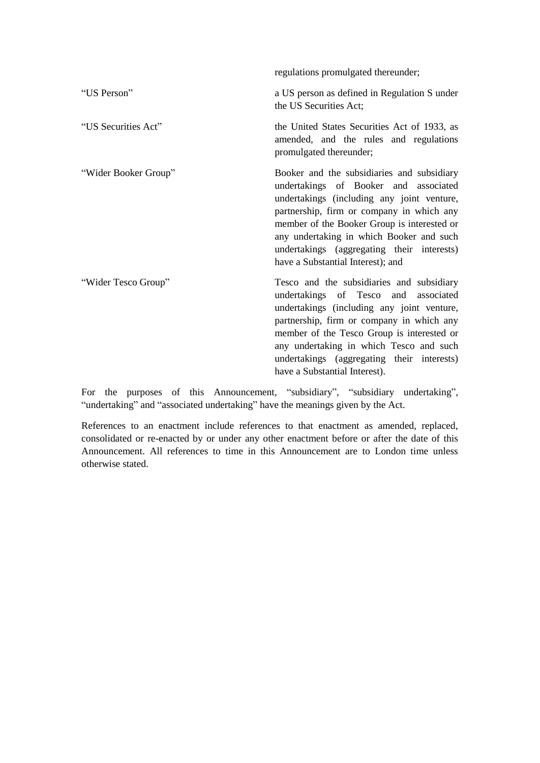| | |
|---|---|
| | regulations promulgated thereunder; |
| "US Person" | a US person as defined in Regulation S under the US Securities Act; |
| "US Securities Act" | the United States Securities Act of 1933, as amended, and the rules and regulations promulgated thereunder; |
| "Wider Booker Group" | Booker and the subsidiaries and subsidiary undertakings of Booker and associated undertakings (including any joint venture, partnership, firm or company in which any member of the Booker Group is interested or any undertaking in which Booker and such undertakings (aggregating their interests) have a Substantial Interest); and |
| "Wider Tesco Group" | Tesco and the subsidiaries and subsidiary undertakings of Tesco and associated undertakings (including any joint venture, partnership, firm or company in which any member of the Tesco Group is interested or any undertaking in which Tesco and such undertakings (aggregating their interests) have a Substantial Interest). |

For the purposes of this Announcement, "subsidiary", "subsidiary undertaking", "undertaking" and "associated undertaking" have the meanings given by the Act.

References to an enactment include references to that enactment as amended, replaced, consolidated or re-enacted by or under any other enactment before or after the date of this Announcement. All references to time in this Announcement are to London time unless otherwise stated.